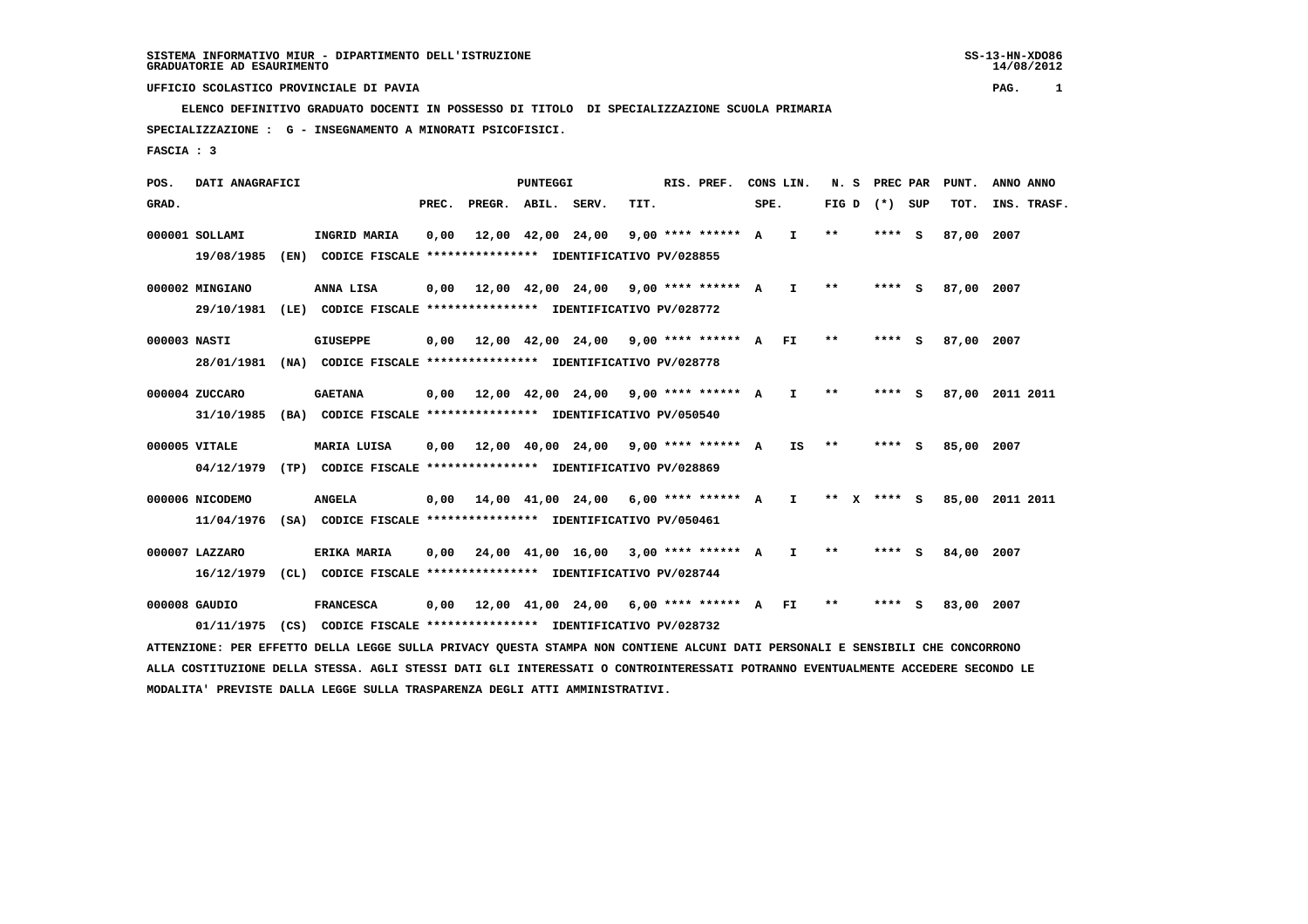SISTEMA INFORMATIVO MIUR - DIPARTIMENTO DELL'ISTRUZIONE
GRADUATORIE AD ESAURIMENTO

SS-13-HN-XDO86
14/08/2012

UFFICIO SCOLASTICO PROVINCIALE DI PAVIA

**ELENCO DEFINITIVO GRADUATO DOCENTI IN POSSESSO DI TITOLO DI SPECIALIZZAZIONE SCUOLA PRIMARIA**

**SPECIALIZZAZIONE : G - INSEGNAMENTO A MINORATI PSICOFISICI.**

**FASCIA : 3**

| POS. GRAD. | DATI ANAGRAFICI | | PREC. | PREGR. | ABIL. | SERV. | TIT. | RIS. PREF. | CONS LIN. SPE. | | N. S FIG D | PREC PAR (*) | SUP | PUNT. TOT. | ANNO INS. | ANNO TRASF. |
|---|---|---|---|---|---|---|---|---|---|---|---|---|---|---|---|---|
| 000001 | SOLLAMI | INGRID MARIA | 0,00 | 12,00 | 42,00 | 24,00 | 9,00 | **** ****** | A | I | ** | **** | S | 87,00 | 2007 | |
| | 19/08/1985 (EN) | CODICE FISCALE **************** IDENTIFICATIVO PV/028855 | | | | | | | | | | | | | | |
| 000002 | MINGIANO | ANNA LISA | 0,00 | 12,00 | 42,00 | 24,00 | 9,00 | **** ****** | A | I | ** | **** | S | 87,00 | 2007 | |
| | 29/10/1981 (LE) | CODICE FISCALE **************** IDENTIFICATIVO PV/028772 | | | | | | | | | | | | | | |
| 000003 | NASTI | GIUSEPPE | 0,00 | 12,00 | 42,00 | 24,00 | 9,00 | **** ****** | A | FI | ** | **** | S | 87,00 | 2007 | |
| | 28/01/1981 (NA) | CODICE FISCALE **************** IDENTIFICATIVO PV/028778 | | | | | | | | | | | | | | |
| 000004 | ZUCCARO | GAETANA | 0,00 | 12,00 | 42,00 | 24,00 | 9,00 | **** ****** | A | I | ** | **** | S | 87,00 | 2011 | 2011 |
| | 31/10/1985 (BA) | CODICE FISCALE **************** IDENTIFICATIVO PV/050540 | | | | | | | | | | | | | | |
| 000005 | VITALE | MARIA LUISA | 0,00 | 12,00 | 40,00 | 24,00 | 9,00 | **** ****** | A | IS | ** | **** | S | 85,00 | 2007 | |
| | 04/12/1979 (TP) | CODICE FISCALE **************** IDENTIFICATIVO PV/028869 | | | | | | | | | | | | | | |
| 000006 | NICODEMO | ANGELA | 0,00 | 14,00 | 41,00 | 24,00 | 6,00 | **** ****** | A | I | ** X | **** | S | 85,00 | 2011 | 2011 |
| | 11/04/1976 (SA) | CODICE FISCALE **************** IDENTIFICATIVO PV/050461 | | | | | | | | | | | | | | |
| 000007 | LAZZARO | ERIKA MARIA | 0,00 | 24,00 | 41,00 | 16,00 | 3,00 | **** ****** | A | I | ** | **** | S | 84,00 | 2007 | |
| | 16/12/1979 (CL) | CODICE FISCALE **************** IDENTIFICATIVO PV/028744 | | | | | | | | | | | | | | |
| 000008 | GAUDIO | FRANCESCA | 0,00 | 12,00 | 41,00 | 24,00 | 6,00 | **** ****** | A | FI | ** | **** | S | 83,00 | 2007 | |
| | 01/11/1975 (CS) | CODICE FISCALE **************** IDENTIFICATIVO PV/028732 | | | | | | | | | | | | | | |

ATTENZIONE: PER EFFETTO DELLA LEGGE SULLA PRIVACY QUESTA STAMPA NON CONTIENE ALCUNI DATI PERSONALI E SENSIBILI CHE CONCORRONO ALLA COSTITUZIONE DELLA STESSA. AGLI STESSI DATI GLI INTERESSATI O CONTROINTERESSATI POTRANNO EVENTUALMENTE ACCEDERE SECONDO LE MODALITA' PREVISTE DALLA LEGGE SULLA TRASPARENZA DEGLI ATTI AMMINISTRATIVI.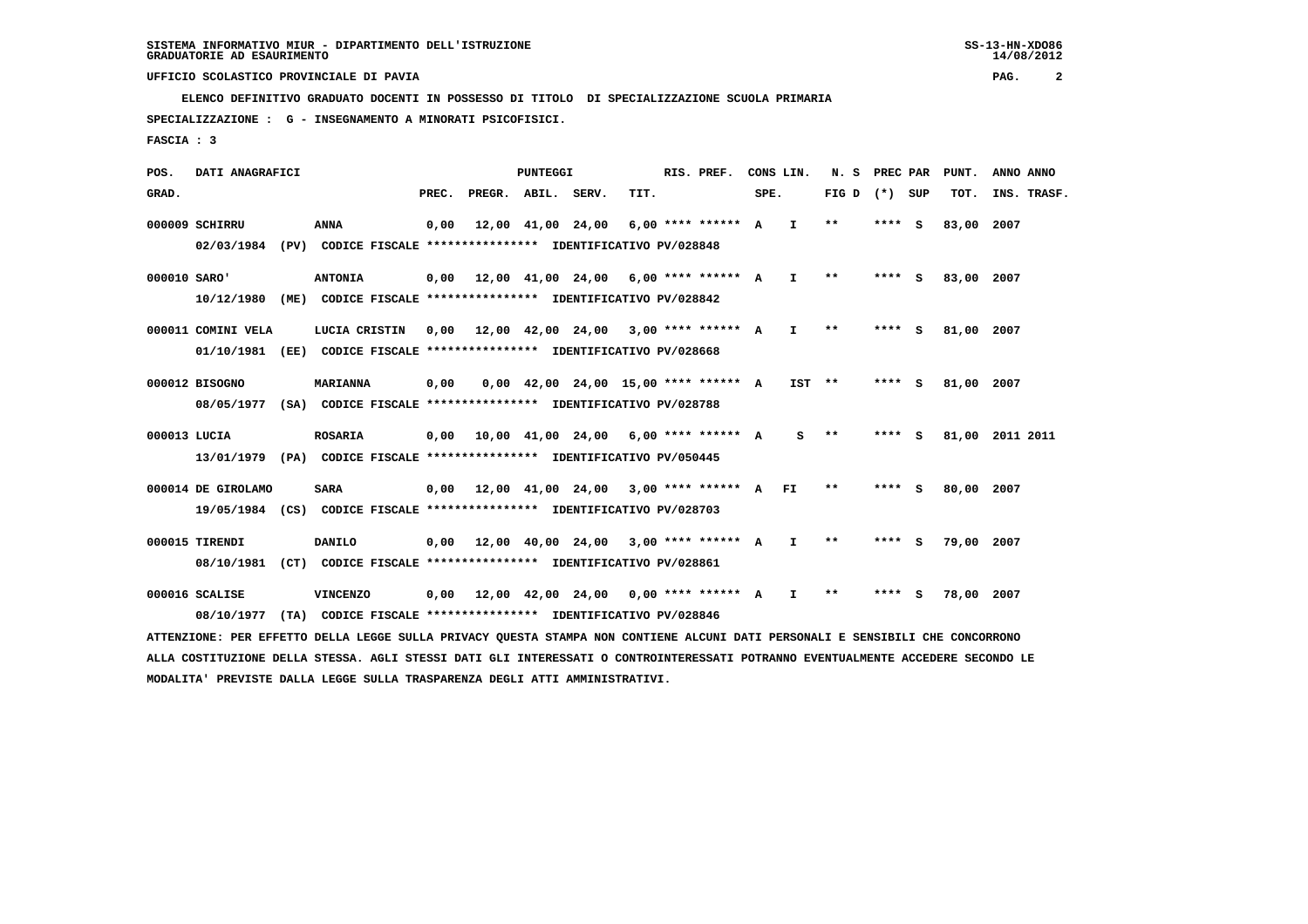UFFICIO SCOLASTICO PROVINCIALE DI PAVIA

ELENCO DEFINITIVO GRADUATO DOCENTI IN POSSESSO DI TITOLO DI SPECIALIZZAZIONE SCUOLA PRIMARIA

SPECIALIZZAZIONE : G - INSEGNAMENTO A MINORATI PSICOFISICI.

FASCIA : 3

| POS. GRAD. | DATI ANAGRAFICI | | PREC. | PREGR. | ABIL. | SERV. | TIT. | RIS. PREF. | CONS LIN. SPE. | | N. S FIG D | PREC PAR (*) SUP | PUNT. TOT. | ANNO INS. | ANNO TRASF. |
|---|---|---|---|---|---|---|---|---|---|---|---|---|---|---|---|
| 000009 | SCHIRRU | ANNA | 0,00 | 12,00 | 41,00 | 24,00 | 6,00 | **** ****** | A | I | ** | **** S | 83,00 | 2007 | |
| | 02/03/1984 (PV) CODICE FISCALE **************** IDENTIFICATIVO PV/028848 | | | | | | | | | | | | | | |
| 000010 | SARO' | ANTONIA | 0,00 | 12,00 | 41,00 | 24,00 | 6,00 | **** ****** | A | I | ** | **** S | 83,00 | 2007 | |
| | 10/12/1980 (ME) CODICE FISCALE **************** IDENTIFICATIVO PV/028842 | | | | | | | | | | | | | | |
| 000011 | COMINI VELA | LUCIA CRISTIN | 0,00 | 12,00 | 42,00 | 24,00 | 3,00 | **** ****** | A | I | ** | **** S | 81,00 | 2007 | |
| | 01/10/1981 (EE) CODICE FISCALE **************** IDENTIFICATIVO PV/028668 | | | | | | | | | | | | | | |
| 000012 | BISOGNO | MARIANNA | 0,00 | 0,00 | 42,00 | 24,00 | 15,00 | **** ****** | A | IST | ** | **** S | 81,00 | 2007 | |
| | 08/05/1977 (SA) CODICE FISCALE **************** IDENTIFICATIVO PV/028788 | | | | | | | | | | | | | | |
| 000013 | LUCIA | ROSARIA | 0,00 | 10,00 | 41,00 | 24,00 | 6,00 | **** ****** | A | S | ** | **** S | 81,00 | 2011 | 2011 |
| | 13/01/1979 (PA) CODICE FISCALE **************** IDENTIFICATIVO PV/050445 | | | | | | | | | | | | | | |
| 000014 | DE GIROLAMO | SARA | 0,00 | 12,00 | 41,00 | 24,00 | 3,00 | **** ****** | A | FI | ** | **** S | 80,00 | 2007 | |
| | 19/05/1984 (CS) CODICE FISCALE **************** IDENTIFICATIVO PV/028703 | | | | | | | | | | | | | | |
| 000015 | TIRENDI | DANILO | 0,00 | 12,00 | 40,00 | 24,00 | 3,00 | **** ****** | A | I | ** | **** S | 79,00 | 2007 | |
| | 08/10/1981 (CT) CODICE FISCALE **************** IDENTIFICATIVO PV/028861 | | | | | | | | | | | | | | |
| 000016 | SCALISE | VINCENZO | 0,00 | 12,00 | 42,00 | 24,00 | 0,00 | **** ****** | A | I | ** | **** S | 78,00 | 2007 | |
| | 08/10/1977 (TA) CODICE FISCALE **************** IDENTIFICATIVO PV/028846 | | | | | | | | | | | | | | |

ATTENZIONE: PER EFFETTO DELLA LEGGE SULLA PRIVACY QUESTA STAMPA NON CONTIENE ALCUNI DATI PERSONALI E SENSIBILI CHE CONCORRONO ALLA COSTITUZIONE DELLA STESSA. AGLI STESSI DATI GLI INTERESSATI O CONTROINTERESSATI POTRANNO EVENTUALMENTE ACCEDERE SECONDO LE MODALITA' PREVISTE DALLA LEGGE SULLA TRASPARENZA DEGLI ATTI AMMINISTRATIVI.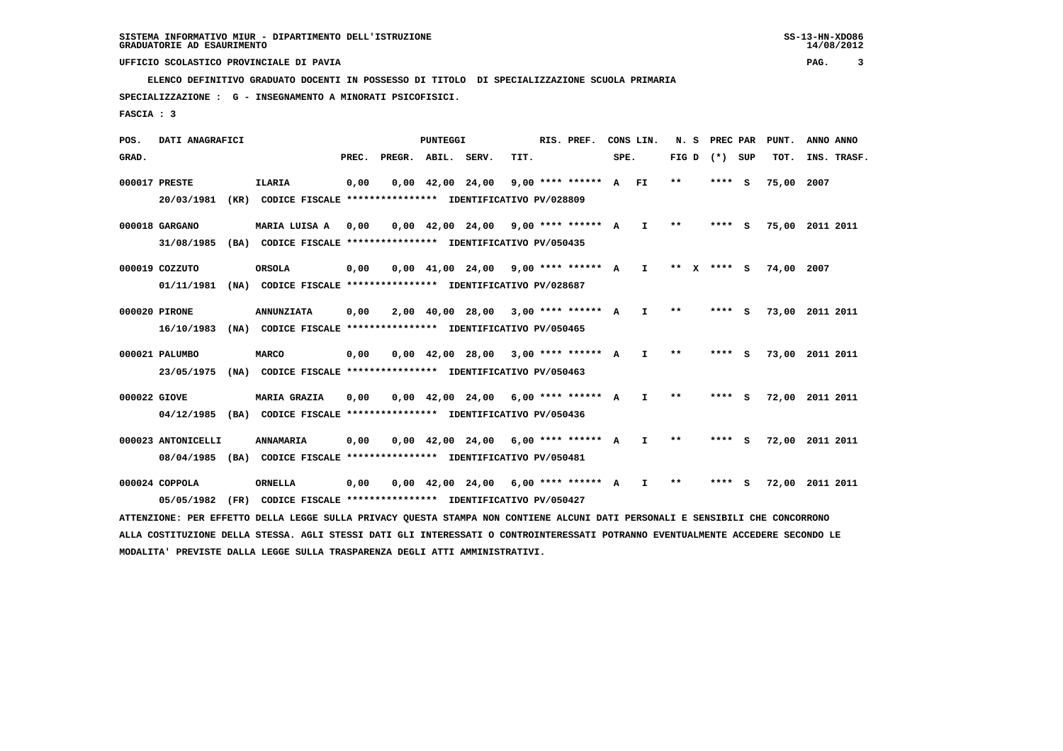SISTEMA INFORMATIVO MIUR - DIPARTIMENTO DELL'ISTRUZIONE
GRADUATORIE AD ESAURIMENTO

UFFICIO SCOLASTICO PROVINCIALE DI PAVIA

ELENCO DEFINITIVO GRADUATO DOCENTI IN POSSESSO DI TITOLO DI SPECIALIZZAZIONE SCUOLA PRIMARIA

SPECIALIZZAZIONE : G - INSEGNAMENTO A MINORATI PSICOFISICI.

FASCIA : 3

| POS. GRAD. | DATI ANAGRAFICI | | PREC. | PREGR. | ABIL. | SERV. | TIT. | RIS. PREF. | CONS LIN. SPE. | | N. S FIG D | PREC PAR (*) SUP | | PUNT. TOT. | ANNO INS. | ANNO TRASF. |
|---|---|---|---|---|---|---|---|---|---|---|---|---|---|---|---|---|
| 000017 | PRESTE | ILARIA | 0,00 | 0,00 | 42,00 | 24,00 | 9,00 | **** ****** | A | FI | ** | **** | S | 75,00 | 2007 | |
| | 20/03/1981 (KR) CODICE FISCALE **************** IDENTIFICATIVO PV/028809 | | | | | | | | | | | | | | | |
| 000018 | GARGANO | MARIA LUISA A | 0,00 | 0,00 | 42,00 | 24,00 | 9,00 | **** ****** | A | I | ** | **** | S | 75,00 | 2011 | 2011 |
| | 31/08/1985 (BA) CODICE FISCALE **************** IDENTIFICATIVO PV/050435 | | | | | | | | | | | | | | | |
| 000019 | COZZUTO | ORSOLA | 0,00 | 0,00 | 41,00 | 24,00 | 9,00 | **** ****** | A | I | ** X | **** | S | 74,00 | 2007 | |
| | 01/11/1981 (NA) CODICE FISCALE **************** IDENTIFICATIVO PV/028687 | | | | | | | | | | | | | | | |
| 000020 | PIRONE | ANNUNZIATA | 0,00 | 2,00 | 40,00 | 28,00 | 3,00 | **** ****** | A | I | ** | **** | S | 73,00 | 2011 | 2011 |
| | 16/10/1983 (NA) CODICE FISCALE **************** IDENTIFICATIVO PV/050465 | | | | | | | | | | | | | | | |
| 000021 | PALUMBO | MARCO | 0,00 | 0,00 | 42,00 | 28,00 | 3,00 | **** ****** | A | I | ** | **** | S | 73,00 | 2011 | 2011 |
| | 23/05/1975 (NA) CODICE FISCALE **************** IDENTIFICATIVO PV/050463 | | | | | | | | | | | | | | | |
| 000022 | GIOVE | MARIA GRAZIA | 0,00 | 0,00 | 42,00 | 24,00 | 6,00 | **** ****** | A | I | ** | **** | S | 72,00 | 2011 | 2011 |
| | 04/12/1985 (BA) CODICE FISCALE **************** IDENTIFICATIVO PV/050436 | | | | | | | | | | | | | | | |
| 000023 | ANTONICELLI | ANNAMARIA | 0,00 | 0,00 | 42,00 | 24,00 | 6,00 | **** ****** | A | I | ** | **** | S | 72,00 | 2011 | 2011 |
| | 08/04/1985 (BA) CODICE FISCALE **************** IDENTIFICATIVO PV/050481 | | | | | | | | | | | | | | | |
| 000024 | COPPOLA | ORNELLA | 0,00 | 0,00 | 42,00 | 24,00 | 6,00 | **** ****** | A | I | ** | **** | S | 72,00 | 2011 | 2011 |
| | 05/05/1982 (FR) CODICE FISCALE **************** IDENTIFICATIVO PV/050427 | | | | | | | | | | | | | | | |

ATTENZIONE: PER EFFETTO DELLA LEGGE SULLA PRIVACY QUESTA STAMPA NON CONTIENE ALCUNI DATI PERSONALI E SENSIBILI CHE CONCORRONO ALLA COSTITUZIONE DELLA STESSA. AGLI STESSI DATI GLI INTERESSATI O CONTROINTERESSATI POTRANNO EVENTUALMENTE ACCEDERE SECONDO LE MODALITA' PREVISTE DALLA LEGGE SULLA TRASPARENZA DEGLI ATTI AMMINISTRATIVI.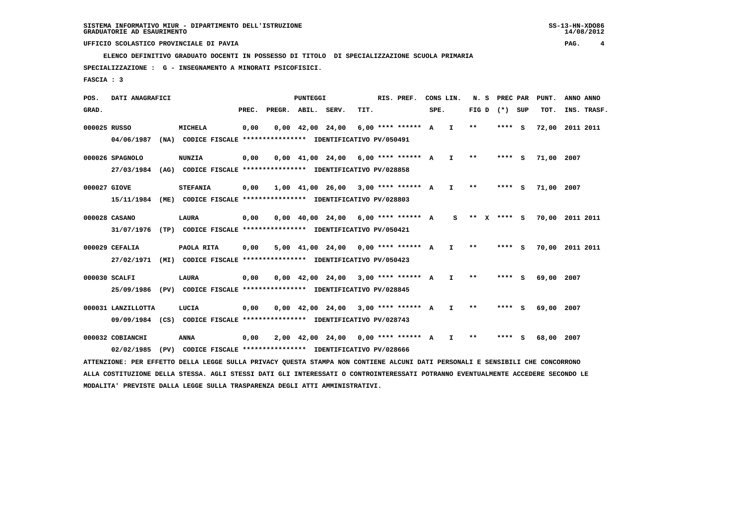SISTEMA INFORMATIVO MIUR - DIPARTIMENTO DELL'ISTRUZIONE
GRADUATORIE AD ESAURIMENTO

UFFICIO SCOLASTICO PROVINCIALE DI PAVIA

ELENCO DEFINITIVO GRADUATO DOCENTI IN POSSESSO DI TITOLO DI SPECIALIZZAZIONE SCUOLA PRIMARIA

SPECIALIZZAZIONE : G - INSEGNAMENTO A MINORATI PSICOFISICI.

FASCIA : 3

| POS. GRAD. | DATI ANAGRAFICI | | PREC. | PREGR. | ABIL. | SERV. | TIT. | RIS. PREF. | CONS LIN. SPE. | | N. S FIG D | PREC PAR (*) SUP | | PUNT. TOT. | ANNO ANNO INS. TRASF. |
|---|---|---|---|---|---|---|---|---|---|---|---|---|---|---|---|
| 000025 | RUSSO | MICHELA | 0,00 | 0,00 | 42,00 | 24,00 | 6,00 | **** ****** | A | I | ** | **** | S | 72,00 | 2011 2011 |
| | 04/06/1987 (NA) CODICE FISCALE **************** IDENTIFICATIVO PV/050491 | | | | | | | | | | | | | | |
| 000026 | SPAGNOLO | NUNZIA | 0,00 | 0,00 | 41,00 | 24,00 | 6,00 | **** ****** | A | I | ** | **** | S | 71,00 | 2007 |
| | 27/03/1984 (AG) CODICE FISCALE **************** IDENTIFICATIVO PV/028858 | | | | | | | | | | | | | | |
| 000027 | GIOVE | STEFANIA | 0,00 | 1,00 | 41,00 | 26,00 | 3,00 | **** ****** | A | I | ** | **** | S | 71,00 | 2007 |
| | 15/11/1984 (ME) CODICE FISCALE **************** IDENTIFICATIVO PV/028803 | | | | | | | | | | | | | | |
| 000028 | CASANO | LAURA | 0,00 | 0,00 | 40,00 | 24,00 | 6,00 | **** ****** | A | S | ** X | **** | S | 70,00 | 2011 2011 |
| | 31/07/1976 (TP) CODICE FISCALE **************** IDENTIFICATIVO PV/050421 | | | | | | | | | | | | | | |
| 000029 | CEFALIA | PAOLA RITA | 0,00 | 5,00 | 41,00 | 24,00 | 0,00 | **** ****** | A | I | ** | **** | S | 70,00 | 2011 2011 |
| | 27/02/1971 (MI) CODICE FISCALE **************** IDENTIFICATIVO PV/050423 | | | | | | | | | | | | | | |
| 000030 | SCALFI | LAURA | 0,00 | 0,00 | 42,00 | 24,00 | 3,00 | **** ****** | A | I | ** | **** | S | 69,00 | 2007 |
| | 25/09/1986 (PV) CODICE FISCALE **************** IDENTIFICATIVO PV/028845 | | | | | | | | | | | | | | |
| 000031 | LANZILLOTTA | LUCIA | 0,00 | 0,00 | 42,00 | 24,00 | 3,00 | **** ****** | A | I | ** | **** | S | 69,00 | 2007 |
| | 09/09/1984 (CS) CODICE FISCALE **************** IDENTIFICATIVO PV/028743 | | | | | | | | | | | | | | |
| 000032 | COBIANCHI | ANNA | 0,00 | 2,00 | 42,00 | 24,00 | 0,00 | **** ****** | A | I | ** | **** | S | 68,00 | 2007 |
| | 02/02/1985 (PV) CODICE FISCALE **************** IDENTIFICATIVO PV/028666 | | | | | | | | | | | | | | |

ATTENZIONE: PER EFFETTO DELLA LEGGE SULLA PRIVACY QUESTA STAMPA NON CONTIENE ALCUNI DATI PERSONALI E SENSIBILI CHE CONCORRONO ALLA COSTITUZIONE DELLA STESSA. AGLI STESSI DATI GLI INTERESSATI O CONTROINTERESSATI POTRANNO EVENTUALMENTE ACCEDERE SECONDO LE MODALITA' PREVISTE DALLA LEGGE SULLA TRASPARENZA DEGLI ATTI AMMINISTRATIVI.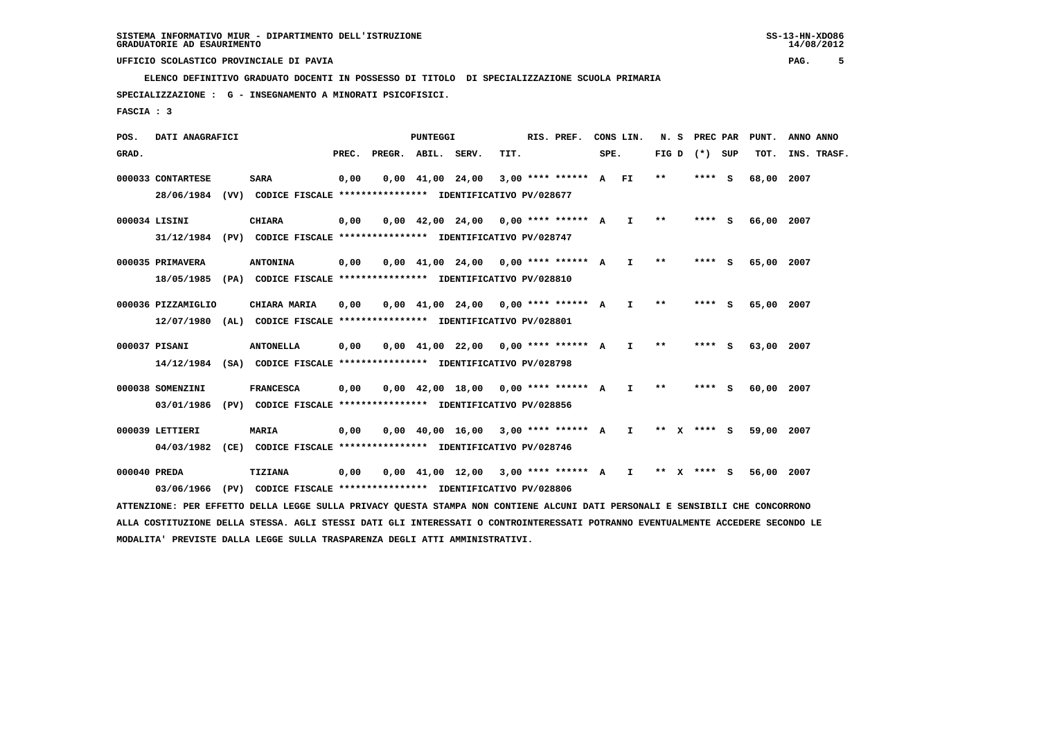SISTEMA INFORMATIVO MIUR - DIPARTIMENTO DELL'ISTRUZIONE
GRADUATORIE AD ESAURIMENTO

UFFICIO SCOLASTICO PROVINCIALE DI PAVIA

ELENCO DEFINITIVO GRADUATO DOCENTI IN POSSESSO DI TITOLO DI SPECIALIZZAZIONE SCUOLA PRIMARIA

SPECIALIZZAZIONE : G - INSEGNAMENTO A MINORATI PSICOFISICI.

FASCIA : 3

| POS. GRAD. | DATI ANAGRAFICI | | PREC. | PREGR. | ABIL. | SERV. | TIT. | RIS. PREF. | CONS LIN. SPE. | | N. S FIG D | | PREC PAR (*) | SUP | PUNT. TOT. | ANNO INS. | ANNO TRASF. |
|---|---|---|---|---|---|---|---|---|---|---|---|---|---|---|---|---|---|
| 000033 | CONTARTESE | SARA | 0,00 | 0,00 | 41,00 | 24,00 | 3,00 | **** ****** | A | FI | ** | | **** | S | 68,00 | 2007 | |
| | 28/06/1984 (VV) CODICE FISCALE **************** IDENTIFICATIVO PV/028677 | | | | | | | | | | | | | | | | |
| 000034 | LISINI | CHIARA | 0,00 | 0,00 | 42,00 | 24,00 | 0,00 | **** ****** | A | I | ** | | **** | S | 66,00 | 2007 | |
| | 31/12/1984 (PV) CODICE FISCALE **************** IDENTIFICATIVO PV/028747 | | | | | | | | | | | | | | | | |
| 000035 | PRIMAVERA | ANTONINA | 0,00 | 0,00 | 41,00 | 24,00 | 0,00 | **** ****** | A | I | ** | | **** | S | 65,00 | 2007 | |
| | 18/05/1985 (PA) CODICE FISCALE **************** IDENTIFICATIVO PV/028810 | | | | | | | | | | | | | | | | |
| 000036 | PIZZAMIGLIO | CHIARA MARIA | 0,00 | 0,00 | 41,00 | 24,00 | 0,00 | **** ****** | A | I | ** | | **** | S | 65,00 | 2007 | |
| | 12/07/1980 (AL) CODICE FISCALE **************** IDENTIFICATIVO PV/028801 | | | | | | | | | | | | | | | | |
| 000037 | PISANI | ANTONELLA | 0,00 | 0,00 | 41,00 | 22,00 | 0,00 | **** ****** | A | I | ** | | **** | S | 63,00 | 2007 | |
| | 14/12/1984 (SA) CODICE FISCALE **************** IDENTIFICATIVO PV/028798 | | | | | | | | | | | | | | | | |
| 000038 | SOMENZINI | FRANCESCA | 0,00 | 0,00 | 42,00 | 18,00 | 0,00 | **** ****** | A | I | ** | | **** | S | 60,00 | 2007 | |
| | 03/01/1986 (PV) CODICE FISCALE **************** IDENTIFICATIVO PV/028856 | | | | | | | | | | | | | | | | |
| 000039 | LETTIERI | MARIA | 0,00 | 0,00 | 40,00 | 16,00 | 3,00 | **** ****** | A | I | ** | X | **** | S | 59,00 | 2007 | |
| | 04/03/1982 (CE) CODICE FISCALE **************** IDENTIFICATIVO PV/028746 | | | | | | | | | | | | | | | | |
| 000040 | PREDA | TIZIANA | 0,00 | 0,00 | 41,00 | 12,00 | 3,00 | **** ****** | A | I | ** | X | **** | S | 56,00 | 2007 | |
| | 03/06/1966 (PV) CODICE FISCALE **************** IDENTIFICATIVO PV/028806 | | | | | | | | | | | | | | | | |

ATTENZIONE: PER EFFETTO DELLA LEGGE SULLA PRIVACY QUESTA STAMPA NON CONTIENE ALCUNI DATI PERSONALI E SENSIBILI CHE CONCORRONO ALLA COSTITUZIONE DELLA STESSA. AGLI STESSI DATI GLI INTERESSATI O CONTROINTERESSATI POTRANNO EVENTUALMENTE ACCEDERE SECONDO LE MODALITA' PREVISTE DALLA LEGGE SULLA TRASPARENZA DEGLI ATTI AMMINISTRATIVI.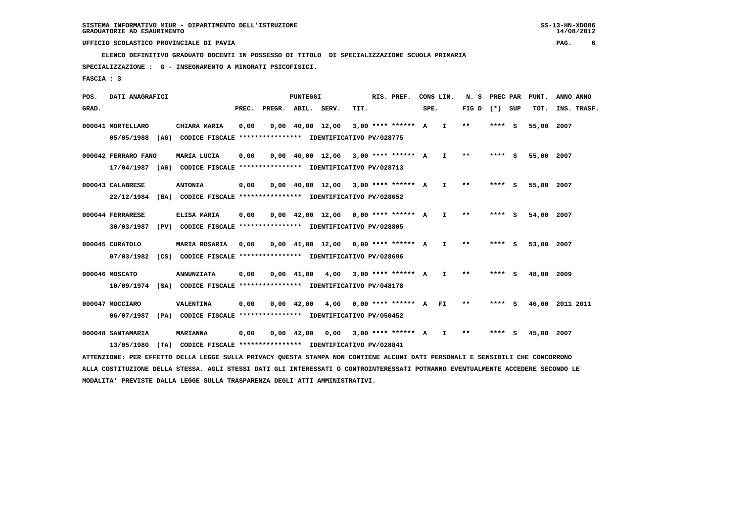SISTEMA INFORMATIVO MIUR - DIPARTIMENTO DELL'ISTRUZIONE
GRADUATORIE AD ESAURIMENTO

UFFICIO SCOLASTICO PROVINCIALE DI PAVIA

ELENCO DEFINITIVO GRADUATO DOCENTI IN POSSESSO DI TITOLO DI SPECIALIZZAZIONE SCUOLA PRIMARIA

SPECIALIZZAZIONE : G - INSEGNAMENTO A MINORATI PSICOFISICI.

FASCIA : 3

| POS. GRAD. | DATI ANAGRAFICI | | PREC. | PREGR. | ABIL. | SERV. | TIT. | RIS. PREF. | CONS SPE. | LIN. | N. S FIG D | PREC PAR (*) | SUP | PUNT. TOT. | ANNO INS. | ANNO TRASF. |
|---|---|---|---|---|---|---|---|---|---|---|---|---|---|---|---|---|
| 000041 | MORTELLARO | CHIARA MARIA | 0,00 | 0,00 | 40,00 | 12,00 | 3,00 | **** ****** | A | I | ** | **** | S | 55,00 | 2007 | |
| | 05/05/1988 (AG) CODICE FISCALE **************** IDENTIFICATIVO PV/028775 | | | | | | | | | | | | | | | |
| 000042 | FERRARO FANO | MARIA LUCIA | 0,00 | 0,00 | 40,00 | 12,00 | 3,00 | **** ****** | A | I | ** | **** | S | 55,00 | 2007 | |
| | 17/04/1987 (AG) CODICE FISCALE **************** IDENTIFICATIVO PV/028713 | | | | | | | | | | | | | | | |
| 000043 | CALABRESE | ANTONIA | 0,00 | 0,00 | 40,00 | 12,00 | 3,00 | **** ****** | A | I | ** | **** | S | 55,00 | 2007 | |
| | 22/12/1984 (BA) CODICE FISCALE **************** IDENTIFICATIVO PV/028652 | | | | | | | | | | | | | | | |
| 000044 | FERRARESE | ELISA MARIA | 0,00 | 0,00 | 42,00 | 12,00 | 0,00 | **** ****** | A | I | ** | **** | S | 54,00 | 2007 | |
| | 30/03/1987 (PV) CODICE FISCALE **************** IDENTIFICATIVO PV/028805 | | | | | | | | | | | | | | | |
| 000045 | CURATOLO | MARIA ROSARIA | 0,00 | 0,00 | 41,00 | 12,00 | 0,00 | **** ****** | A | I | ** | **** | S | 53,00 | 2007 | |
| | 07/03/1982 (CS) CODICE FISCALE **************** IDENTIFICATIVO PV/028696 | | | | | | | | | | | | | | | |
| 000046 | MOSCATO | ANNUNZIATA | 0,00 | 0,00 | 41,00 | 4,00 | 3,00 | **** ****** | A | I | ** | **** | S | 48,00 | 2009 | |
| | 10/09/1974 (SA) CODICE FISCALE **************** IDENTIFICATIVO PV/048178 | | | | | | | | | | | | | | | |
| 000047 | MOCCIARO | VALENTINA | 0,00 | 0,00 | 42,00 | 4,00 | 0,00 | **** ****** | A | FI | ** | **** | S | 46,00 | 2011 | 2011 |
| | 06/07/1987 (PA) CODICE FISCALE **************** IDENTIFICATIVO PV/050452 | | | | | | | | | | | | | | | |
| 000048 | SANTAMARIA | MARIANNA | 0,00 | 0,00 | 42,00 | 0,00 | 3,00 | **** ****** | A | I | ** | **** | S | 45,00 | 2007 | |
| | 13/05/1980 (TA) CODICE FISCALE **************** IDENTIFICATIVO PV/028841 | | | | | | | | | | | | | | | |

ATTENZIONE: PER EFFETTO DELLA LEGGE SULLA PRIVACY QUESTA STAMPA NON CONTIENE ALCUNI DATI PERSONALI E SENSIBILI CHE CONCORRONO ALLA COSTITUZIONE DELLA STESSA. AGLI STESSI DATI GLI INTERESSATI O CONTROINTERESSATI POTRANNO EVENTUALMENTE ACCEDERE SECONDO LE MODALITA' PREVISTE DALLA LEGGE SULLA TRASPARENZA DEGLI ATTI AMMINISTRATIVI.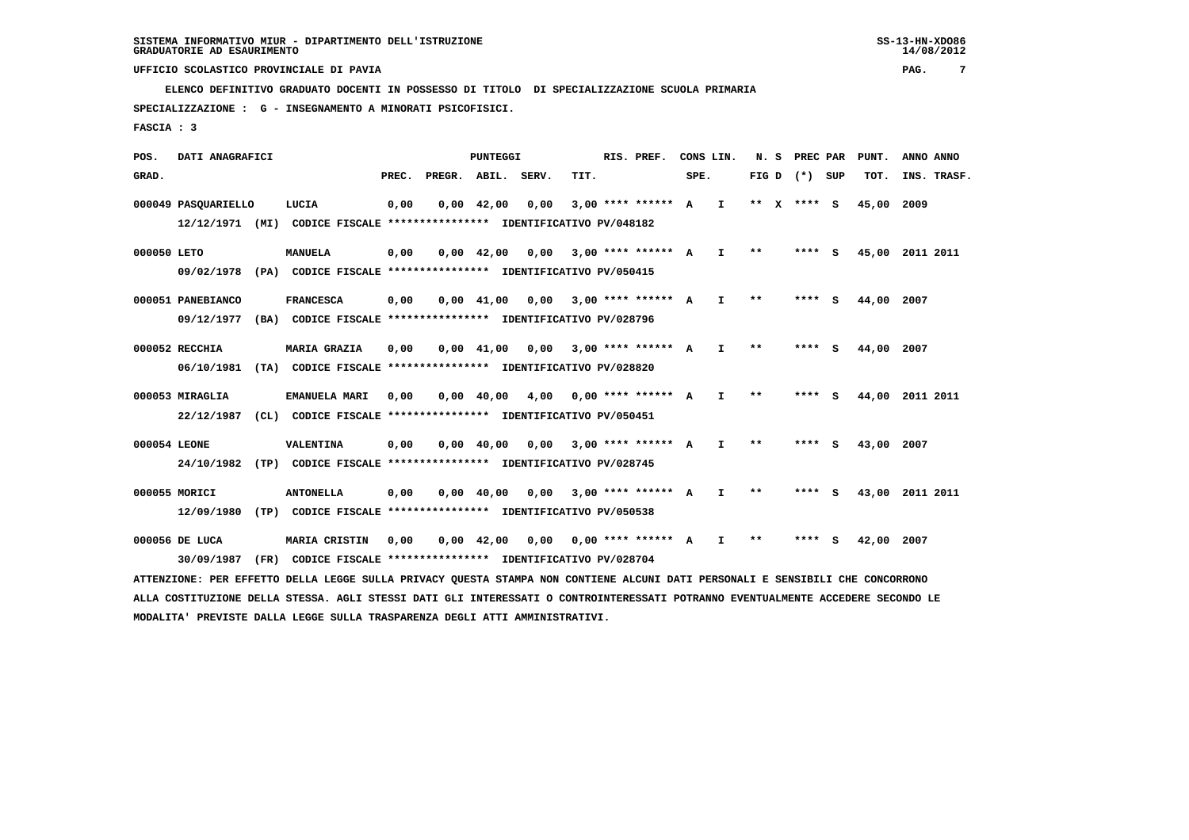SISTEMA INFORMATIVO MIUR - DIPARTIMENTO DELL'ISTRUZIONE
GRADUATORIE AD ESAURIMENTO

UFFICIO SCOLASTICO PROVINCIALE DI PAVIA

ELENCO DEFINITIVO GRADUATO DOCENTI IN POSSESSO DI TITOLO DI SPECIALIZZAZIONE SCUOLA PRIMARIA

SPECIALIZZAZIONE : G - INSEGNAMENTO A MINORATI PSICOFISICI.

FASCIA : 3

| POS. GRAD. | DATI ANAGRAFICI | | PREC. | PREGR. | ABIL. | SERV. | TIT. | RIS. PREF. | CONS SPE. | LIN. | N. S FIG D | PREC PAR (*) | SUP | PUNT. TOT. | ANNO INS. | ANNO TRASF. |
|---|---|---|---|---|---|---|---|---|---|---|---|---|---|---|---|---|
| 000049 | PASQUARIELLO | LUCIA | 0,00 | 0,00 | 42,00 | 0,00 | 3,00 | **** ****** | A | I | ** X | **** | S | 45,00 | 2009 | |
| | 12/12/1971 (MI) CODICE FISCALE **************** IDENTIFICATIVO PV/048182 | | | | | | | | | | | | | | | |
| 000050 | LETO | MANUELA | 0,00 | 0,00 | 42,00 | 0,00 | 3,00 | **** ****** | A | I | ** | **** | S | 45,00 | 2011 | 2011 |
| | 09/02/1978 (PA) CODICE FISCALE **************** IDENTIFICATIVO PV/050415 | | | | | | | | | | | | | | | |
| 000051 | PANEBIANCO | FRANCESCA | 0,00 | 0,00 | 41,00 | 0,00 | 3,00 | **** ****** | A | I | ** | **** | S | 44,00 | 2007 | |
| | 09/12/1977 (BA) CODICE FISCALE **************** IDENTIFICATIVO PV/028796 | | | | | | | | | | | | | | | |
| 000052 | RECCHIA | MARIA GRAZIA | 0,00 | 0,00 | 41,00 | 0,00 | 3,00 | **** ****** | A | I | ** | **** | S | 44,00 | 2007 | |
| | 06/10/1981 (TA) CODICE FISCALE **************** IDENTIFICATIVO PV/028820 | | | | | | | | | | | | | | | |
| 000053 | MIRAGLIA | EMANUELA MARI | 0,00 | 0,00 | 40,00 | 4,00 | 0,00 | **** ****** | A | I | ** | **** | S | 44,00 | 2011 | 2011 |
| | 22/12/1987 (CL) CODICE FISCALE **************** IDENTIFICATIVO PV/050451 | | | | | | | | | | | | | | | |
| 000054 | LEONE | VALENTINA | 0,00 | 0,00 | 40,00 | 0,00 | 3,00 | **** ****** | A | I | ** | **** | S | 43,00 | 2007 | |
| | 24/10/1982 (TP) CODICE FISCALE **************** IDENTIFICATIVO PV/028745 | | | | | | | | | | | | | | | |
| 000055 | MORICI | ANTONELLA | 0,00 | 0,00 | 40,00 | 0,00 | 3,00 | **** ****** | A | I | ** | **** | S | 43,00 | 2011 | 2011 |
| | 12/09/1980 (TP) CODICE FISCALE **************** IDENTIFICATIVO PV/050538 | | | | | | | | | | | | | | | |
| 000056 | DE LUCA | MARIA CRISTIN | 0,00 | 0,00 | 42,00 | 0,00 | 0,00 | **** ****** | A | I | ** | **** | S | 42,00 | 2007 | |
| | 30/09/1987 (FR) CODICE FISCALE **************** IDENTIFICATIVO PV/028704 | | | | | | | | | | | | | | | |

ATTENZIONE: PER EFFETTO DELLA LEGGE SULLA PRIVACY QUESTA STAMPA NON CONTIENE ALCUNI DATI PERSONALI E SENSIBILI CHE CONCORRONO ALLA COSTITUZIONE DELLA STESSA. AGLI STESSI DATI GLI INTERESSATI O CONTROINTERESSATI POTRANNO EVENTUALMENTE ACCEDERE SECONDO LE MODALITA' PREVISTE DALLA LEGGE SULLA TRASPARENZA DEGLI ATTI AMMINISTRATIVI.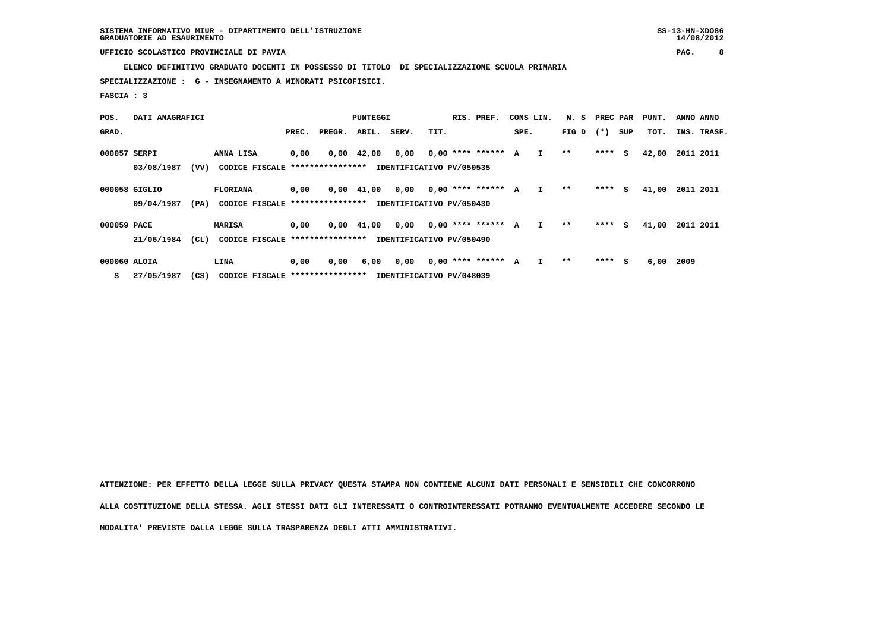SISTEMA INFORMATIVO MIUR - DIPARTIMENTO DELL'ISTRUZIONE
GRADUATORIE AD ESAURIMENTO

UFFICIO SCOLASTICO PROVINCIALE DI PAVIA

**ELENCO DEFINITIVO GRADUATO DOCENTI IN POSSESSO DI TITOLO DI SPECIALIZZAZIONE SCUOLA PRIMARIA**

**SPECIALIZZAZIONE : G - INSEGNAMENTO A MINORATI PSICOFISICI.**

**FASCIA : 3**

| POS. GRAD. | DATI ANAGRAFICI | | PREC. | PREGR. | ABIL. | SERV. | TIT. | RIS. PREF. | CONS SPE. | LIN. | N. S FIG D | PREC PAR (*) | SUP | PUNT. TOT. | ANNO INS. | ANNO TRASF. |
|---|---|---|---|---|---|---|---|---|---|---|---|---|---|---|---|---|
| 000057 SERPI | ANNA LISA | | 0,00 | 0,00 | 42,00 | 0,00 | 0,00 | **** ****** | A | I | ** | **** | S | 42,00 | 2011 | 2011 |
| | 03/08/1987 (VV) | CODICE FISCALE **************** IDENTIFICATIVO PV/050535 | | | | | | | | | | | | | | |
| 000058 GIGLIO | FLORIANA | | 0,00 | 0,00 | 41,00 | 0,00 | 0,00 | **** ****** | A | I | ** | **** | S | 41,00 | 2011 | 2011 |
| | 09/04/1987 (PA) | CODICE FISCALE **************** IDENTIFICATIVO PV/050430 | | | | | | | | | | | | | | |
| 000059 PACE | MARISA | | 0,00 | 0,00 | 41,00 | 0,00 | 0,00 | **** ****** | A | I | ** | **** | S | 41,00 | 2011 | 2011 |
| | 21/06/1984 (CL) | CODICE FISCALE **************** IDENTIFICATIVO PV/050490 | | | | | | | | | | | | | | |
| 000060 ALOIA | LINA | | 0,00 | 0,00 | 6,00 | 0,00 | 0,00 | **** ****** | A | I | ** | **** | S | 6,00 | 2009 | |
| S | 27/05/1987 (CS) | CODICE FISCALE **************** IDENTIFICATIVO PV/048039 | | | | | | | | | | | | | | |

**ATTENZIONE: PER EFFETTO DELLA LEGGE SULLA PRIVACY QUESTA STAMPA NON CONTIENE ALCUNI DATI PERSONALI E SENSIBILI CHE CONCORRONO ALLA COSTITUZIONE DELLA STESSA. AGLI STESSI DATI GLI INTERESSATI O CONTROINTERESSATI POTRANNO EVENTUALMENTE ACCEDERE SECONDO LE MODALITA' PREVISTE DALLA LEGGE SULLA TRASPARENZA DEGLI ATTI AMMINISTRATIVI.**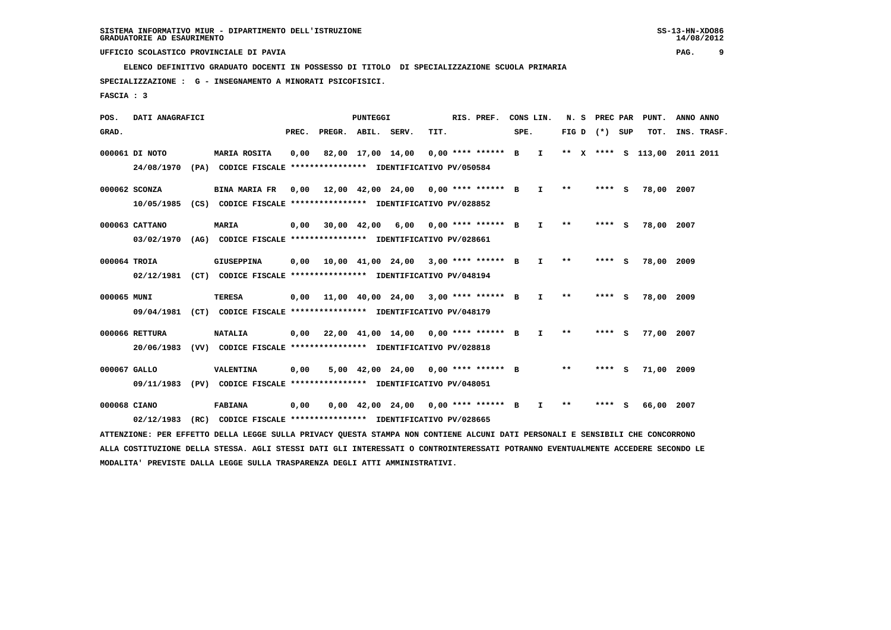SISTEMA INFORMATIVO MIUR - DIPARTIMENTO DELL'ISTRUZIONE
GRADUATORIE AD ESAURIMENTO

UFFICIO SCOLASTICO PROVINCIALE DI PAVIA

ELENCO DEFINITIVO GRADUATO DOCENTI IN POSSESSO DI TITOLO DI SPECIALIZZAZIONE SCUOLA PRIMARIA

SPECIALIZZAZIONE : G - INSEGNAMENTO A MINORATI PSICOFISICI.

FASCIA : 3

| POS. GRAD. | DATI ANAGRAFICI | | PREC. | PREGR. | ABIL. | SERV. | TIT. | RIS. PREF. | CONS LIN. SPE. | | N. S FIG D | PREC PAR (*) | SUP | PUNT. TOT. | ANNO INS. | ANNO TRASF. |
|---|---|---|---|---|---|---|---|---|---|---|---|---|---|---|---|---|
| 000061 | DI NOTO | MARIA ROSITA | 0,00 | 82,00 | 17,00 | 14,00 | 0,00 | **** ****** | B | I | ** X | **** | S | 113,00 | 2011 | 2011 |
| | 24/08/1970 (PA) | CODICE FISCALE **************** IDENTIFICATIVO PV/050584 | | | | | | | | | | | | | | |
| 000062 | SCONZA | BINA MARIA FR | 0,00 | 12,00 | 42,00 | 24,00 | 0,00 | **** ****** | B | I | ** | **** | S | 78,00 | 2007 | |
| | 10/05/1985 (CS) | CODICE FISCALE **************** IDENTIFICATIVO PV/028852 | | | | | | | | | | | | | | |
| 000063 | CATTANO | MARIA | 0,00 | 30,00 | 42,00 | 6,00 | 0,00 | **** ****** | B | I | ** | **** | S | 78,00 | 2007 | |
| | 03/02/1970 (AG) | CODICE FISCALE **************** IDENTIFICATIVO PV/028661 | | | | | | | | | | | | | | |
| 000064 | TROIA | GIUSEPPINA | 0,00 | 10,00 | 41,00 | 24,00 | 3,00 | **** ****** | B | I | ** | **** | S | 78,00 | 2009 | |
| | 02/12/1981 (CT) | CODICE FISCALE **************** IDENTIFICATIVO PV/048194 | | | | | | | | | | | | | | |
| 000065 | MUNI | TERESA | 0,00 | 11,00 | 40,00 | 24,00 | 3,00 | **** ****** | B | I | ** | **** | S | 78,00 | 2009 | |
| | 09/04/1981 (CT) | CODICE FISCALE **************** IDENTIFICATIVO PV/048179 | | | | | | | | | | | | | | |
| 000066 | RETTURA | NATALIA | 0,00 | 22,00 | 41,00 | 14,00 | 0,00 | **** ****** | B | I | ** | **** | S | 77,00 | 2007 | |
| | 20/06/1983 (VV) | CODICE FISCALE **************** IDENTIFICATIVO PV/028818 | | | | | | | | | | | | | | |
| 000067 | GALLO | VALENTINA | 0,00 | 5,00 | 42,00 | 24,00 | 0,00 | **** ****** | B | | ** | **** | S | 71,00 | 2009 | |
| | 09/11/1983 (PV) | CODICE FISCALE **************** IDENTIFICATIVO PV/048051 | | | | | | | | | | | | | | |
| 000068 | CIANO | FABIANA | 0,00 | 0,00 | 42,00 | 24,00 | 0,00 | **** ****** | B | I | ** | **** | S | 66,00 | 2007 | |
| | 02/12/1983 (RC) | CODICE FISCALE **************** IDENTIFICATIVO PV/028665 | | | | | | | | | | | | | | |

ATTENZIONE: PER EFFETTO DELLA LEGGE SULLA PRIVACY QUESTA STAMPA NON CONTIENE ALCUNI DATI PERSONALI E SENSIBILI CHE CONCORRONO ALLA COSTITUZIONE DELLA STESSA. AGLI STESSI DATI GLI INTERESSATI O CONTROINTERESSATI POTRANNO EVENTUALMENTE ACCEDERE SECONDO LE MODALITA' PREVISTE DALLA LEGGE SULLA TRASPARENZA DEGLI ATTI AMMINISTRATIVI.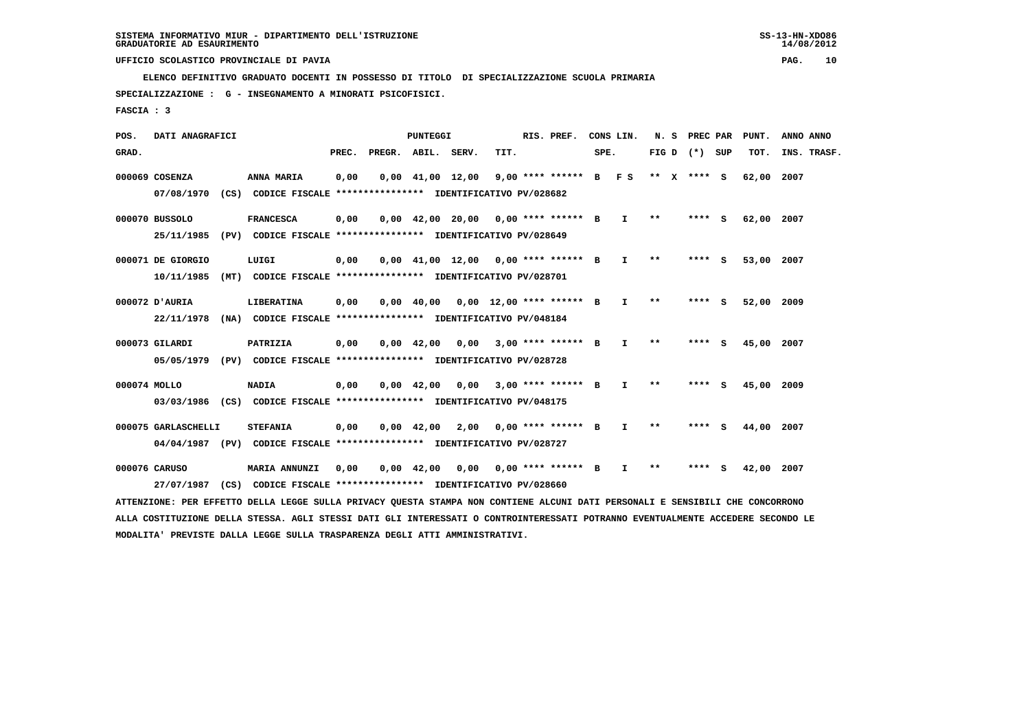SISTEMA INFORMATIVO MIUR - DIPARTIMENTO DELL'ISTRUZIONE
GRADUATORIE AD ESAURIMENTO

UFFICIO SCOLASTICO PROVINCIALE DI PAVIA

ELENCO DEFINITIVO GRADUATO DOCENTI IN POSSESSO DI TITOLO DI SPECIALIZZAZIONE SCUOLA PRIMARIA

SPECIALIZZAZIONE : G - INSEGNAMENTO A MINORATI PSICOFISICI.

FASCIA : 3

| POS. GRAD. | DATI ANAGRAFICI | | PREC. | PREGR. | ABIL. | SERV. | TIT. | RIS. PREF. | CONS SPE. | LIN. | N. S FIG D | PREC PAR (*) | SUP | PUNT. TOT. | ANNO INS. | ANNO TRASF. |
|---|---|---|---|---|---|---|---|---|---|---|---|---|---|---|---|---|
| 000069 | COSENZA | ANNA MARIA | 0,00 | 0,00 | 41,00 | 12,00 | 9,00 | **** ****** | B | F S | ** X | **** | S | 62,00 | 2007 | |
| | 07/08/1970 (CS) CODICE FISCALE **************** IDENTIFICATIVO PV/028682 | | | | | | | | | | | | | | | |
| 000070 | BUSSOLO | FRANCESCA | 0,00 | 0,00 | 42,00 | 20,00 | 0,00 | **** ****** | B | I | ** | **** | S | 62,00 | 2007 | |
| | 25/11/1985 (PV) CODICE FISCALE **************** IDENTIFICATIVO PV/028649 | | | | | | | | | | | | | | | |
| 000071 | DE GIORGIO | LUIGI | 0,00 | 0,00 | 41,00 | 12,00 | 0,00 | **** ****** | B | I | ** | **** | S | 53,00 | 2007 | |
| | 10/11/1985 (MT) CODICE FISCALE **************** IDENTIFICATIVO PV/028701 | | | | | | | | | | | | | | | |
| 000072 | D'AURIA | LIBERATINA | 0,00 | 0,00 | 40,00 | 0,00 | 12,00 | **** ****** | B | I | ** | **** | S | 52,00 | 2009 | |
| | 22/11/1978 (NA) CODICE FISCALE **************** IDENTIFICATIVO PV/048184 | | | | | | | | | | | | | | | |
| 000073 | GILARDI | PATRIZIA | 0,00 | 0,00 | 42,00 | 0,00 | 3,00 | **** ****** | B | I | ** | **** | S | 45,00 | 2007 | |
| | 05/05/1979 (PV) CODICE FISCALE **************** IDENTIFICATIVO PV/028728 | | | | | | | | | | | | | | | |
| 000074 | MOLLO | NADIA | 0,00 | 0,00 | 42,00 | 0,00 | 3,00 | **** ****** | B | I | ** | **** | S | 45,00 | 2009 | |
| | 03/03/1986 (CS) CODICE FISCALE **************** IDENTIFICATIVO PV/048175 | | | | | | | | | | | | | | | |
| 000075 | GARLASCHELLI | STEFANIA | 0,00 | 0,00 | 42,00 | 2,00 | 0,00 | **** ****** | B | I | ** | **** | S | 44,00 | 2007 | |
| | 04/04/1987 (PV) CODICE FISCALE **************** IDENTIFICATIVO PV/028727 | | | | | | | | | | | | | | | |
| 000076 | CARUSO | MARIA ANNUNZI | 0,00 | 0,00 | 42,00 | 0,00 | 0,00 | **** ****** | B | I | ** | **** | S | 42,00 | 2007 | |
| | 27/07/1987 (CS) CODICE FISCALE **************** IDENTIFICATIVO PV/028660 | | | | | | | | | | | | | | | |

ATTENZIONE: PER EFFETTO DELLA LEGGE SULLA PRIVACY QUESTA STAMPA NON CONTIENE ALCUNI DATI PERSONALI E SENSIBILI CHE CONCORRONO ALLA COSTITUZIONE DELLA STESSA. AGLI STESSI DATI GLI INTERESSATI O CONTROINTERESSATI POTRANNO EVENTUALMENTE ACCEDERE SECONDO LE MODALITA' PREVISTE DALLA LEGGE SULLA TRASPARENZA DEGLI ATTI AMMINISTRATIVI.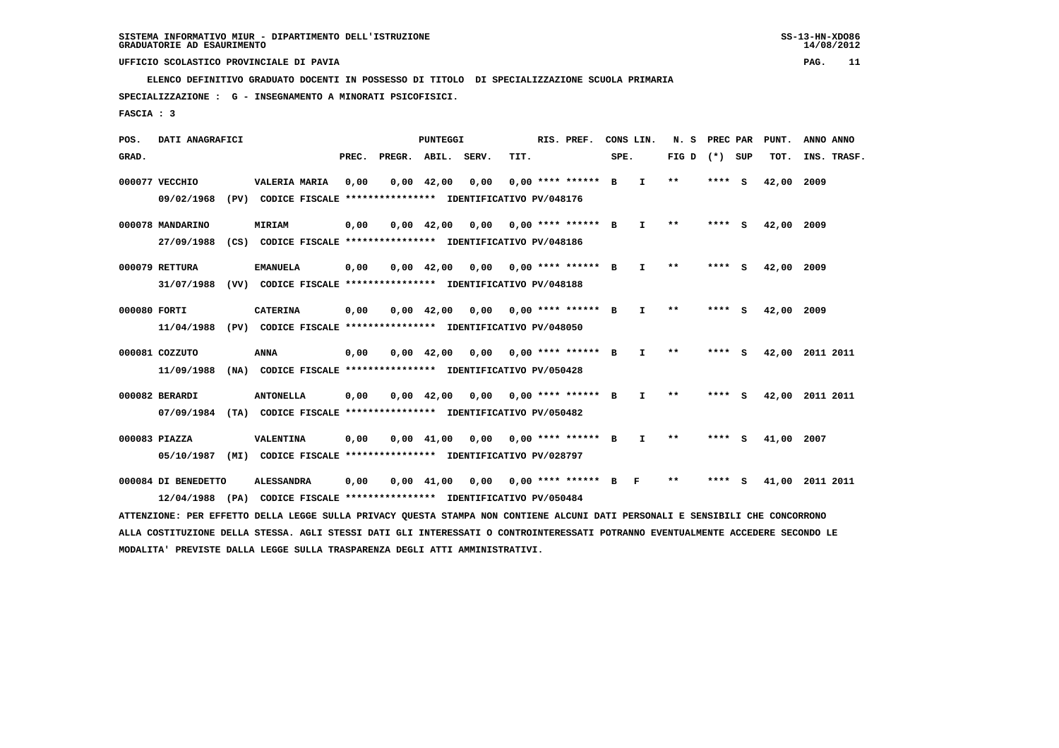SISTEMA INFORMATIVO MIUR - DIPARTIMENTO DELL'ISTRUZIONE
GRADUATORIE AD ESAURIMENTO

UFFICIO SCOLASTICO PROVINCIALE DI PAVIA

ELENCO DEFINITIVO GRADUATO DOCENTI IN POSSESSO DI TITOLO DI SPECIALIZZAZIONE SCUOLA PRIMARIA

SPECIALIZZAZIONE : G - INSEGNAMENTO A MINORATI PSICOFISICI.

FASCIA : 3

| POS. GRAD. | DATI ANAGRAFICI | | PREC. | PREGR. | ABIL. | SERV. | TIT. | RIS. PREF. | CONS SPE. | LIN. | N. S FIG D | PREC PAR (*) | SUP | PUNT. TOT. | ANNO INS. | ANNO TRASF. |
|---|---|---|---|---|---|---|---|---|---|---|---|---|---|---|---|---|
| 000077 | VECCHIO | VALERIA MARIA | 0,00 | 0,00 | 42,00 | 0,00 | 0,00 | **** ****** | B | I | ** | **** | S | 42,00 | 2009 | |
| | 09/02/1968 (PV) CODICE FISCALE **************** IDENTIFICATIVO PV/048176 | | | | | | | | | | | | | | | |
| 000078 | MANDARINO | MIRIAM | 0,00 | 0,00 | 42,00 | 0,00 | 0,00 | **** ****** | B | I | ** | **** | S | 42,00 | 2009 | |
| | 27/09/1988 (CS) CODICE FISCALE **************** IDENTIFICATIVO PV/048186 | | | | | | | | | | | | | | | |
| 000079 | RETTURA | EMANUELA | 0,00 | 0,00 | 42,00 | 0,00 | 0,00 | **** ****** | B | I | ** | **** | S | 42,00 | 2009 | |
| | 31/07/1988 (VV) CODICE FISCALE **************** IDENTIFICATIVO PV/048188 | | | | | | | | | | | | | | | |
| 000080 | FORTI | CATERINA | 0,00 | 0,00 | 42,00 | 0,00 | 0,00 | **** ****** | B | I | ** | **** | S | 42,00 | 2009 | |
| | 11/04/1988 (PV) CODICE FISCALE **************** IDENTIFICATIVO PV/048050 | | | | | | | | | | | | | | | |
| 000081 | COZZUTO | ANNA | 0,00 | 0,00 | 42,00 | 0,00 | 0,00 | **** ****** | B | I | ** | **** | S | 42,00 | 2011 | 2011 |
| | 11/09/1988 (NA) CODICE FISCALE **************** IDENTIFICATIVO PV/050428 | | | | | | | | | | | | | | | |
| 000082 | BERARDI | ANTONELLA | 0,00 | 0,00 | 42,00 | 0,00 | 0,00 | **** ****** | B | I | ** | **** | S | 42,00 | 2011 | 2011 |
| | 07/09/1984 (TA) CODICE FISCALE **************** IDENTIFICATIVO PV/050482 | | | | | | | | | | | | | | | |
| 000083 | PIAZZA | VALENTINA | 0,00 | 0,00 | 41,00 | 0,00 | 0,00 | **** ****** | B | I | ** | **** | S | 41,00 | 2007 | |
| | 05/10/1987 (MI) CODICE FISCALE **************** IDENTIFICATIVO PV/028797 | | | | | | | | | | | | | | | |
| 000084 | DI BENEDETTO | ALESSANDRA | 0,00 | 0,00 | 41,00 | 0,00 | 0,00 | **** ****** | B | F | ** | **** | S | 41,00 | 2011 | 2011 |
| | 12/04/1988 (PA) CODICE FISCALE **************** IDENTIFICATIVO PV/050484 | | | | | | | | | | | | | | | |

ATTENZIONE: PER EFFETTO DELLA LEGGE SULLA PRIVACY QUESTA STAMPA NON CONTIENE ALCUNI DATI PERSONALI E SENSIBILI CHE CONCORRONO ALLA COSTITUZIONE DELLA STESSA. AGLI STESSI DATI GLI INTERESSATI O CONTROINTERESSATI POTRANNO EVENTUALMENTE ACCEDERE SECONDO LE MODALITA' PREVISTE DALLA LEGGE SULLA TRASPARENZA DEGLI ATTI AMMINISTRATIVI.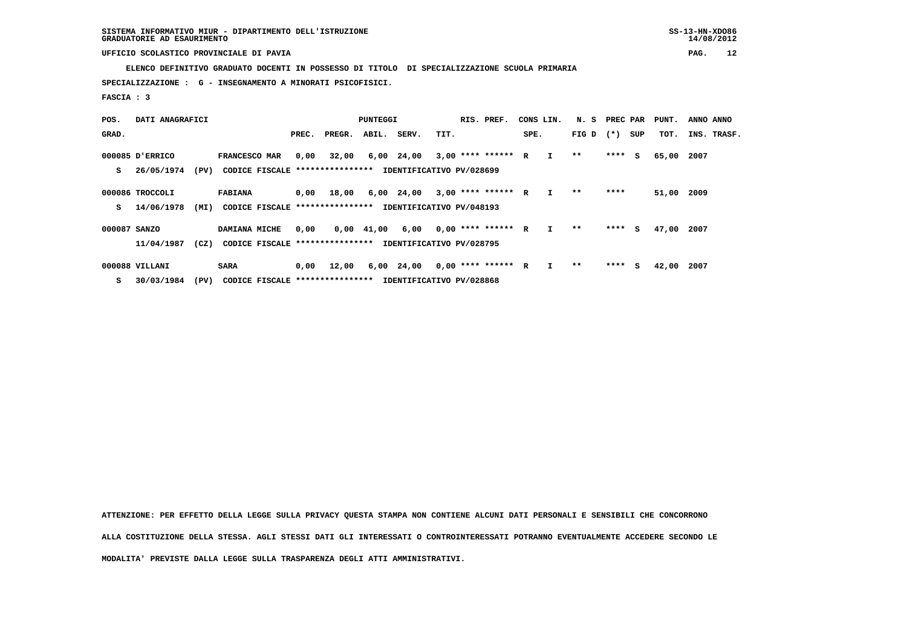SISTEMA INFORMATIVO MIUR - DIPARTIMENTO DELL'ISTRUZIONE
GRADUATORIE AD ESAURIMENTO

UFFICIO SCOLASTICO PROVINCIALE DI PAVIA

**ELENCO DEFINITIVO GRADUATO DOCENTI IN POSSESSO DI TITOLO DI SPECIALIZZAZIONE SCUOLA PRIMARIA**

**SPECIALIZZAZIONE : G - INSEGNAMENTO A MINORATI PSICOFISICI.**

**FASCIA : 3**

| POS. GRAD. | DATI ANAGRAFICI | | PREC. | PREGR. | ABIL. | SERV. | TIT. | RIS. PREF. | CONS SPE. | LIN. | N. S FIG D | PREC (*) | PAR SUP | PUNT. TOT. | ANNO INS. | ANNO TRASF. |
|---|---|---|---|---|---|---|---|---|---|---|---|---|---|---|---|---|
| 000085 | D'ERRICO | FRANCESCO MAR | 0,00 | 32,00 | 6,00 | 24,00 | 3,00 | **** ****** | R | I | ** | **** | S | 65,00 | 2007 | |
| S | 26/05/1974 (PV) | CODICE FISCALE **************** IDENTIFICATIVO PV/028699 | | | | | | | | | | | | | | |
| 000086 | TROCCOLI | FABIANA | 0,00 | 18,00 | 6,00 | 24,00 | 3,00 | **** ****** | R | I | ** | **** | | 51,00 | 2009 | |
| S | 14/06/1978 (MI) | CODICE FISCALE **************** IDENTIFICATIVO PV/048193 | | | | | | | | | | | | | | |
| 000087 | SANZO | DAMIANA MICHE | 0,00 | 0,00 | 41,00 | 6,00 | 0,00 | **** ****** | R | I | ** | **** | S | 47,00 | 2007 | |
| | 11/04/1987 (CZ) | CODICE FISCALE **************** IDENTIFICATIVO PV/028795 | | | | | | | | | | | | | | |
| 000088 | VILLANI | SARA | 0,00 | 12,00 | 6,00 | 24,00 | 0,00 | **** ****** | R | I | ** | **** | S | 42,00 | 2007 | |
| S | 30/03/1984 (PV) | CODICE FISCALE **************** IDENTIFICATIVO PV/028868 | | | | | | | | | | | | | | |

**ATTENZIONE: PER EFFETTO DELLA LEGGE SULLA PRIVACY QUESTA STAMPA NON CONTIENE ALCUNI DATI PERSONALI E SENSIBILI CHE CONCORRONO ALLA COSTITUZIONE DELLA STESSA. AGLI STESSI DATI GLI INTERESSATI O CONTROINTERESSATI POTRANNO EVENTUALMENTE ACCEDERE SECONDO LE MODALITA' PREVISTE DALLA LEGGE SULLA TRASPARENZA DEGLI ATTI AMMINISTRATIVI.**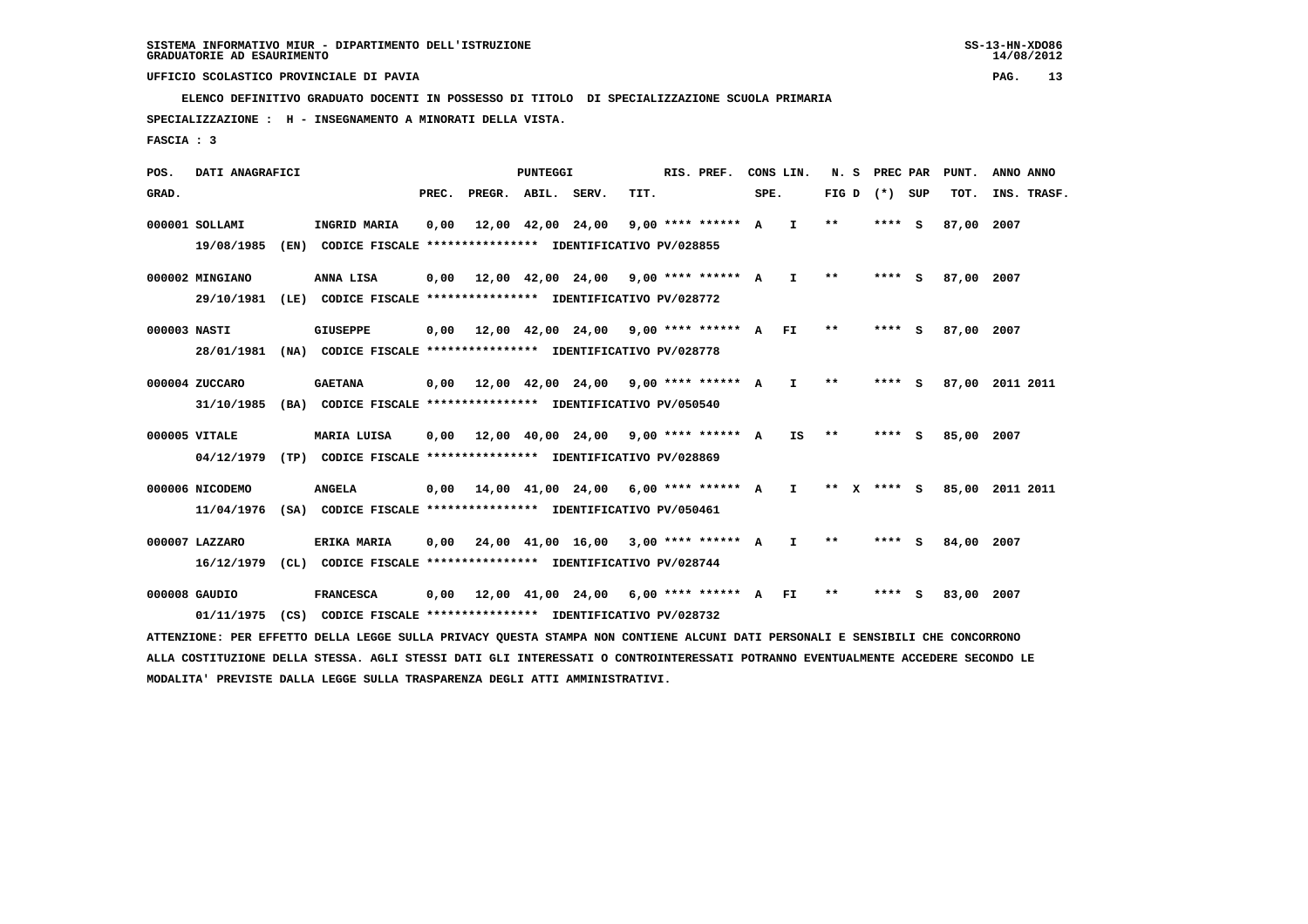SISTEMA INFORMATIVO MIUR - DIPARTIMENTO DELL'ISTRUZIONE
GRADUATORIE AD ESAURIMENTO

UFFICIO SCOLASTICO PROVINCIALE DI PAVIA

ELENCO DEFINITIVO GRADUATO DOCENTI IN POSSESSO DI TITOLO DI SPECIALIZZAZIONE SCUOLA PRIMARIA

SPECIALIZZAZIONE : H - INSEGNAMENTO A MINORATI DELLA VISTA.

FASCIA : 3

| POS. GRAD. | DATI ANAGRAFICI | | PREC. | PREGR. | ABIL. | SERV. | TIT. | RIS. PREF. | CONS LIN. SPE. | | N. S FIG D | PREC PAR (*) SUP | | PUNT. TOT. | ANNO INS. | ANNO TRASF. |
|---|---|---|---|---|---|---|---|---|---|---|---|---|---|---|---|---|
| 000001 | SOLLAMI | INGRID MARIA | 0,00 | 12,00 | 42,00 | 24,00 | 9,00 | **** ****** | A | I | ** | **** | S | 87,00 | 2007 | |
| | 19/08/1985 (EN) CODICE FISCALE **************** IDENTIFICATIVO PV/028855 | | | | | | | | | | | | | | | |
| 000002 | MINGIANO | ANNA LISA | 0,00 | 12,00 | 42,00 | 24,00 | 9,00 | **** ****** | A | I | ** | **** | S | 87,00 | 2007 | |
| | 29/10/1981 (LE) CODICE FISCALE **************** IDENTIFICATIVO PV/028772 | | | | | | | | | | | | | | | |
| 000003 | NASTI | GIUSEPPE | 0,00 | 12,00 | 42,00 | 24,00 | 9,00 | **** ****** | A | FI | ** | **** | S | 87,00 | 2007 | |
| | 28/01/1981 (NA) CODICE FISCALE **************** IDENTIFICATIVO PV/028778 | | | | | | | | | | | | | | | |
| 000004 | ZUCCARO | GAETANA | 0,00 | 12,00 | 42,00 | 24,00 | 9,00 | **** ****** | A | I | ** | **** | S | 87,00 | 2011 | 2011 |
| | 31/10/1985 (BA) CODICE FISCALE **************** IDENTIFICATIVO PV/050540 | | | | | | | | | | | | | | | |
| 000005 | VITALE | MARIA LUISA | 0,00 | 12,00 | 40,00 | 24,00 | 9,00 | **** ****** | A | IS | ** | **** | S | 85,00 | 2007 | |
| | 04/12/1979 (TP) CODICE FISCALE **************** IDENTIFICATIVO PV/028869 | | | | | | | | | | | | | | | |
| 000006 | NICODEMO | ANGELA | 0,00 | 14,00 | 41,00 | 24,00 | 6,00 | **** ****** | A | I | ** X | **** | S | 85,00 | 2011 | 2011 |
| | 11/04/1976 (SA) CODICE FISCALE **************** IDENTIFICATIVO PV/050461 | | | | | | | | | | | | | | | |
| 000007 | LAZZARO | ERIKA MARIA | 0,00 | 24,00 | 41,00 | 16,00 | 3,00 | **** ****** | A | I | ** | **** | S | 84,00 | 2007 | |
| | 16/12/1979 (CL) CODICE FISCALE **************** IDENTIFICATIVO PV/028744 | | | | | | | | | | | | | | | |
| 000008 | GAUDIO | FRANCESCA | 0,00 | 12,00 | 41,00 | 24,00 | 6,00 | **** ****** | A | FI | ** | **** | S | 83,00 | 2007 | |
| | 01/11/1975 (CS) CODICE FISCALE **************** IDENTIFICATIVO PV/028732 | | | | | | | | | | | | | | | |

ATTENZIONE: PER EFFETTO DELLA LEGGE SULLA PRIVACY QUESTA STAMPA NON CONTIENE ALCUNI DATI PERSONALI E SENSIBILI CHE CONCORRONO ALLA COSTITUZIONE DELLA STESSA. AGLI STESSI DATI GLI INTERESSATI O CONTROINTERESSATI POTRANNO EVENTUALMENTE ACCEDERE SECONDO LE MODALITA' PREVISTE DALLA LEGGE SULLA TRASPARENZA DEGLI ATTI AMMINISTRATIVI.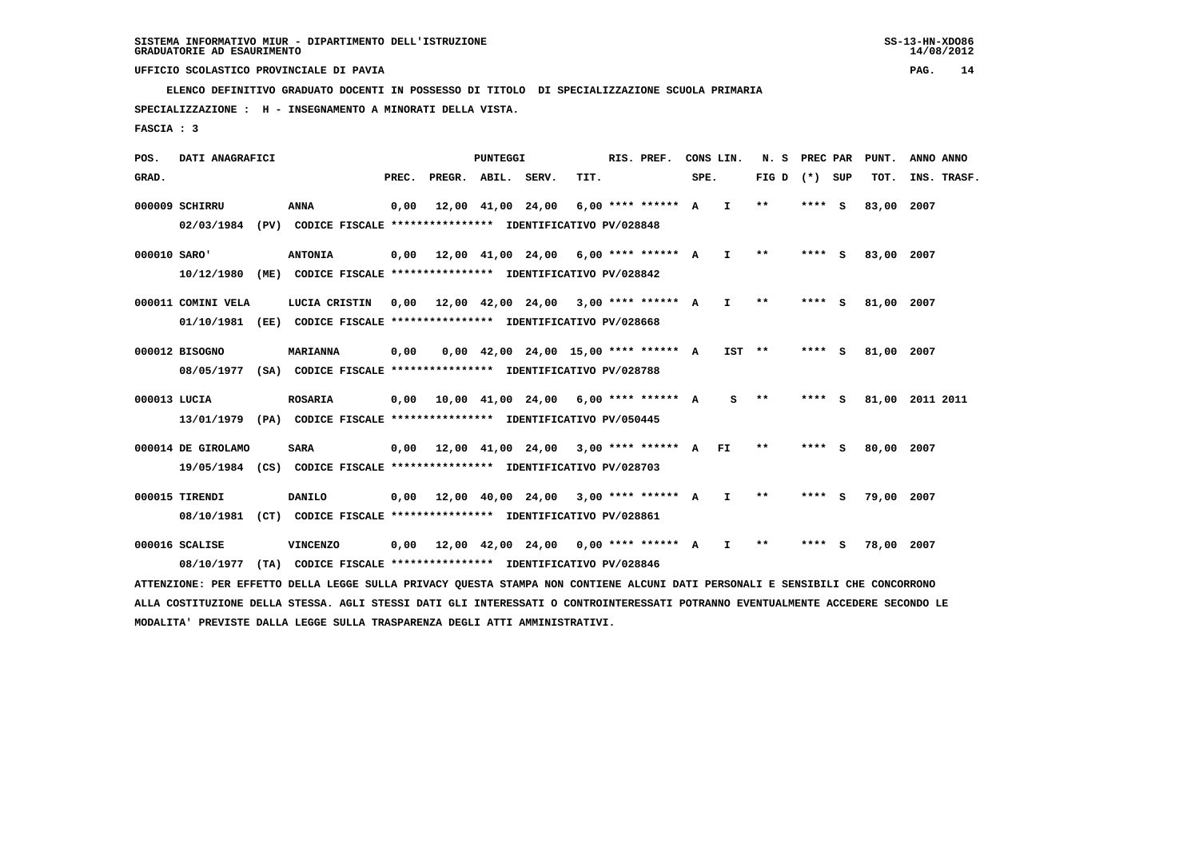UFFICIO SCOLASTICO PROVINCIALE DI PAVIA

ELENCO DEFINITIVO GRADUATO DOCENTI IN POSSESSO DI TITOLO DI SPECIALIZZAZIONE SCUOLA PRIMARIA

SPECIALIZZAZIONE : H - INSEGNAMENTO A MINORATI DELLA VISTA.

FASCIA : 3

| POS. GRAD. | DATI ANAGRAFICI | | PREC. | PREGR. | ABIL. | SERV. | TIT. | RIS. PREF. | CONS SPE. | LIN. | N. S FIG D | PREC PAR (*) | SUP | PUNT. TOT. | ANNO INS. | ANNO TRASF. |
|---|---|---|---|---|---|---|---|---|---|---|---|---|---|---|---|---|
| 000009 | SCHIRRU | ANNA | 0,00 | 12,00 | 41,00 | 24,00 | 6,00 | **** ****** | A | I | ** | **** | S | 83,00 | 2007 | |
| | 02/03/1984 (PV) CODICE FISCALE **************** IDENTIFICATIVO PV/028848 | | | | | | | | | | | | | | | |
| 000010 | SARO' | ANTONIA | 0,00 | 12,00 | 41,00 | 24,00 | 6,00 | **** ****** | A | I | ** | **** | S | 83,00 | 2007 | |
| | 10/12/1980 (ME) CODICE FISCALE **************** IDENTIFICATIVO PV/028842 | | | | | | | | | | | | | | | |
| 000011 | COMINI VELA | LUCIA CRISTIN | 0,00 | 12,00 | 42,00 | 24,00 | 3,00 | **** ****** | A | I | ** | **** | S | 81,00 | 2007 | |
| | 01/10/1981 (EE) CODICE FISCALE **************** IDENTIFICATIVO PV/028668 | | | | | | | | | | | | | | | |
| 000012 | BISOGNO | MARIANNA | 0,00 | 0,00 | 42,00 | 24,00 | 15,00 | **** ****** | A | IST | ** | **** | S | 81,00 | 2007 | |
| | 08/05/1977 (SA) CODICE FISCALE **************** IDENTIFICATIVO PV/028788 | | | | | | | | | | | | | | | |
| 000013 | LUCIA | ROSARIA | 0,00 | 10,00 | 41,00 | 24,00 | 6,00 | **** ****** | A | S | ** | **** | S | 81,00 | 2011 | 2011 |
| | 13/01/1979 (PA) CODICE FISCALE **************** IDENTIFICATIVO PV/050445 | | | | | | | | | | | | | | | |
| 000014 | DE GIROLAMO | SARA | 0,00 | 12,00 | 41,00 | 24,00 | 3,00 | **** ****** | A | FI | ** | **** | S | 80,00 | 2007 | |
| | 19/05/1984 (CS) CODICE FISCALE **************** IDENTIFICATIVO PV/028703 | | | | | | | | | | | | | | | |
| 000015 | TIRENDI | DANILO | 0,00 | 12,00 | 40,00 | 24,00 | 3,00 | **** ****** | A | I | ** | **** | S | 79,00 | 2007 | |
| | 08/10/1981 (CT) CODICE FISCALE **************** IDENTIFICATIVO PV/028861 | | | | | | | | | | | | | | | |
| 000016 | SCALISE | VINCENZO | 0,00 | 12,00 | 42,00 | 24,00 | 0,00 | **** ****** | A | I | ** | **** | S | 78,00 | 2007 | |
| | 08/10/1977 (TA) CODICE FISCALE **************** IDENTIFICATIVO PV/028846 | | | | | | | | | | | | | | | |

ATTENZIONE: PER EFFETTO DELLA LEGGE SULLA PRIVACY QUESTA STAMPA NON CONTIENE ALCUNI DATI PERSONALI E SENSIBILI CHE CONCORRONO ALLA COSTITUZIONE DELLA STESSA. AGLI STESSI DATI GLI INTERESSATI O CONTROINTERESSATI POTRANNO EVENTUALMENTE ACCEDERE SECONDO LE MODALITA' PREVISTE DALLA LEGGE SULLA TRASPARENZA DEGLI ATTI AMMINISTRATIVI.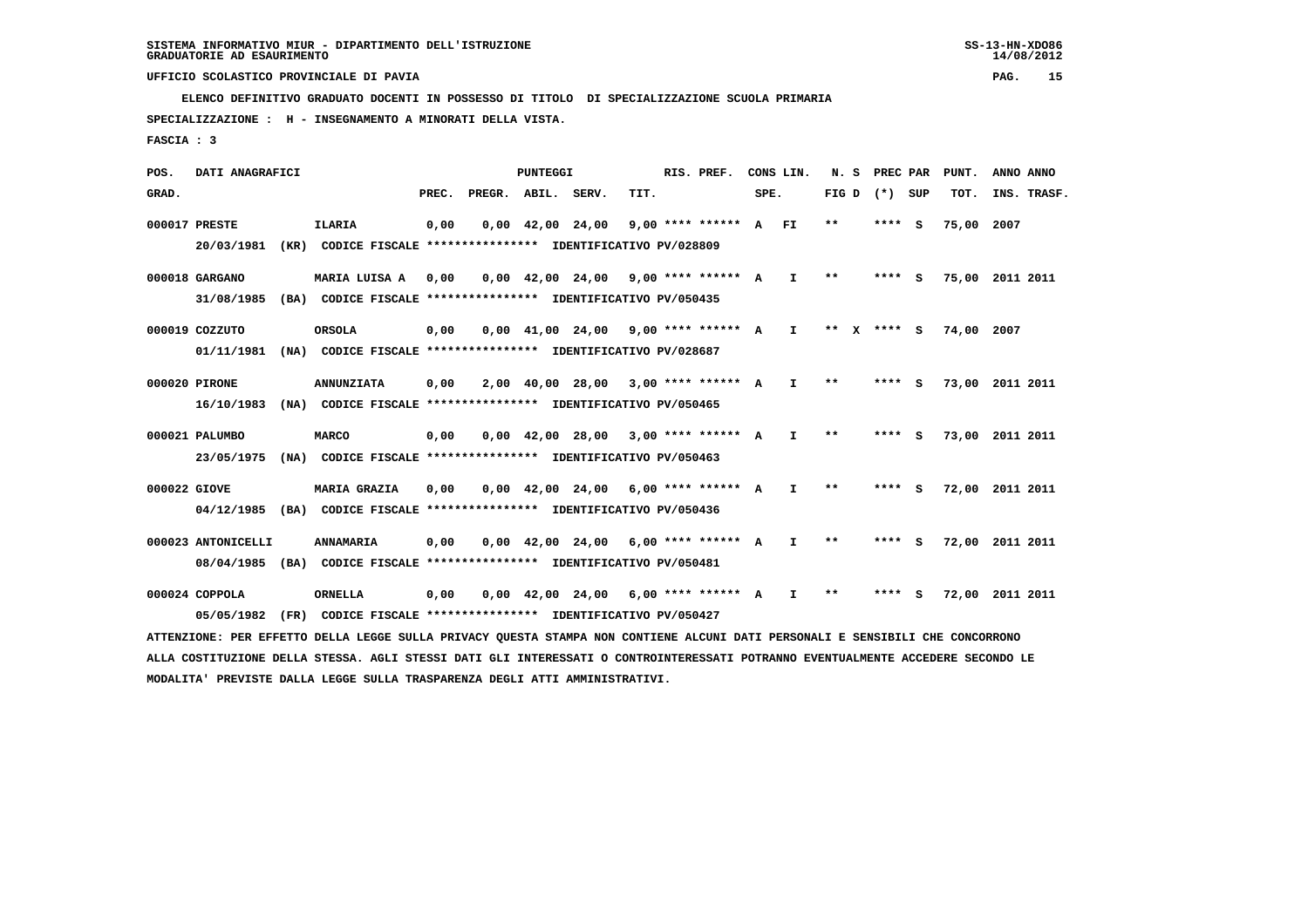SISTEMA INFORMATIVO MIUR - DIPARTIMENTO DELL'ISTRUZIONE
GRADUATORIE AD ESAURIMENTO

UFFICIO SCOLASTICO PROVINCIALE DI PAVIA

ELENCO DEFINITIVO GRADUATO DOCENTI IN POSSESSO DI TITOLO DI SPECIALIZZAZIONE SCUOLA PRIMARIA

SPECIALIZZAZIONE : H - INSEGNAMENTO A MINORATI DELLA VISTA.

FASCIA : 3

| POS. GRAD. | DATI ANAGRAFICI | | PREC. | PREGR. | ABIL. | SERV. | TIT. | RIS. PREF. | CONS SPE. | LIN. | N. S FIG D | PREC PAR (*) | SUP | PUNT. TOT. | ANNO INS. | ANNO TRASF. |
|---|---|---|---|---|---|---|---|---|---|---|---|---|---|---|---|---|
| 000017 | PRESTE | ILARIA | 0,00 | 0,00 | 42,00 | 24,00 | 9,00 | **** ****** | A | FI | ** | **** | S | 75,00 | 2007 | |
| | 20/03/1981 (KR) | CODICE FISCALE **************** IDENTIFICATIVO PV/028809 | | | | | | | | | | | | | | |
| 000018 | GARGANO | MARIA LUISA A | 0,00 | 0,00 | 42,00 | 24,00 | 9,00 | **** ****** | A | I | ** | **** | S | 75,00 | 2011 | 2011 |
| | 31/08/1985 (BA) | CODICE FISCALE **************** IDENTIFICATIVO PV/050435 | | | | | | | | | | | | | | |
| 000019 | COZZUTO | ORSOLA | 0,00 | 0,00 | 41,00 | 24,00 | 9,00 | **** ****** | A | I | ** X | **** | S | 74,00 | 2007 | |
| | 01/11/1981 (NA) | CODICE FISCALE **************** IDENTIFICATIVO PV/028687 | | | | | | | | | | | | | | |
| 000020 | PIRONE | ANNUNZIATA | 0,00 | 2,00 | 40,00 | 28,00 | 3,00 | **** ****** | A | I | ** | **** | S | 73,00 | 2011 | 2011 |
| | 16/10/1983 (NA) | CODICE FISCALE **************** IDENTIFICATIVO PV/050465 | | | | | | | | | | | | | | |
| 000021 | PALUMBO | MARCO | 0,00 | 0,00 | 42,00 | 28,00 | 3,00 | **** ****** | A | I | ** | **** | S | 73,00 | 2011 | 2011 |
| | 23/05/1975 (NA) | CODICE FISCALE **************** IDENTIFICATIVO PV/050463 | | | | | | | | | | | | | | |
| 000022 | GIOVE | MARIA GRAZIA | 0,00 | 0,00 | 42,00 | 24,00 | 6,00 | **** ****** | A | I | ** | **** | S | 72,00 | 2011 | 2011 |
| | 04/12/1985 (BA) | CODICE FISCALE **************** IDENTIFICATIVO PV/050436 | | | | | | | | | | | | | | |
| 000023 | ANTONICELLI | ANNAMARIA | 0,00 | 0,00 | 42,00 | 24,00 | 6,00 | **** ****** | A | I | ** | **** | S | 72,00 | 2011 | 2011 |
| | 08/04/1985 (BA) | CODICE FISCALE **************** IDENTIFICATIVO PV/050481 | | | | | | | | | | | | | | |
| 000024 | COPPOLA | ORNELLA | 0,00 | 0,00 | 42,00 | 24,00 | 6,00 | **** ****** | A | I | ** | **** | S | 72,00 | 2011 | 2011 |
| | 05/05/1982 (FR) | CODICE FISCALE **************** IDENTIFICATIVO PV/050427 | | | | | | | | | | | | | | |

ATTENZIONE: PER EFFETTO DELLA LEGGE SULLA PRIVACY QUESTA STAMPA NON CONTIENE ALCUNI DATI PERSONALI E SENSIBILI CHE CONCORRONO ALLA COSTITUZIONE DELLA STESSA. AGLI STESSI DATI GLI INTERESSATI O CONTROINTERESSATI POTRANNO EVENTUALMENTE ACCEDERE SECONDO LE MODALITA' PREVISTE DALLA LEGGE SULLA TRASPARENZA DEGLI ATTI AMMINISTRATIVI.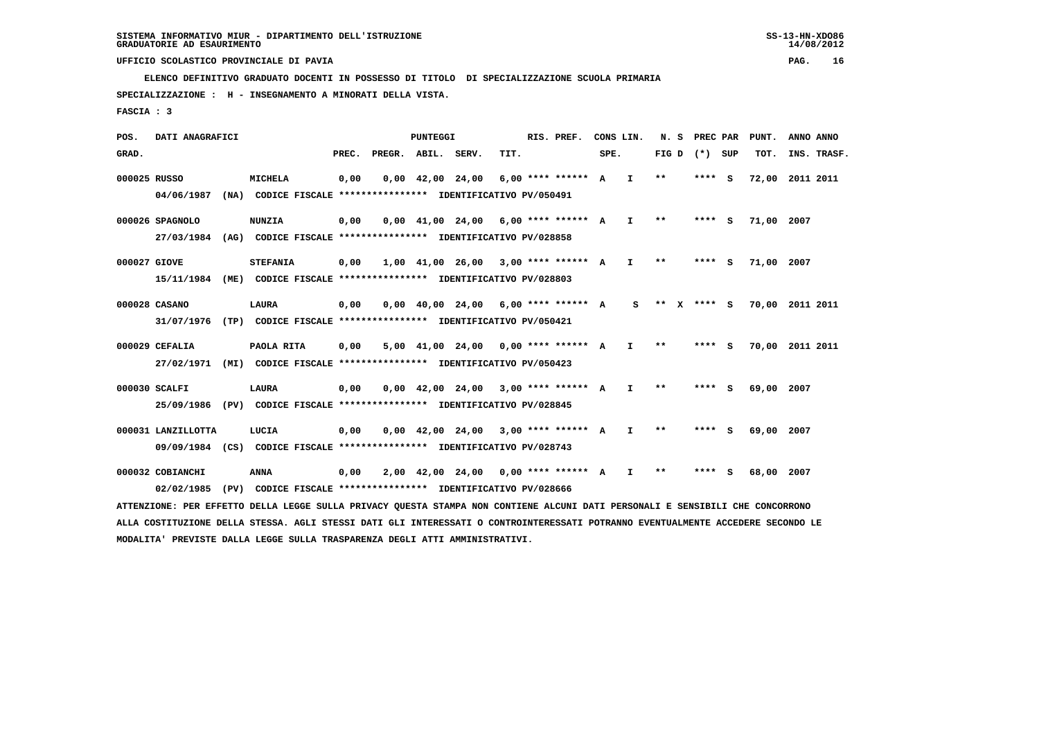SISTEMA INFORMATIVO MIUR - DIPARTIMENTO DELL'ISTRUZIONE
GRADUATORIE AD ESAURIMENTO

UFFICIO SCOLASTICO PROVINCIALE DI PAVIA

ELENCO DEFINITIVO GRADUATO DOCENTI IN POSSESSO DI TITOLO DI SPECIALIZZAZIONE SCUOLA PRIMARIA

SPECIALIZZAZIONE : H - INSEGNAMENTO A MINORATI DELLA VISTA.

FASCIA : 3

| POS. GRAD. | DATI ANAGRAFICI | | PREC. | PREGR. | ABIL. | SERV. | TIT. | RIS. PREF. | CONS LIN. SPE. | | N. S FIG D | PREC PAR (*) | SUP | PUNT. TOT. | ANNO INS. | ANNO TRASF. |
|---|---|---|---|---|---|---|---|---|---|---|---|---|---|---|---|---|
| 000025 | RUSSO | MICHELA | 0,00 | 0,00 | 42,00 | 24,00 | 6,00 | **** ****** | A | I | ** | **** | S | 72,00 | 2011 | 2011 |
| | 04/06/1987 (NA) CODICE FISCALE **************** IDENTIFICATIVO PV/050491 | | | | | | | | | | | | | | | |
| 000026 | SPAGNOLO | NUNZIA | 0,00 | 0,00 | 41,00 | 24,00 | 6,00 | **** ****** | A | I | ** | **** | S | 71,00 | 2007 | |
| | 27/03/1984 (AG) CODICE FISCALE **************** IDENTIFICATIVO PV/028858 | | | | | | | | | | | | | | | |
| 000027 | GIOVE | STEFANIA | 0,00 | 1,00 | 41,00 | 26,00 | 3,00 | **** ****** | A | I | ** | **** | S | 71,00 | 2007 | |
| | 15/11/1984 (ME) CODICE FISCALE **************** IDENTIFICATIVO PV/028803 | | | | | | | | | | | | | | | |
| 000028 | CASANO | LAURA | 0,00 | 0,00 | 40,00 | 24,00 | 6,00 | **** ****** | A | S | ** X | **** | S | 70,00 | 2011 | 2011 |
| | 31/07/1976 (TP) CODICE FISCALE **************** IDENTIFICATIVO PV/050421 | | | | | | | | | | | | | | | |
| 000029 | CEFALIA | PAOLA RITA | 0,00 | 5,00 | 41,00 | 24,00 | 0,00 | **** ****** | A | I | ** | **** | S | 70,00 | 2011 | 2011 |
| | 27/02/1971 (MI) CODICE FISCALE **************** IDENTIFICATIVO PV/050423 | | | | | | | | | | | | | | | |
| 000030 | SCALFI | LAURA | 0,00 | 0,00 | 42,00 | 24,00 | 3,00 | **** ****** | A | I | ** | **** | S | 69,00 | 2007 | |
| | 25/09/1986 (PV) CODICE FISCALE **************** IDENTIFICATIVO PV/028845 | | | | | | | | | | | | | | | |
| 000031 | LANZILLOTTA | LUCIA | 0,00 | 0,00 | 42,00 | 24,00 | 3,00 | **** ****** | A | I | ** | **** | S | 69,00 | 2007 | |
| | 09/09/1984 (CS) CODICE FISCALE **************** IDENTIFICATIVO PV/028743 | | | | | | | | | | | | | | | |
| 000032 | COBIANCHI | ANNA | 0,00 | 2,00 | 42,00 | 24,00 | 0,00 | **** ****** | A | I | ** | **** | S | 68,00 | 2007 | |
| | 02/02/1985 (PV) CODICE FISCALE **************** IDENTIFICATIVO PV/028666 | | | | | | | | | | | | | | | |

ATTENZIONE: PER EFFETTO DELLA LEGGE SULLA PRIVACY QUESTA STAMPA NON CONTIENE ALCUNI DATI PERSONALI E SENSIBILI CHE CONCORRONO ALLA COSTITUZIONE DELLA STESSA. AGLI STESSI DATI GLI INTERESSATI O CONTROINTERESSATI POTRANNO EVENTUALMENTE ACCEDERE SECONDO LE MODALITA' PREVISTE DALLA LEGGE SULLA TRASPARENZA DEGLI ATTI AMMINISTRATIVI.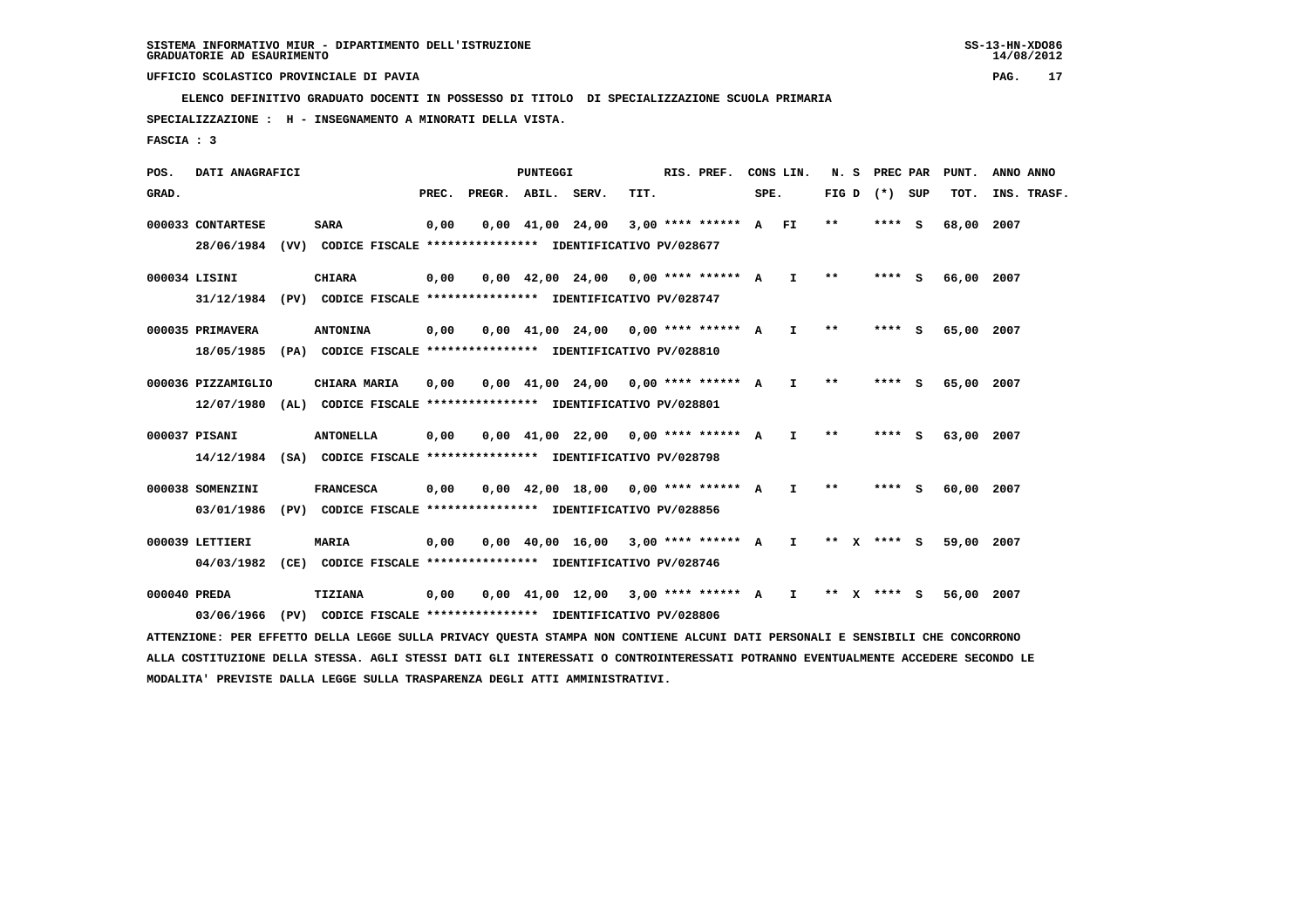SISTEMA INFORMATIVO MIUR - DIPARTIMENTO DELL'ISTRUZIONE
GRADUATORIE AD ESAURIMENTO

UFFICIO SCOLASTICO PROVINCIALE DI PAVIA

ELENCO DEFINITIVO GRADUATO DOCENTI IN POSSESSO DI TITOLO DI SPECIALIZZAZIONE SCUOLA PRIMARIA

SPECIALIZZAZIONE : H - INSEGNAMENTO A MINORATI DELLA VISTA.

FASCIA : 3

| POS. GRAD. | DATI ANAGRAFICI | | PREC. | PREGR. | ABIL. | SERV. | TIT. | RIS. PREF. | CONS LIN. SPE. | | N. S FIG D | PREC PAR (*) | SUP | PUNT. TOT. | ANNO INS. | ANNO TRASF. |
|---|---|---|---|---|---|---|---|---|---|---|---|---|---|---|---|---|
| 000033 | CONTARTESE | SARA | 0,00 | 0,00 | 41,00 | 24,00 | 3,00 | **** ****** | A | FI | ** | **** | S | 68,00 | 2007 | |
| | 28/06/1984 (VV) CODICE FISCALE **************** IDENTIFICATIVO PV/028677 | | | | | | | | | | | | | | | |
| 000034 | LISINI | CHIARA | 0,00 | 0,00 | 42,00 | 24,00 | 0,00 | **** ****** | A | I | ** | **** | S | 66,00 | 2007 | |
| | 31/12/1984 (PV) CODICE FISCALE **************** IDENTIFICATIVO PV/028747 | | | | | | | | | | | | | | | |
| 000035 | PRIMAVERA | ANTONINA | 0,00 | 0,00 | 41,00 | 24,00 | 0,00 | **** ****** | A | I | ** | **** | S | 65,00 | 2007 | |
| | 18/05/1985 (PA) CODICE FISCALE **************** IDENTIFICATIVO PV/028810 | | | | | | | | | | | | | | | |
| 000036 | PIZZAMIGLIO | CHIARA MARIA | 0,00 | 0,00 | 41,00 | 24,00 | 0,00 | **** ****** | A | I | ** | **** | S | 65,00 | 2007 | |
| | 12/07/1980 (AL) CODICE FISCALE **************** IDENTIFICATIVO PV/028801 | | | | | | | | | | | | | | | |
| 000037 | PISANI | ANTONELLA | 0,00 | 0,00 | 41,00 | 22,00 | 0,00 | **** ****** | A | I | ** | **** | S | 63,00 | 2007 | |
| | 14/12/1984 (SA) CODICE FISCALE **************** IDENTIFICATIVO PV/028798 | | | | | | | | | | | | | | | |
| 000038 | SOMENZINI | FRANCESCA | 0,00 | 0,00 | 42,00 | 18,00 | 0,00 | **** ****** | A | I | ** | **** | S | 60,00 | 2007 | |
| | 03/01/1986 (PV) CODICE FISCALE **************** IDENTIFICATIVO PV/028856 | | | | | | | | | | | | | | | |
| 000039 | LETTIERI | MARIA | 0,00 | 0,00 | 40,00 | 16,00 | 3,00 | **** ****** | A | I | ** X | **** | S | 59,00 | 2007 | |
| | 04/03/1982 (CE) CODICE FISCALE **************** IDENTIFICATIVO PV/028746 | | | | | | | | | | | | | | | |
| 000040 | PREDA | TIZIANA | 0,00 | 0,00 | 41,00 | 12,00 | 3,00 | **** ****** | A | I | ** X | **** | S | 56,00 | 2007 | |
| | 03/06/1966 (PV) CODICE FISCALE **************** IDENTIFICATIVO PV/028806 | | | | | | | | | | | | | | | |

ATTENZIONE: PER EFFETTO DELLA LEGGE SULLA PRIVACY QUESTA STAMPA NON CONTIENE ALCUNI DATI PERSONALI E SENSIBILI CHE CONCORRONO ALLA COSTITUZIONE DELLA STESSA. AGLI STESSI DATI GLI INTERESSATI O CONTROINTERESSATI POTRANNO EVENTUALMENTE ACCEDERE SECONDO LE MODALITA' PREVISTE DALLA LEGGE SULLA TRASPARENZA DEGLI ATTI AMMINISTRATIVI.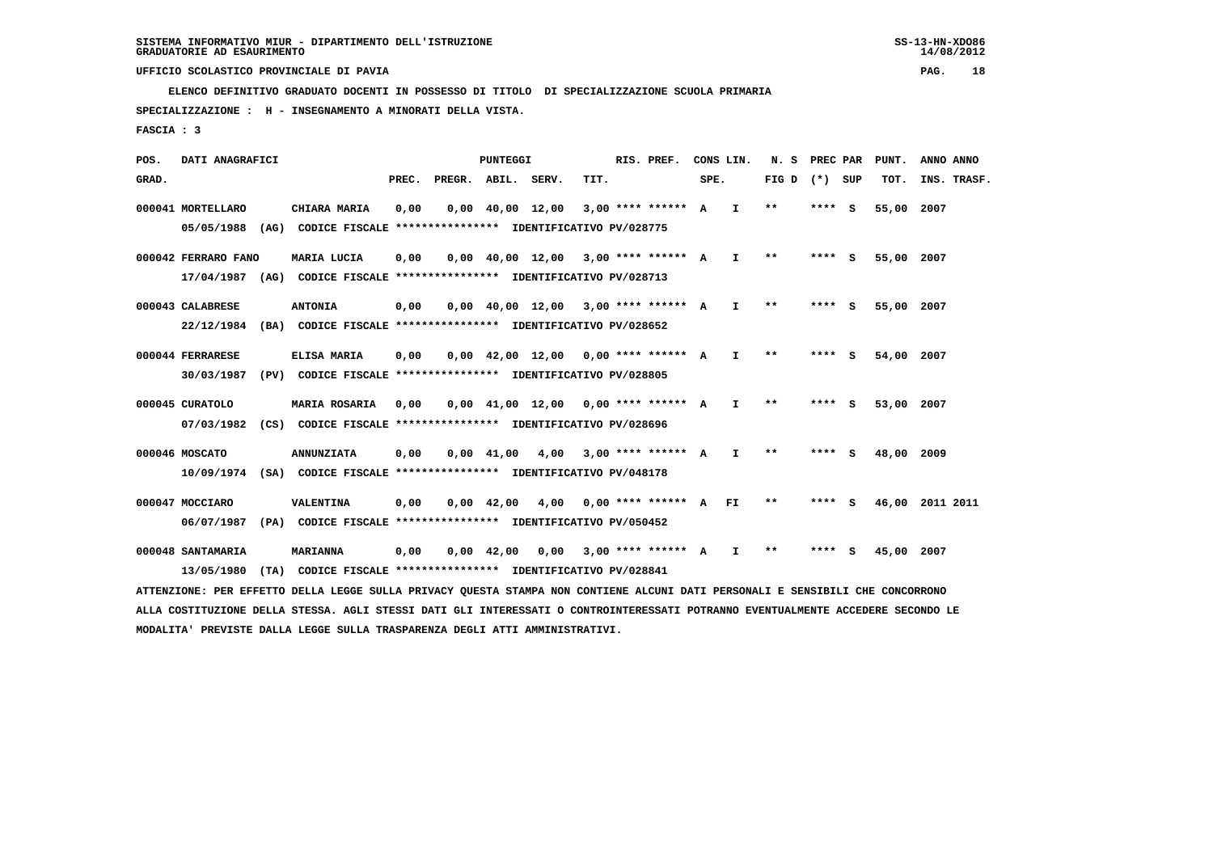SISTEMA INFORMATIVO MIUR - DIPARTIMENTO DELL'ISTRUZIONE
GRADUATORIE AD ESAURIMENTO

UFFICIO SCOLASTICO PROVINCIALE DI PAVIA

ELENCO DEFINITIVO GRADUATO DOCENTI IN POSSESSO DI TITOLO DI SPECIALIZZAZIONE SCUOLA PRIMARIA

SPECIALIZZAZIONE : H - INSEGNAMENTO A MINORATI DELLA VISTA.

FASCIA : 3

| POS. GRAD. | DATI ANAGRAFICI | | PREC. | PREGR. | ABIL. | SERV. | TIT. | RIS. PREF. | CONS LIN. SPE. | | N. S FIG D | PREC PAR (*) | SUP | PUNT. TOT. | ANNO INS. | ANNO TRASF. |
|---|---|---|---|---|---|---|---|---|---|---|---|---|---|---|---|---|
| 000041 | MORTELLARO | CHIARA MARIA | 0,00 | 0,00 | 40,00 | 12,00 | 3,00 | **** ****** | A | I | ** | **** | S | 55,00 | 2007 | |
| | 05/05/1988 (AG) CODICE FISCALE **************** IDENTIFICATIVO PV/028775 | | | | | | | | | | | | | | | |
| 000042 | FERRARO FANO | MARIA LUCIA | 0,00 | 0,00 | 40,00 | 12,00 | 3,00 | **** ****** | A | I | ** | **** | S | 55,00 | 2007 | |
| | 17/04/1987 (AG) CODICE FISCALE **************** IDENTIFICATIVO PV/028713 | | | | | | | | | | | | | | | |
| 000043 | CALABRESE | ANTONIA | 0,00 | 0,00 | 40,00 | 12,00 | 3,00 | **** ****** | A | I | ** | **** | S | 55,00 | 2007 | |
| | 22/12/1984 (BA) CODICE FISCALE **************** IDENTIFICATIVO PV/028652 | | | | | | | | | | | | | | | |
| 000044 | FERRARESE | ELISA MARIA | 0,00 | 0,00 | 42,00 | 12,00 | 0,00 | **** ****** | A | I | ** | **** | S | 54,00 | 2007 | |
| | 30/03/1987 (PV) CODICE FISCALE **************** IDENTIFICATIVO PV/028805 | | | | | | | | | | | | | | | |
| 000045 | CURATOLO | MARIA ROSARIA | 0,00 | 0,00 | 41,00 | 12,00 | 0,00 | **** ****** | A | I | ** | **** | S | 53,00 | 2007 | |
| | 07/03/1982 (CS) CODICE FISCALE **************** IDENTIFICATIVO PV/028696 | | | | | | | | | | | | | | | |
| 000046 | MOSCATO | ANNUNZIATA | 0,00 | 0,00 | 41,00 | 4,00 | 3,00 | **** ****** | A | I | ** | **** | S | 48,00 | 2009 | |
| | 10/09/1974 (SA) CODICE FISCALE **************** IDENTIFICATIVO PV/048178 | | | | | | | | | | | | | | | |
| 000047 | MOCCIARO | VALENTINA | 0,00 | 0,00 | 42,00 | 4,00 | 0,00 | **** ****** | A | FI | ** | **** | S | 46,00 | 2011 | 2011 |
| | 06/07/1987 (PA) CODICE FISCALE **************** IDENTIFICATIVO PV/050452 | | | | | | | | | | | | | | | |
| 000048 | SANTAMARIA | MARIANNA | 0,00 | 0,00 | 42,00 | 0,00 | 3,00 | **** ****** | A | I | ** | **** | S | 45,00 | 2007 | |
| | 13/05/1980 (TA) CODICE FISCALE **************** IDENTIFICATIVO PV/028841 | | | | | | | | | | | | | | | |

ATTENZIONE: PER EFFETTO DELLA LEGGE SULLA PRIVACY QUESTA STAMPA NON CONTIENE ALCUNI DATI PERSONALI E SENSIBILI CHE CONCORRONO ALLA COSTITUZIONE DELLA STESSA. AGLI STESSI DATI GLI INTERESSATI O CONTROINTERESSATI POTRANNO EVENTUALMENTE ACCEDERE SECONDO LE MODALITA' PREVISTE DALLA LEGGE SULLA TRASPARENZA DEGLI ATTI AMMINISTRATIVI.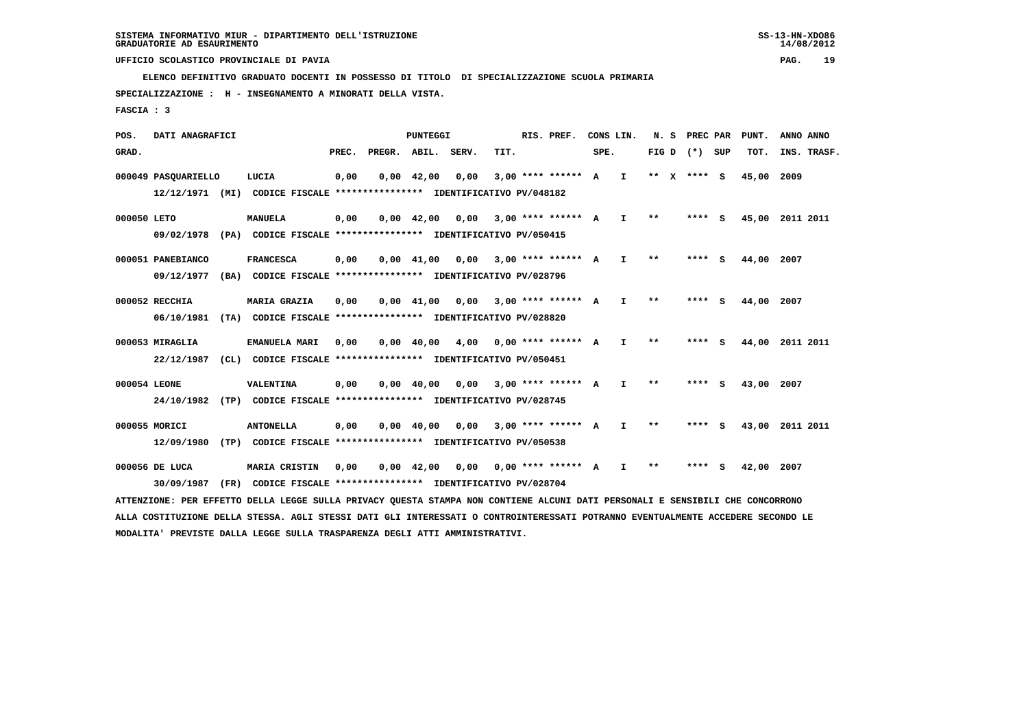SISTEMA INFORMATIVO MIUR - DIPARTIMENTO DELL'ISTRUZIONE
GRADUATORIE AD ESAURIMENTO

UFFICIO SCOLASTICO PROVINCIALE DI PAVIA

ELENCO DEFINITIVO GRADUATO DOCENTI IN POSSESSO DI TITOLO DI SPECIALIZZAZIONE SCUOLA PRIMARIA

SPECIALIZZAZIONE : H - INSEGNAMENTO A MINORATI DELLA VISTA.

FASCIA : 3

| POS. GRAD. | DATI ANAGRAFICI | | PREC. | PREGR. | ABIL. | SERV. | TIT. | RIS. PREF. | CONS LIN. SPE. | | N. S FIG D | PREC PAR (*) SUP | PUNT. TOT. | ANNO INS. | ANNO TRASF. |
|---|---|---|---|---|---|---|---|---|---|---|---|---|---|---|---|
| 000049 | PASQUARIELLO | LUCIA | 0,00 | 0,00 | 42,00 | 0,00 | 3,00 | **** ****** | A | I | ** X | **** S | 45,00 | 2009 | |
| | 12/12/1971 (MI) | CODICE FISCALE **************** IDENTIFICATIVO PV/048182 | | | | | | | | | | | | | |
| 000050 | LETO | MANUELA | 0,00 | 0,00 | 42,00 | 0,00 | 3,00 | **** ****** | A | I | ** | **** S | 45,00 | 2011 | 2011 |
| | 09/02/1978 (PA) | CODICE FISCALE **************** IDENTIFICATIVO PV/050415 | | | | | | | | | | | | | |
| 000051 | PANEBIANCO | FRANCESCA | 0,00 | 0,00 | 41,00 | 0,00 | 3,00 | **** ****** | A | I | ** | **** S | 44,00 | 2007 | |
| | 09/12/1977 (BA) | CODICE FISCALE **************** IDENTIFICATIVO PV/028796 | | | | | | | | | | | | | |
| 000052 | RECCHIA | MARIA GRAZIA | 0,00 | 0,00 | 41,00 | 0,00 | 3,00 | **** ****** | A | I | ** | **** S | 44,00 | 2007 | |
| | 06/10/1981 (TA) | CODICE FISCALE **************** IDENTIFICATIVO PV/028820 | | | | | | | | | | | | | |
| 000053 | MIRAGLIA | EMANUELA MARI | 0,00 | 0,00 | 40,00 | 4,00 | 0,00 | **** ****** | A | I | ** | **** S | 44,00 | 2011 | 2011 |
| | 22/12/1987 (CL) | CODICE FISCALE **************** IDENTIFICATIVO PV/050451 | | | | | | | | | | | | | |
| 000054 | LEONE | VALENTINA | 0,00 | 0,00 | 40,00 | 0,00 | 3,00 | **** ****** | A | I | ** | **** S | 43,00 | 2007 | |
| | 24/10/1982 (TP) | CODICE FISCALE **************** IDENTIFICATIVO PV/028745 | | | | | | | | | | | | | |
| 000055 | MORICI | ANTONELLA | 0,00 | 0,00 | 40,00 | 0,00 | 3,00 | **** ****** | A | I | ** | **** S | 43,00 | 2011 | 2011 |
| | 12/09/1980 (TP) | CODICE FISCALE **************** IDENTIFICATIVO PV/050538 | | | | | | | | | | | | | |
| 000056 | DE LUCA | MARIA CRISTIN | 0,00 | 0,00 | 42,00 | 0,00 | 0,00 | **** ****** | A | I | ** | **** S | 42,00 | 2007 | |
| | 30/09/1987 (FR) | CODICE FISCALE **************** IDENTIFICATIVO PV/028704 | | | | | | | | | | | | | |

ATTENZIONE: PER EFFETTO DELLA LEGGE SULLA PRIVACY QUESTA STAMPA NON CONTIENE ALCUNI DATI PERSONALI E SENSIBILI CHE CONCORRONO ALLA COSTITUZIONE DELLA STESSA. AGLI STESSI DATI GLI INTERESSATI O CONTROINTERESSATI POTRANNO EVENTUALMENTE ACCEDERE SECONDO LE MODALITA' PREVISTE DALLA LEGGE SULLA TRASPARENZA DEGLI ATTI AMMINISTRATIVI.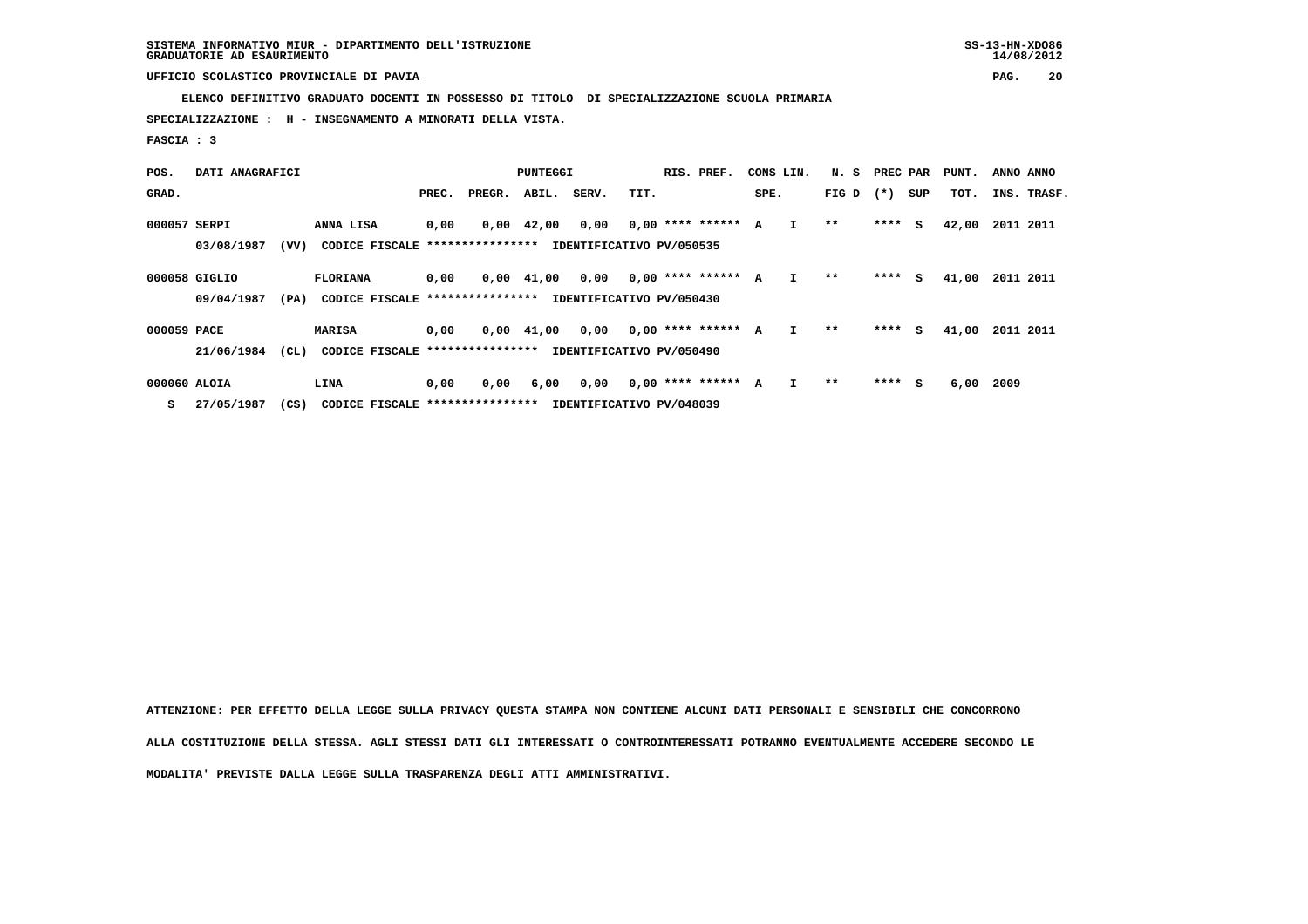SISTEMA INFORMATIVO MIUR - DIPARTIMENTO DELL'ISTRUZIONE
GRADUATORIE AD ESAURIMENTO

UFFICIO SCOLASTICO PROVINCIALE DI PAVIA

**ELENCO DEFINITIVO GRADUATO DOCENTI IN POSSESSO DI TITOLO DI SPECIALIZZAZIONE SCUOLA PRIMARIA**

**SPECIALIZZAZIONE : H - INSEGNAMENTO A MINORATI DELLA VISTA.**

**FASCIA : 3**

| POS. GRAD. | DATI ANAGRAFICI | | PUNTEGGI PREC. | PREGR. | ABIL. | SERV. | TIT. | RIS. PREF. | CONS SPE. | LIN. | N. S FIG D | PREC PAR (*) | SUP | PUNT. TOT. | ANNO INS. | ANNO TRASF. |
|---|---|---|---|---|---|---|---|---|---|---|---|---|---|---|---|---|
| 000057 | SERPI | ANNA LISA | 0,00 | 0,00 | 42,00 | 0,00 | 0,00 | **** ****** | A | I | ** | **** | S | 42,00 | 2011 | 2011 |
| | 03/08/1987 (VV) | CODICE FISCALE **************** IDENTIFICATIVO PV/050535 | | | | | | | | | | | | | | |
| 000058 | GIGLIO | FLORIANA | 0,00 | 0,00 | 41,00 | 0,00 | 0,00 | **** ****** | A | I | ** | **** | S | 41,00 | 2011 | 2011 |
| | 09/04/1987 (PA) | CODICE FISCALE **************** IDENTIFICATIVO PV/050430 | | | | | | | | | | | | | | |
| 000059 | PACE | MARISA | 0,00 | 0,00 | 41,00 | 0,00 | 0,00 | **** ****** | A | I | ** | **** | S | 41,00 | 2011 | 2011 |
| | 21/06/1984 (CL) | CODICE FISCALE **************** IDENTIFICATIVO PV/050490 | | | | | | | | | | | | | | |
| 000060 | ALOIA | LINA | 0,00 | 0,00 | 6,00 | 0,00 | 0,00 | **** ****** | A | I | ** | **** | S | 6,00 | 2009 | |
| S | 27/05/1987 (CS) | CODICE FISCALE **************** IDENTIFICATIVO PV/048039 | | | | | | | | | | | | | | |

ATTENZIONE: PER EFFETTO DELLA LEGGE SULLA PRIVACY QUESTA STAMPA NON CONTIENE ALCUNI DATI PERSONALI E SENSIBILI CHE CONCORRONO ALLA COSTITUZIONE DELLA STESSA. AGLI STESSI DATI GLI INTERESSATI O CONTROINTERESSATI POTRANNO EVENTUALMENTE ACCEDERE SECONDO LE MODALITA' PREVISTE DALLA LEGGE SULLA TRASPARENZA DEGLI ATTI AMMINISTRATIVI.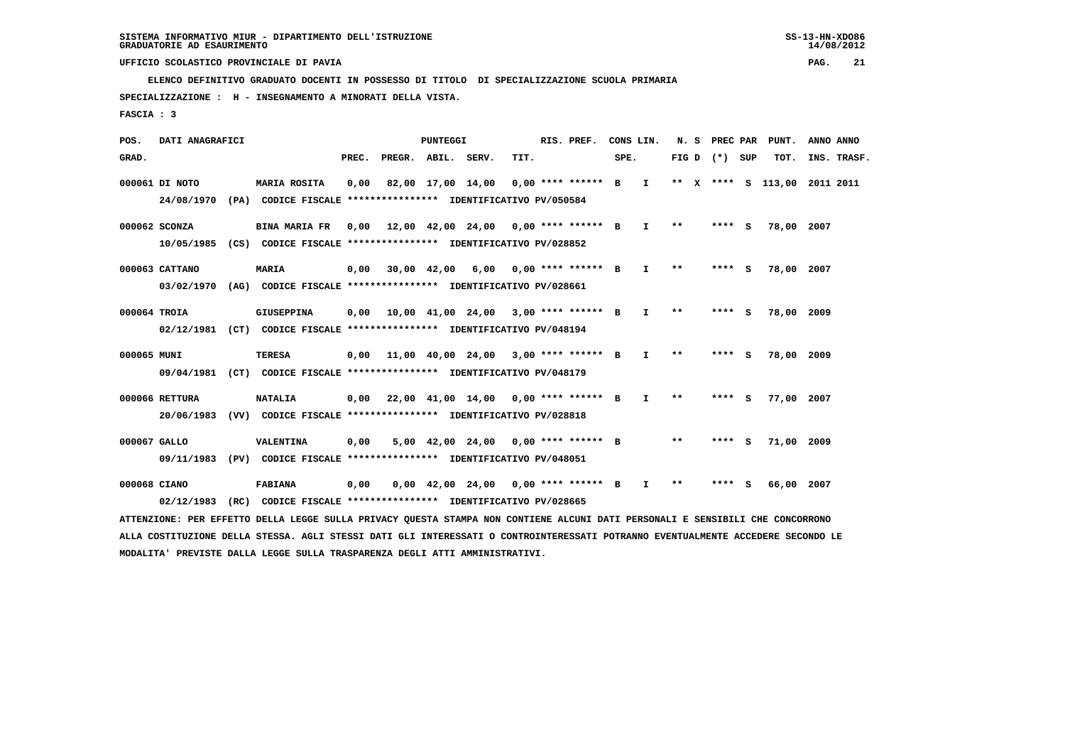SISTEMA INFORMATIVO MIUR - DIPARTIMENTO DELL'ISTRUZIONE
GRADUATORIE AD ESAURIMENTO

UFFICIO SCOLASTICO PROVINCIALE DI PAVIA

ELENCO DEFINITIVO GRADUATO DOCENTI IN POSSESSO DI TITOLO DI SPECIALIZZAZIONE SCUOLA PRIMARIA

SPECIALIZZAZIONE : H - INSEGNAMENTO A MINORATI DELLA VISTA.

FASCIA : 3

| POS. GRAD. | DATI ANAGRAFICI | | PREC. | PREGR. | ABIL. | SERV. | TIT. | RIS. PREF. | CONS SPE. | LIN. | N. S FIG D | PREC PAR (*) SUP | PUNT. TOT. | ANNO INS. | ANNO TRASF. |
|---|---|---|---|---|---|---|---|---|---|---|---|---|---|---|---|
| 000061 | DI NOTO | MARIA ROSITA | 0,00 | 82,00 | 17,00 | 14,00 | 0,00 | **** ****** | B | I | ** X | **** S | 113,00 | 2011 | 2011 |
| | 24/08/1970 (PA) | CODICE FISCALE **************** IDENTIFICATIVO PV/050584 | | | | | | | | | | | | | |
| 000062 | SCONZA | BINA MARIA FR | 0,00 | 12,00 | 42,00 | 24,00 | 0,00 | **** ****** | B | I | ** | **** S | 78,00 | 2007 | |
| | 10/05/1985 (CS) | CODICE FISCALE **************** IDENTIFICATIVO PV/028852 | | | | | | | | | | | | | |
| 000063 | CATTANO | MARIA | 0,00 | 30,00 | 42,00 | 6,00 | 0,00 | **** ****** | B | I | ** | **** S | 78,00 | 2007 | |
| | 03/02/1970 (AG) | CODICE FISCALE **************** IDENTIFICATIVO PV/028661 | | | | | | | | | | | | | |
| 000064 | TROIA | GIUSEPPINA | 0,00 | 10,00 | 41,00 | 24,00 | 3,00 | **** ****** | B | I | ** | **** S | 78,00 | 2009 | |
| | 02/12/1981 (CT) | CODICE FISCALE **************** IDENTIFICATIVO PV/048194 | | | | | | | | | | | | | |
| 000065 | MUNI | TERESA | 0,00 | 11,00 | 40,00 | 24,00 | 3,00 | **** ****** | B | I | ** | **** S | 78,00 | 2009 | |
| | 09/04/1981 (CT) | CODICE FISCALE **************** IDENTIFICATIVO PV/048179 | | | | | | | | | | | | | |
| 000066 | RETTURA | NATALIA | 0,00 | 22,00 | 41,00 | 14,00 | 0,00 | **** ****** | B | I | ** | **** S | 77,00 | 2007 | |
| | 20/06/1983 (VV) | CODICE FISCALE **************** IDENTIFICATIVO PV/028818 | | | | | | | | | | | | | |
| 000067 | GALLO | VALENTINA | 0,00 | 5,00 | 42,00 | 24,00 | 0,00 | **** ****** | B | | ** | **** S | 71,00 | 2009 | |
| | 09/11/1983 (PV) | CODICE FISCALE **************** IDENTIFICATIVO PV/048051 | | | | | | | | | | | | | |
| 000068 | CIANO | FABIANA | 0,00 | 0,00 | 42,00 | 24,00 | 0,00 | **** ****** | B | I | ** | **** S | 66,00 | 2007 | |
| | 02/12/1983 (RC) | CODICE FISCALE **************** IDENTIFICATIVO PV/028665 | | | | | | | | | | | | | |

ATTENZIONE: PER EFFETTO DELLA LEGGE SULLA PRIVACY QUESTA STAMPA NON CONTIENE ALCUNI DATI PERSONALI E SENSIBILI CHE CONCORRONO ALLA COSTITUZIONE DELLA STESSA. AGLI STESSI DATI GLI INTERESSATI O CONTROINTERESSATI POTRANNO EVENTUALMENTE ACCEDERE SECONDO LE MODALITA' PREVISTE DALLA LEGGE SULLA TRASPARENZA DEGLI ATTI AMMINISTRATIVI.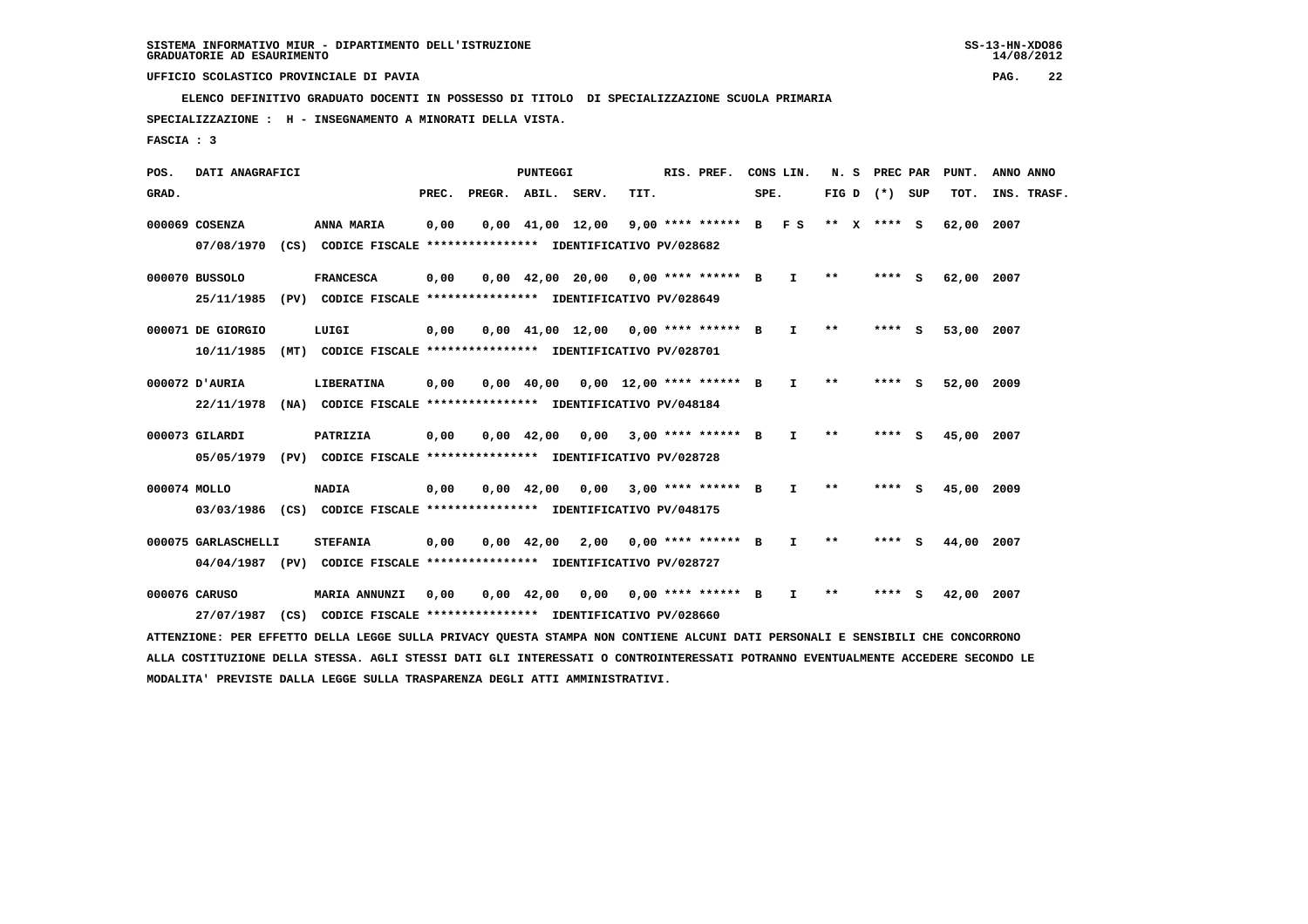SISTEMA INFORMATIVO MIUR - DIPARTIMENTO DELL'ISTRUZIONE
GRADUATORIE AD ESAURIMENTO

UFFICIO SCOLASTICO PROVINCIALE DI PAVIA

ELENCO DEFINITIVO GRADUATO DOCENTI IN POSSESSO DI TITOLO DI SPECIALIZZAZIONE SCUOLA PRIMARIA

SPECIALIZZAZIONE : H - INSEGNAMENTO A MINORATI DELLA VISTA.

FASCIA : 3

| POS. GRAD. | DATI ANAGRAFICI | | PREC. | PREGR. | ABIL. | SERV. | TIT. | RIS. PREF. | SPE. | CONS LIN. | N. S FIG D | PREC PAR (*) | SUP | PUNT. TOT. | ANNO INS. | ANNO TRASF. |
|---|---|---|---|---|---|---|---|---|---|---|---|---|---|---|---|---|
| 000069 | COSENZA | ANNA MARIA | 0,00 | 0,00 | 41,00 | 12,00 | 9,00 | **** ****** | B | F S | ** X | **** | S | 62,00 | 2007 | |
| | 07/08/1970 (CS) CODICE FISCALE **************** IDENTIFICATIVO PV/028682 | | | | | | | | | | | | | | | |
| 000070 | BUSSOLO | FRANCESCA | 0,00 | 0,00 | 42,00 | 20,00 | 0,00 | **** ****** | B | I | ** | **** | S | 62,00 | 2007 | |
| | 25/11/1985 (PV) CODICE FISCALE **************** IDENTIFICATIVO PV/028649 | | | | | | | | | | | | | | | |
| 000071 | DE GIORGIO | LUIGI | 0,00 | 0,00 | 41,00 | 12,00 | 0,00 | **** ****** | B | I | ** | **** | S | 53,00 | 2007 | |
| | 10/11/1985 (MT) CODICE FISCALE **************** IDENTIFICATIVO PV/028701 | | | | | | | | | | | | | | | |
| 000072 | D'AURIA | LIBERATINA | 0,00 | 0,00 | 40,00 | 0,00 | 12,00 | **** ****** | B | I | ** | **** | S | 52,00 | 2009 | |
| | 22/11/1978 (NA) CODICE FISCALE **************** IDENTIFICATIVO PV/048184 | | | | | | | | | | | | | | | |
| 000073 | GILARDI | PATRIZIA | 0,00 | 0,00 | 42,00 | 0,00 | 3,00 | **** ****** | B | I | ** | **** | S | 45,00 | 2007 | |
| | 05/05/1979 (PV) CODICE FISCALE **************** IDENTIFICATIVO PV/028728 | | | | | | | | | | | | | | | |
| 000074 | MOLLO | NADIA | 0,00 | 0,00 | 42,00 | 0,00 | 3,00 | **** ****** | B | I | ** | **** | S | 45,00 | 2009 | |
| | 03/03/1986 (CS) CODICE FISCALE **************** IDENTIFICATIVO PV/048175 | | | | | | | | | | | | | | | |
| 000075 | GARLASCHELLI | STEFANIA | 0,00 | 0,00 | 42,00 | 2,00 | 0,00 | **** ****** | B | I | ** | **** | S | 44,00 | 2007 | |
| | 04/04/1987 (PV) CODICE FISCALE **************** IDENTIFICATIVO PV/028727 | | | | | | | | | | | | | | | |
| 000076 | CARUSO | MARIA ANNUNZI | 0,00 | 0,00 | 42,00 | 0,00 | 0,00 | **** ****** | B | I | ** | **** | S | 42,00 | 2007 | |
| | 27/07/1987 (CS) CODICE FISCALE **************** IDENTIFICATIVO PV/028660 | | | | | | | | | | | | | | | |

ATTENZIONE: PER EFFETTO DELLA LEGGE SULLA PRIVACY QUESTA STAMPA NON CONTIENE ALCUNI DATI PERSONALI E SENSIBILI CHE CONCORRONO ALLA COSTITUZIONE DELLA STESSA. AGLI STESSI DATI GLI INTERESSATI O CONTROINTERESSATI POTRANNO EVENTUALMENTE ACCEDERE SECONDO LE MODALITA' PREVISTE DALLA LEGGE SULLA TRASPARENZA DEGLI ATTI AMMINISTRATIVI.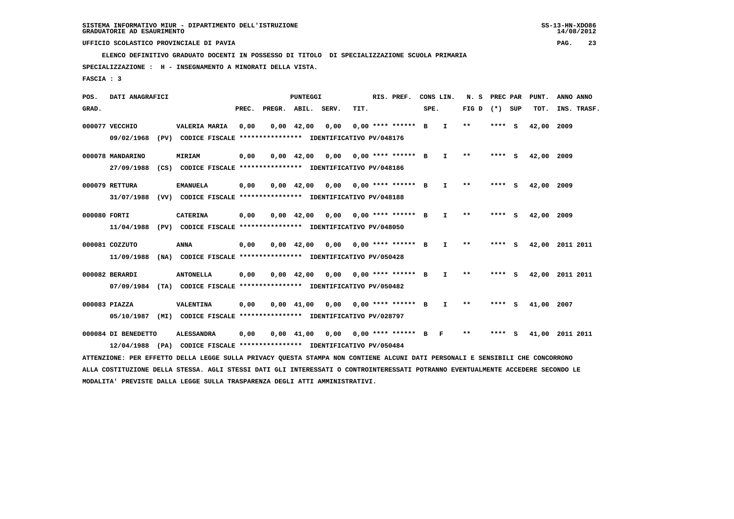SISTEMA INFORMATIVO MIUR - DIPARTIMENTO DELL'ISTRUZIONE
GRADUATORIE AD ESAURIMENTO

UFFICIO SCOLASTICO PROVINCIALE DI PAVIA

ELENCO DEFINITIVO GRADUATO DOCENTI IN POSSESSO DI TITOLO DI SPECIALIZZAZIONE SCUOLA PRIMARIA

SPECIALIZZAZIONE : H - INSEGNAMENTO A MINORATI DELLA VISTA.

FASCIA : 3

| POS. GRAD. | DATI ANAGRAFICI | | PUNTEGGI PREC. | PREGR. | ABIL. | SERV. | TIT. | RIS. PREF. | CONS LIN. SPE. | | N. S FIG D | PREC PAR (*) | SUP | PUNT. TOT. | ANNO INS. | ANNO TRASF. |
|---|---|---|---|---|---|---|---|---|---|---|---|---|---|---|---|---|
| 000077 | VECCHIO | VALERIA MARIA | 0,00 | 0,00 | 42,00 | 0,00 | 0,00 | **** ****** | B | I | ** | **** | S | 42,00 | 2009 | |
| | 09/02/1968 (PV) CODICE FISCALE **************** IDENTIFICATIVO PV/048176 | | | | | | | | | | | | | | | |
| 000078 | MANDARINO | MIRIAM | 0,00 | 0,00 | 42,00 | 0,00 | 0,00 | **** ****** | B | I | ** | **** | S | 42,00 | 2009 | |
| | 27/09/1988 (CS) CODICE FISCALE **************** IDENTIFICATIVO PV/048186 | | | | | | | | | | | | | | | |
| 000079 | RETTURA | EMANUELA | 0,00 | 0,00 | 42,00 | 0,00 | 0,00 | **** ****** | B | I | ** | **** | S | 42,00 | 2009 | |
| | 31/07/1988 (VV) CODICE FISCALE **************** IDENTIFICATIVO PV/048188 | | | | | | | | | | | | | | | |
| 000080 | FORTI | CATERINA | 0,00 | 0,00 | 42,00 | 0,00 | 0,00 | **** ****** | B | I | ** | **** | S | 42,00 | 2009 | |
| | 11/04/1988 (PV) CODICE FISCALE **************** IDENTIFICATIVO PV/048050 | | | | | | | | | | | | | | | |
| 000081 | COZZUTO | ANNA | 0,00 | 0,00 | 42,00 | 0,00 | 0,00 | **** ****** | B | I | ** | **** | S | 42,00 | 2011 | 2011 |
| | 11/09/1988 (NA) CODICE FISCALE **************** IDENTIFICATIVO PV/050428 | | | | | | | | | | | | | | | |
| 000082 | BERARDI | ANTONELLA | 0,00 | 0,00 | 42,00 | 0,00 | 0,00 | **** ****** | B | I | ** | **** | S | 42,00 | 2011 | 2011 |
| | 07/09/1984 (TA) CODICE FISCALE **************** IDENTIFICATIVO PV/050482 | | | | | | | | | | | | | | | |
| 000083 | PIAZZA | VALENTINA | 0,00 | 0,00 | 41,00 | 0,00 | 0,00 | **** ****** | B | I | ** | **** | S | 41,00 | 2007 | |
| | 05/10/1987 (MI) CODICE FISCALE **************** IDENTIFICATIVO PV/028797 | | | | | | | | | | | | | | | |
| 000084 | DI BENEDETTO | ALESSANDRA | 0,00 | 0,00 | 41,00 | 0,00 | 0,00 | **** ****** | B | F | ** | **** | S | 41,00 | 2011 | 2011 |
| | 12/04/1988 (PA) CODICE FISCALE **************** IDENTIFICATIVO PV/050484 | | | | | | | | | | | | | | | |

ATTENZIONE: PER EFFETTO DELLA LEGGE SULLA PRIVACY QUESTA STAMPA NON CONTIENE ALCUNI DATI PERSONALI E SENSIBILI CHE CONCORRONO ALLA COSTITUZIONE DELLA STESSA. AGLI STESSI DATI GLI INTERESSATI O CONTROINTERESSATI POTRANNO EVENTUALMENTE ACCEDERE SECONDO LE MODALITA' PREVISTE DALLA LEGGE SULLA TRASPARENZA DEGLI ATTI AMMINISTRATIVI.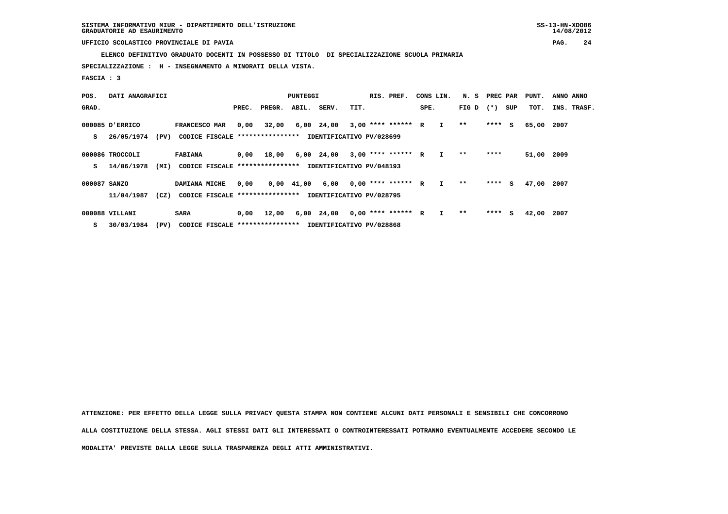SISTEMA INFORMATIVO MIUR - DIPARTIMENTO DELL'ISTRUZIONE
GRADUATORIE AD ESAURIMENTO

UFFICIO SCOLASTICO PROVINCIALE DI PAVIA

ELENCO DEFINITIVO GRADUATO DOCENTI IN POSSESSO DI TITOLO DI SPECIALIZZAZIONE SCUOLA PRIMARIA

SPECIALIZZAZIONE : H - INSEGNAMENTO A MINORATI DELLA VISTA.

FASCIA : 3

| POS. GRAD. | DATI ANAGRAFICI | | PREC. | PREGR. | ABIL. | SERV. | TIT. | RIS. PREF. | CONS SPE. | LIN. | N. S FIG D | PREC (*) | PAR SUP | PUNT. TOT. | ANNO INS. | ANNO TRASF. |
|---|---|---|---|---|---|---|---|---|---|---|---|---|---|---|---|---|
| 000085 | D'ERRICO | FRANCESCO MAR | 0,00 | 32,00 | 6,00 | 24,00 | 3,00 | **** ****** | R | I | ** | **** | S | 65,00 | 2007 | |
| S | 26/05/1974 (PV) | CODICE FISCALE **************** IDENTIFICATIVO PV/028699 | | | | | | | | | | | | | | |
| 000086 | TROCCOLI | FABIANA | 0,00 | 18,00 | 6,00 | 24,00 | 3,00 | **** ****** | R | I | ** | **** | | 51,00 | 2009 | |
| S | 14/06/1978 (MI) | CODICE FISCALE **************** IDENTIFICATIVO PV/048193 | | | | | | | | | | | | | | |
| 000087 | SANZO | DAMIANA MICHE | 0,00 | 0,00 | 41,00 | 6,00 | 0,00 | **** ****** | R | I | ** | **** | S | 47,00 | 2007 | |
| | 11/04/1987 (CZ) | CODICE FISCALE **************** IDENTIFICATIVO PV/028795 | | | | | | | | | | | | | | |
| 000088 | VILLANI | SARA | 0,00 | 12,00 | 6,00 | 24,00 | 0,00 | **** ****** | R | I | ** | **** | S | 42,00 | 2007 | |
| S | 30/03/1984 (PV) | CODICE FISCALE **************** IDENTIFICATIVO PV/028868 | | | | | | | | | | | | | | |

ATTENZIONE: PER EFFETTO DELLA LEGGE SULLA PRIVACY QUESTA STAMPA NON CONTIENE ALCUNI DATI PERSONALI E SENSIBILI CHE CONCORRONO ALLA COSTITUZIONE DELLA STESSA. AGLI STESSI DATI GLI INTERESSATI O CONTROINTERESSATI POTRANNO EVENTUALMENTE ACCEDERE SECONDO LE MODALITA' PREVISTE DALLA LEGGE SULLA TRASPARENZA DEGLI ATTI AMMINISTRATIVI.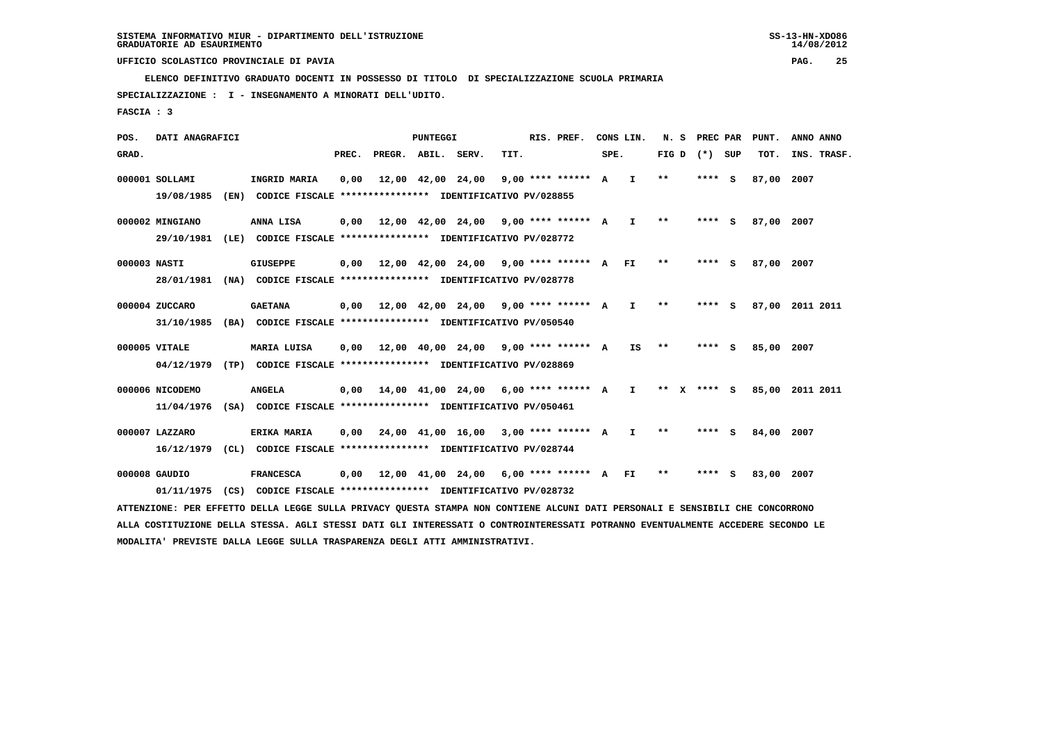SISTEMA INFORMATIVO MIUR - DIPARTIMENTO DELL'ISTRUZIONE
GRADUATORIE AD ESAURIMENTO

UFFICIO SCOLASTICO PROVINCIALE DI PAVIA

ELENCO DEFINITIVO GRADUATO DOCENTI IN POSSESSO DI TITOLO DI SPECIALIZZAZIONE SCUOLA PRIMARIA

SPECIALIZZAZIONE : I - INSEGNAMENTO A MINORATI DELL'UDITO.

FASCIA : 3

| POS. GRAD. | DATI ANAGRAFICI | | PREC. | PREGR. | ABIL. | SERV. | TIT. | RIS. PREF. | CONS SPE. | LIN. | N. S FIG D | PREC PAR (*) | SUP | PUNT. TOT. | ANNO INS. | ANNO TRASF. |
|---|---|---|---|---|---|---|---|---|---|---|---|---|---|---|---|---|
| 000001 | SOLLAMI | INGRID MARIA | 0,00 | 12,00 | 42,00 | 24,00 | 9,00 | **** ****** | A | I | ** | **** | S | 87,00 | 2007 | |
| | 19/08/1985 (EN) | CODICE FISCALE **************** IDENTIFICATIVO PV/028855 | | | | | | | | | | | | | | |
| 000002 | MINGIANO | ANNA LISA | 0,00 | 12,00 | 42,00 | 24,00 | 9,00 | **** ****** | A | I | ** | **** | S | 87,00 | 2007 | |
| | 29/10/1981 (LE) | CODICE FISCALE **************** IDENTIFICATIVO PV/028772 | | | | | | | | | | | | | | |
| 000003 | NASTI | GIUSEPPE | 0,00 | 12,00 | 42,00 | 24,00 | 9,00 | **** ****** | A | FI | ** | **** | S | 87,00 | 2007 | |
| | 28/01/1981 (NA) | CODICE FISCALE **************** IDENTIFICATIVO PV/028778 | | | | | | | | | | | | | | |
| 000004 | ZUCCARO | GAETANA | 0,00 | 12,00 | 42,00 | 24,00 | 9,00 | **** ****** | A | I | ** | **** | S | 87,00 | 2011 | 2011 |
| | 31/10/1985 (BA) | CODICE FISCALE **************** IDENTIFICATIVO PV/050540 | | | | | | | | | | | | | | |
| 000005 | VITALE | MARIA LUISA | 0,00 | 12,00 | 40,00 | 24,00 | 9,00 | **** ****** | A | IS | ** | **** | S | 85,00 | 2007 | |
| | 04/12/1979 (TP) | CODICE FISCALE **************** IDENTIFICATIVO PV/028869 | | | | | | | | | | | | | | |
| 000006 | NICODEMO | ANGELA | 0,00 | 14,00 | 41,00 | 24,00 | 6,00 | **** ****** | A | I | ** X | **** | S | 85,00 | 2011 | 2011 |
| | 11/04/1976 (SA) | CODICE FISCALE **************** IDENTIFICATIVO PV/050461 | | | | | | | | | | | | | | |
| 000007 | LAZZARO | ERIKA MARIA | 0,00 | 24,00 | 41,00 | 16,00 | 3,00 | **** ****** | A | I | ** | **** | S | 84,00 | 2007 | |
| | 16/12/1979 (CL) | CODICE FISCALE **************** IDENTIFICATIVO PV/028744 | | | | | | | | | | | | | | |
| 000008 | GAUDIO | FRANCESCA | 0,00 | 12,00 | 41,00 | 24,00 | 6,00 | **** ****** | A | FI | ** | **** | S | 83,00 | 2007 | |
| | 01/11/1975 (CS) | CODICE FISCALE **************** IDENTIFICATIVO PV/028732 | | | | | | | | | | | | | | |

ATTENZIONE: PER EFFETTO DELLA LEGGE SULLA PRIVACY QUESTA STAMPA NON CONTIENE ALCUNI DATI PERSONALI E SENSIBILI CHE CONCORRONO ALLA COSTITUZIONE DELLA STESSA. AGLI STESSI DATI GLI INTERESSATI O CONTROINTERESSATI POTRANNO EVENTUALMENTE ACCEDERE SECONDO LE MODALITA' PREVISTE DALLA LEGGE SULLA TRASPARENZA DEGLI ATTI AMMINISTRATIVI.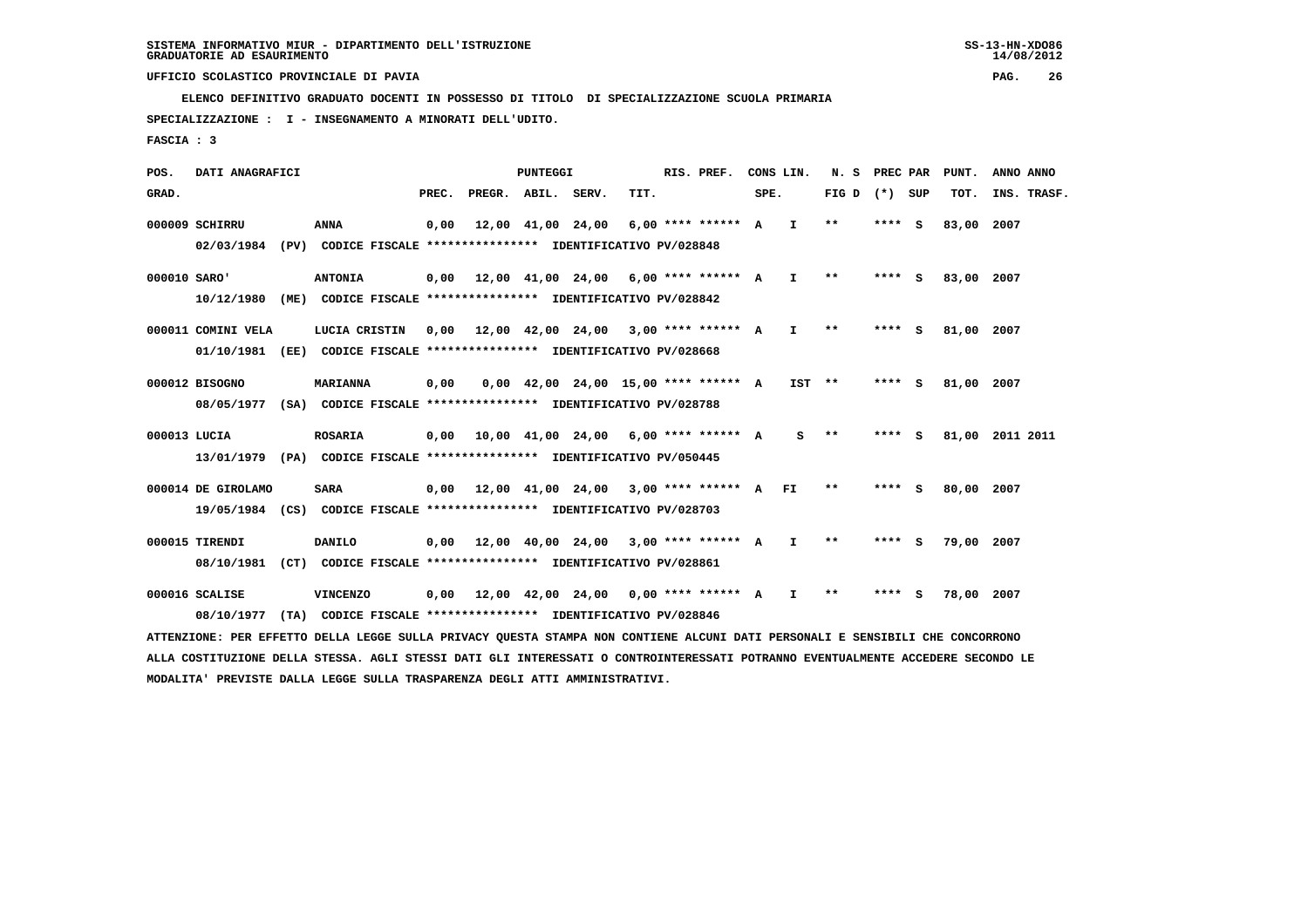SISTEMA INFORMATIVO MIUR - DIPARTIMENTO DELL'ISTRUZIONE
GRADUATORIE AD ESAURIMENTO

UFFICIO SCOLASTICO PROVINCIALE DI PAVIA

ELENCO DEFINITIVO GRADUATO DOCENTI IN POSSESSO DI TITOLO DI SPECIALIZZAZIONE SCUOLA PRIMARIA

SPECIALIZZAZIONE : I - INSEGNAMENTO A MINORATI DELL'UDITO.

FASCIA : 3

| POS. GRAD. | DATI ANAGRAFICI | | PREC. | PREGR. | ABIL. | SERV. | TIT. | RIS. PREF. | CONS SPE. | LIN. | N. S FIG D | PREC PAR (*) | SUP | PUNT. TOT. | ANNO INS. | ANNO TRASF. |
|---|---|---|---|---|---|---|---|---|---|---|---|---|---|---|---|---|
| 000009 | SCHIRRU | ANNA | 0,00 | 12,00 | 41,00 | 24,00 | 6,00 | **** ****** | A | I | ** | **** | S | 83,00 | 2007 | |
| | 02/03/1984 (PV) CODICE FISCALE **************** IDENTIFICATIVO PV/028848 | | | | | | | | | | | | | | | |
| 000010 | SARO' | ANTONIA | 0,00 | 12,00 | 41,00 | 24,00 | 6,00 | **** ****** | A | I | ** | **** | S | 83,00 | 2007 | |
| | 10/12/1980 (ME) CODICE FISCALE **************** IDENTIFICATIVO PV/028842 | | | | | | | | | | | | | | | |
| 000011 | COMINI VELA | LUCIA CRISTIN | 0,00 | 12,00 | 42,00 | 24,00 | 3,00 | **** ****** | A | I | ** | **** | S | 81,00 | 2007 | |
| | 01/10/1981 (EE) CODICE FISCALE **************** IDENTIFICATIVO PV/028668 | | | | | | | | | | | | | | | |
| 000012 | BISOGNO | MARIANNA | 0,00 | 0,00 | 42,00 | 24,00 | 15,00 | **** ****** | A | IST | ** | **** | S | 81,00 | 2007 | |
| | 08/05/1977 (SA) CODICE FISCALE **************** IDENTIFICATIVO PV/028788 | | | | | | | | | | | | | | | |
| 000013 | LUCIA | ROSARIA | 0,00 | 10,00 | 41,00 | 24,00 | 6,00 | **** ****** | A | S | ** | **** | S | 81,00 | 2011 | 2011 |
| | 13/01/1979 (PA) CODICE FISCALE **************** IDENTIFICATIVO PV/050445 | | | | | | | | | | | | | | | |
| 000014 | DE GIROLAMO | SARA | 0,00 | 12,00 | 41,00 | 24,00 | 3,00 | **** ****** | A | FI | ** | **** | S | 80,00 | 2007 | |
| | 19/05/1984 (CS) CODICE FISCALE **************** IDENTIFICATIVO PV/028703 | | | | | | | | | | | | | | | |
| 000015 | TIRENDI | DANILO | 0,00 | 12,00 | 40,00 | 24,00 | 3,00 | **** ****** | A | I | ** | **** | S | 79,00 | 2007 | |
| | 08/10/1981 (CT) CODICE FISCALE **************** IDENTIFICATIVO PV/028861 | | | | | | | | | | | | | | | |
| 000016 | SCALISE | VINCENZO | 0,00 | 12,00 | 42,00 | 24,00 | 0,00 | **** ****** | A | I | ** | **** | S | 78,00 | 2007 | |
| | 08/10/1977 (TA) CODICE FISCALE **************** IDENTIFICATIVO PV/028846 | | | | | | | | | | | | | | | |

ATTENZIONE: PER EFFETTO DELLA LEGGE SULLA PRIVACY QUESTA STAMPA NON CONTIENE ALCUNI DATI PERSONALI E SENSIBILI CHE CONCORRONO ALLA COSTITUZIONE DELLA STESSA. AGLI STESSI DATI GLI INTERESSATI O CONTROINTERESSATI POTRANNO EVENTUALMENTE ACCEDERE SECONDO LE MODALITA' PREVISTE DALLA LEGGE SULLA TRASPARENZA DEGLI ATTI AMMINISTRATIVI.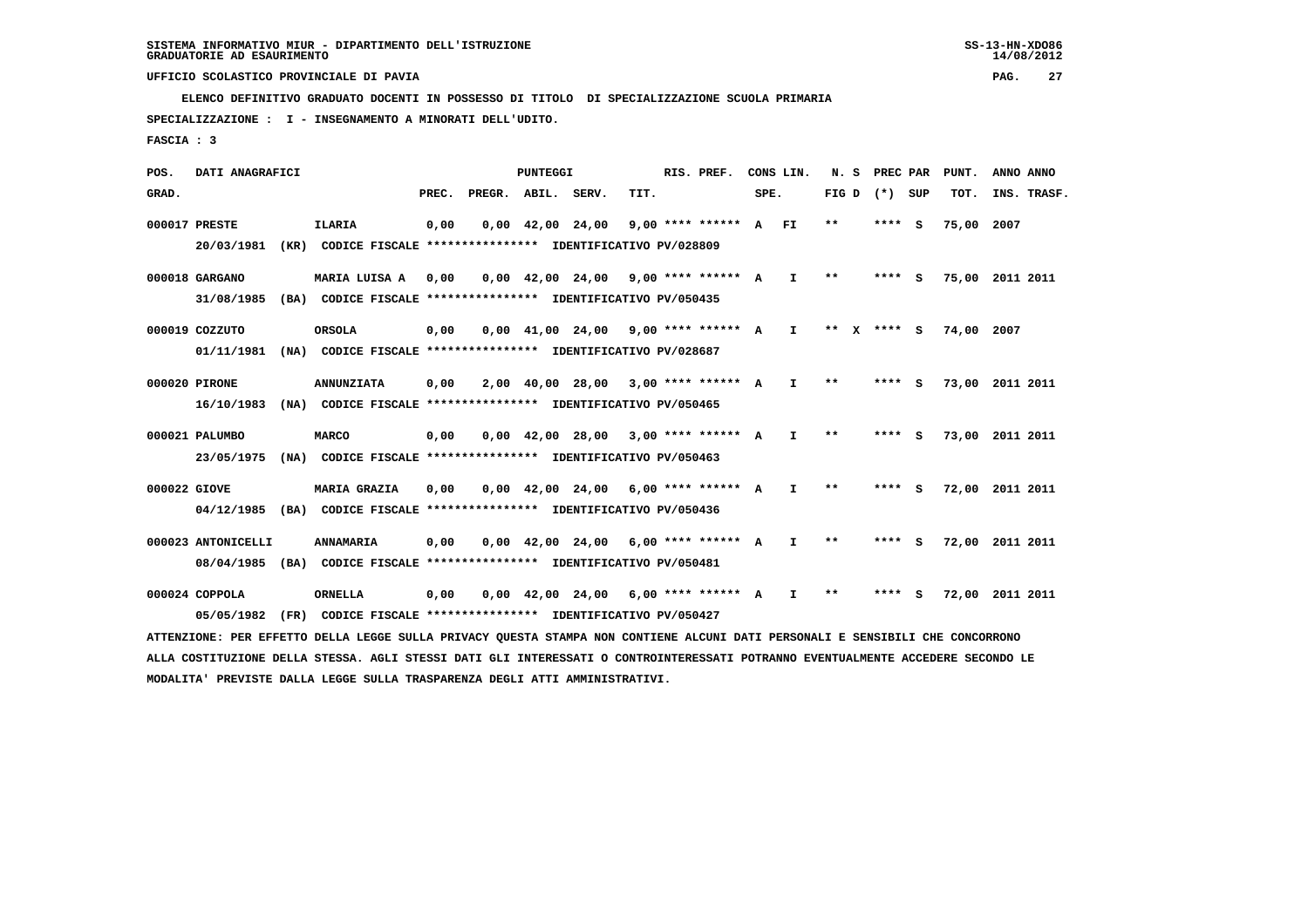SISTEMA INFORMATIVO MIUR - DIPARTIMENTO DELL'ISTRUZIONE
GRADUATORIE AD ESAURIMENTO

UFFICIO SCOLASTICO PROVINCIALE DI PAVIA

ELENCO DEFINITIVO GRADUATO DOCENTI IN POSSESSO DI TITOLO DI SPECIALIZZAZIONE SCUOLA PRIMARIA

SPECIALIZZAZIONE : I - INSEGNAMENTO A MINORATI DELL'UDITO.

FASCIA : 3

| POS. GRAD. | DATI ANAGRAFICI | | PREC. | PREGR. | ABIL. | SERV. | TIT. | RIS. PREF. | CONS LIN. SPE. | | N. S FIG D | PREC PAR (*) SUP | | PUNT. TOT. | ANNO INS. | ANNO TRASF. |
|---|---|---|---|---|---|---|---|---|---|---|---|---|---|---|---|---|
| 000017 | PRESTE | ILARIA | 0,00 | 0,00 | 42,00 | 24,00 | 9,00 | **** ****** | A | FI | ** | **** | S | 75,00 | 2007 | |
| | 20/03/1981 (KR) | CODICE FISCALE **************** IDENTIFICATIVO PV/028809 | | | | | | | | | | | | | | |
| 000018 | GARGANO | MARIA LUISA A | 0,00 | 0,00 | 42,00 | 24,00 | 9,00 | **** ****** | A | I | ** | **** | S | 75,00 | 2011 | 2011 |
| | 31/08/1985 (BA) | CODICE FISCALE **************** IDENTIFICATIVO PV/050435 | | | | | | | | | | | | | | |
| 000019 | COZZUTO | ORSOLA | 0,00 | 0,00 | 41,00 | 24,00 | 9,00 | **** ****** | A | I | ** X | **** | S | 74,00 | 2007 | |
| | 01/11/1981 (NA) | CODICE FISCALE **************** IDENTIFICATIVO PV/028687 | | | | | | | | | | | | | | |
| 000020 | PIRONE | ANNUNZIATA | 0,00 | 2,00 | 40,00 | 28,00 | 3,00 | **** ****** | A | I | ** | **** | S | 73,00 | 2011 | 2011 |
| | 16/10/1983 (NA) | CODICE FISCALE **************** IDENTIFICATIVO PV/050465 | | | | | | | | | | | | | | |
| 000021 | PALUMBO | MARCO | 0,00 | 0,00 | 42,00 | 28,00 | 3,00 | **** ****** | A | I | ** | **** | S | 73,00 | 2011 | 2011 |
| | 23/05/1975 (NA) | CODICE FISCALE **************** IDENTIFICATIVO PV/050463 | | | | | | | | | | | | | | |
| 000022 | GIOVE | MARIA GRAZIA | 0,00 | 0,00 | 42,00 | 24,00 | 6,00 | **** ****** | A | I | ** | **** | S | 72,00 | 2011 | 2011 |
| | 04/12/1985 (BA) | CODICE FISCALE **************** IDENTIFICATIVO PV/050436 | | | | | | | | | | | | | | |
| 000023 | ANTONICELLI | ANNAMARIA | 0,00 | 0,00 | 42,00 | 24,00 | 6,00 | **** ****** | A | I | ** | **** | S | 72,00 | 2011 | 2011 |
| | 08/04/1985 (BA) | CODICE FISCALE **************** IDENTIFICATIVO PV/050481 | | | | | | | | | | | | | | |
| 000024 | COPPOLA | ORNELLA | 0,00 | 0,00 | 42,00 | 24,00 | 6,00 | **** ****** | A | I | ** | **** | S | 72,00 | 2011 | 2011 |
| | 05/05/1982 (FR) | CODICE FISCALE **************** IDENTIFICATIVO PV/050427 | | | | | | | | | | | | | | |

ATTENZIONE: PER EFFETTO DELLA LEGGE SULLA PRIVACY QUESTA STAMPA NON CONTIENE ALCUNI DATI PERSONALI E SENSIBILI CHE CONCORRONO ALLA COSTITUZIONE DELLA STESSA. AGLI STESSI DATI GLI INTERESSATI O CONTROINTERESSATI POTRANNO EVENTUALMENTE ACCEDERE SECONDO LE MODALITA' PREVISTE DALLA LEGGE SULLA TRASPARENZA DEGLI ATTI AMMINISTRATIVI.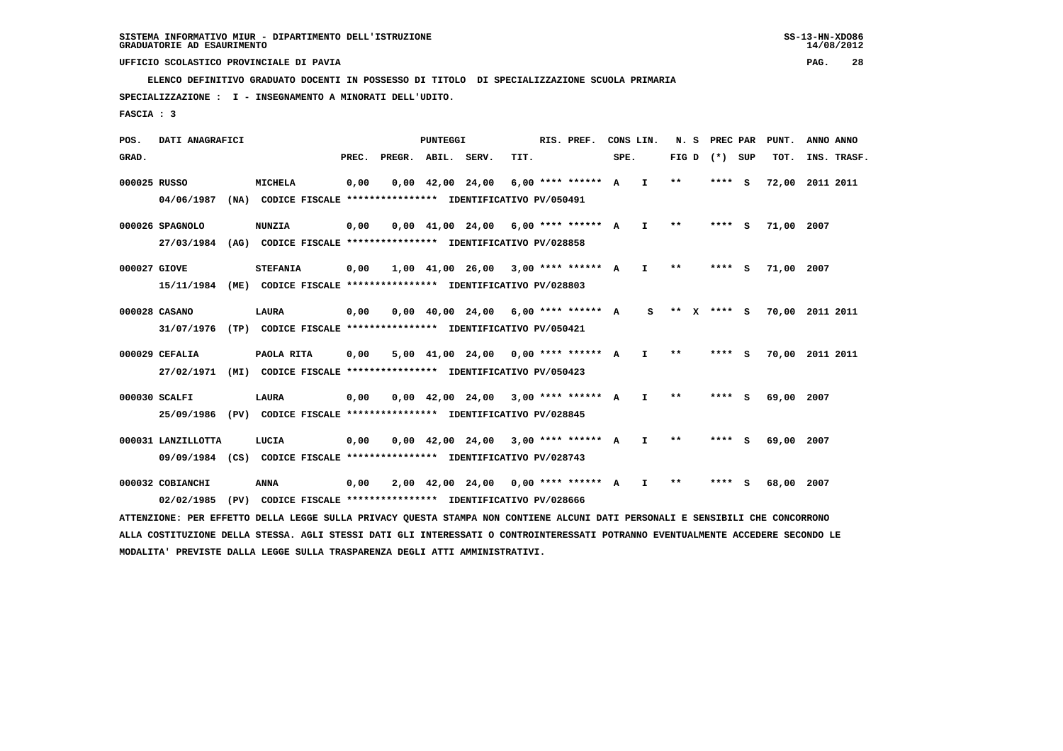SISTEMA INFORMATIVO MIUR - DIPARTIMENTO DELL'ISTRUZIONE
GRADUATORIE AD ESAURIMENTO

UFFICIO SCOLASTICO PROVINCIALE DI PAVIA

ELENCO DEFINITIVO GRADUATO DOCENTI IN POSSESSO DI TITOLO DI SPECIALIZZAZIONE SCUOLA PRIMARIA

SPECIALIZZAZIONE : I - INSEGNAMENTO A MINORATI DELL'UDITO.

FASCIA : 3

| POS. GRAD. | DATI ANAGRAFICI | | PREC. | PREGR. | ABIL. | SERV. | TIT. | RIS. PREF. | CONS LIN. SPE. | | N. S FIG D | PREC PAR (*) SUP | | PUNT. TOT. | ANNO INS. | ANNO TRASF. |
|---|---|---|---|---|---|---|---|---|---|---|---|---|---|---|---|---|
| 000025 | RUSSO | MICHELA | 0,00 | 0,00 | 42,00 | 24,00 | 6,00 | **** ****** | A | I | ** | **** | S | 72,00 | 2011 | 2011 |
| | 04/06/1987 (NA) CODICE FISCALE **************** IDENTIFICATIVO PV/050491 | | | | | | | | | | | | | | | |
| 000026 | SPAGNOLO | NUNZIA | 0,00 | 0,00 | 41,00 | 24,00 | 6,00 | **** ****** | A | I | ** | **** | S | 71,00 | 2007 | |
| | 27/03/1984 (AG) CODICE FISCALE **************** IDENTIFICATIVO PV/028858 | | | | | | | | | | | | | | | |
| 000027 | GIOVE | STEFANIA | 0,00 | 1,00 | 41,00 | 26,00 | 3,00 | **** ****** | A | I | ** | **** | S | 71,00 | 2007 | |
| | 15/11/1984 (ME) CODICE FISCALE **************** IDENTIFICATIVO PV/028803 | | | | | | | | | | | | | | | |
| 000028 | CASANO | LAURA | 0,00 | 0,00 | 40,00 | 24,00 | 6,00 | **** ****** | A | S | ** X | **** | S | 70,00 | 2011 | 2011 |
| | 31/07/1976 (TP) CODICE FISCALE **************** IDENTIFICATIVO PV/050421 | | | | | | | | | | | | | | | |
| 000029 | CEFALIA | PAOLA RITA | 0,00 | 5,00 | 41,00 | 24,00 | 0,00 | **** ****** | A | I | ** | **** | S | 70,00 | 2011 | 2011 |
| | 27/02/1971 (MI) CODICE FISCALE **************** IDENTIFICATIVO PV/050423 | | | | | | | | | | | | | | | |
| 000030 | SCALFI | LAURA | 0,00 | 0,00 | 42,00 | 24,00 | 3,00 | **** ****** | A | I | ** | **** | S | 69,00 | 2007 | |
| | 25/09/1986 (PV) CODICE FISCALE **************** IDENTIFICATIVO PV/028845 | | | | | | | | | | | | | | | |
| 000031 | LANZILLOTTA | LUCIA | 0,00 | 0,00 | 42,00 | 24,00 | 3,00 | **** ****** | A | I | ** | **** | S | 69,00 | 2007 | |
| | 09/09/1984 (CS) CODICE FISCALE **************** IDENTIFICATIVO PV/028743 | | | | | | | | | | | | | | | |
| 000032 | COBIANCHI | ANNA | 0,00 | 2,00 | 42,00 | 24,00 | 0,00 | **** ****** | A | I | ** | **** | S | 68,00 | 2007 | |
| | 02/02/1985 (PV) CODICE FISCALE **************** IDENTIFICATIVO PV/028666 | | | | | | | | | | | | | | | |

ATTENZIONE: PER EFFETTO DELLA LEGGE SULLA PRIVACY QUESTA STAMPA NON CONTIENE ALCUNI DATI PERSONALI E SENSIBILI CHE CONCORRONO ALLA COSTITUZIONE DELLA STESSA. AGLI STESSI DATI GLI INTERESSATI O CONTROINTERESSATI POTRANNO EVENTUALMENTE ACCEDERE SECONDO LE MODALITA' PREVISTE DALLA LEGGE SULLA TRASPARENZA DEGLI ATTI AMMINISTRATIVI.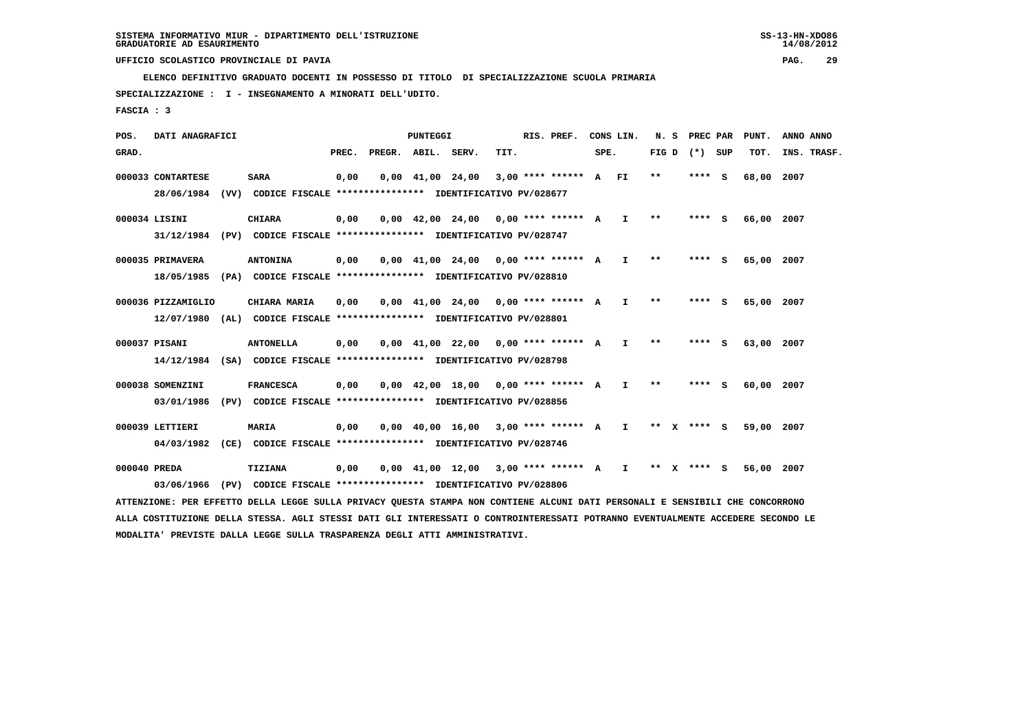SISTEMA INFORMATIVO MIUR - DIPARTIMENTO DELL'ISTRUZIONE
GRADUATORIE AD ESAURIMENTO

UFFICIO SCOLASTICO PROVINCIALE DI PAVIA

ELENCO DEFINITIVO GRADUATO DOCENTI IN POSSESSO DI TITOLO DI SPECIALIZZAZIONE SCUOLA PRIMARIA

SPECIALIZZAZIONE : I - INSEGNAMENTO A MINORATI DELL'UDITO.

FASCIA : 3

| POS. GRAD. | DATI ANAGRAFICI | | PREC. | PREGR. | ABIL. | SERV. | TIT. | RIS. PREF. | CONS LIN. SPE. | | N. S FIG D | PREC PAR (*) | SUP | PUNT. TOT. | ANNO INS. | ANNO TRASF. |
|---|---|---|---|---|---|---|---|---|---|---|---|---|---|---|---|---|
| 000033 | CONTARTESE | SARA | 0,00 | 0,00 | 41,00 | 24,00 | 3,00 | **** ****** | A | FI | ** | **** | S | 68,00 | 2007 | |
| | 28/06/1984 (VV) CODICE FISCALE **************** IDENTIFICATIVO PV/028677 | | | | | | | | | | | | | | | |
| 000034 | LISINI | CHIARA | 0,00 | 0,00 | 42,00 | 24,00 | 0,00 | **** ****** | A | I | ** | **** | S | 66,00 | 2007 | |
| | 31/12/1984 (PV) CODICE FISCALE **************** IDENTIFICATIVO PV/028747 | | | | | | | | | | | | | | | |
| 000035 | PRIMAVERA | ANTONINA | 0,00 | 0,00 | 41,00 | 24,00 | 0,00 | **** ****** | A | I | ** | **** | S | 65,00 | 2007 | |
| | 18/05/1985 (PA) CODICE FISCALE **************** IDENTIFICATIVO PV/028810 | | | | | | | | | | | | | | | |
| 000036 | PIZZAMIGLIO | CHIARA MARIA | 0,00 | 0,00 | 41,00 | 24,00 | 0,00 | **** ****** | A | I | ** | **** | S | 65,00 | 2007 | |
| | 12/07/1980 (AL) CODICE FISCALE **************** IDENTIFICATIVO PV/028801 | | | | | | | | | | | | | | | |
| 000037 | PISANI | ANTONELLA | 0,00 | 0,00 | 41,00 | 22,00 | 0,00 | **** ****** | A | I | ** | **** | S | 63,00 | 2007 | |
| | 14/12/1984 (SA) CODICE FISCALE **************** IDENTIFICATIVO PV/028798 | | | | | | | | | | | | | | | |
| 000038 | SOMENZINI | FRANCESCA | 0,00 | 0,00 | 42,00 | 18,00 | 0,00 | **** ****** | A | I | ** | **** | S | 60,00 | 2007 | |
| | 03/01/1986 (PV) CODICE FISCALE **************** IDENTIFICATIVO PV/028856 | | | | | | | | | | | | | | | |
| 000039 | LETTIERI | MARIA | 0,00 | 0,00 | 40,00 | 16,00 | 3,00 | **** ****** | A | I | ** X | **** | S | 59,00 | 2007 | |
| | 04/03/1982 (CE) CODICE FISCALE **************** IDENTIFICATIVO PV/028746 | | | | | | | | | | | | | | | |
| 000040 | PREDA | TIZIANA | 0,00 | 0,00 | 41,00 | 12,00 | 3,00 | **** ****** | A | I | ** X | **** | S | 56,00 | 2007 | |
| | 03/06/1966 (PV) CODICE FISCALE **************** IDENTIFICATIVO PV/028806 | | | | | | | | | | | | | | | |

ATTENZIONE: PER EFFETTO DELLA LEGGE SULLA PRIVACY QUESTA STAMPA NON CONTIENE ALCUNI DATI PERSONALI E SENSIBILI CHE CONCORRONO ALLA COSTITUZIONE DELLA STESSA. AGLI STESSI DATI GLI INTERESSATI O CONTROINTERESSATI POTRANNO EVENTUALMENTE ACCEDERE SECONDO LE MODALITA' PREVISTE DALLA LEGGE SULLA TRASPARENZA DEGLI ATTI AMMINISTRATIVI.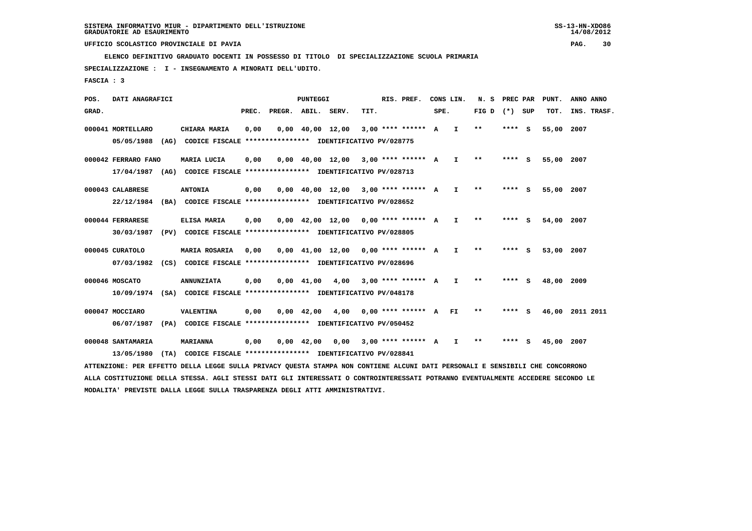SISTEMA INFORMATIVO MIUR - DIPARTIMENTO DELL'ISTRUZIONE
GRADUATORIE AD ESAURIMENTO

UFFICIO SCOLASTICO PROVINCIALE DI PAVIA

ELENCO DEFINITIVO GRADUATO DOCENTI IN POSSESSO DI TITOLO DI SPECIALIZZAZIONE SCUOLA PRIMARIA

SPECIALIZZAZIONE : I - INSEGNAMENTO A MINORATI DELL'UDITO.

FASCIA : 3

| POS. GRAD. | DATI ANAGRAFICI | | PREC. | PREGR. | ABIL. | SERV. | TIT. | RIS. PREF. | CONS SPE. | LIN. | N. S FIG D | PREC (*) | PAR SUP | PUNT. TOT. | ANNO INS. | ANNO TRASF. |
|---|---|---|---|---|---|---|---|---|---|---|---|---|---|---|---|---|
| 000041 | MORTELLARO | CHIARA MARIA | 0,00 | 0,00 | 40,00 | 12,00 | 3,00 | **** ****** | A | I | ** | **** | S | 55,00 | 2007 | |
| | 05/05/1988 (AG) CODICE FISCALE **************** IDENTIFICATIVO PV/028775 | | | | | | | | | | | | | | | |
| 000042 | FERRARO FANO | MARIA LUCIA | 0,00 | 0,00 | 40,00 | 12,00 | 3,00 | **** ****** | A | I | ** | **** | S | 55,00 | 2007 | |
| | 17/04/1987 (AG) CODICE FISCALE **************** IDENTIFICATIVO PV/028713 | | | | | | | | | | | | | | | |
| 000043 | CALABRESE | ANTONIA | 0,00 | 0,00 | 40,00 | 12,00 | 3,00 | **** ****** | A | I | ** | **** | S | 55,00 | 2007 | |
| | 22/12/1984 (BA) CODICE FISCALE **************** IDENTIFICATIVO PV/028652 | | | | | | | | | | | | | | | |
| 000044 | FERRARESE | ELISA MARIA | 0,00 | 0,00 | 42,00 | 12,00 | 0,00 | **** ****** | A | I | ** | **** | S | 54,00 | 2007 | |
| | 30/03/1987 (PV) CODICE FISCALE **************** IDENTIFICATIVO PV/028805 | | | | | | | | | | | | | | | |
| 000045 | CURATOLO | MARIA ROSARIA | 0,00 | 0,00 | 41,00 | 12,00 | 0,00 | **** ****** | A | I | ** | **** | S | 53,00 | 2007 | |
| | 07/03/1982 (CS) CODICE FISCALE **************** IDENTIFICATIVO PV/028696 | | | | | | | | | | | | | | | |
| 000046 | MOSCATO | ANNUNZIATA | 0,00 | 0,00 | 41,00 | 4,00 | 3,00 | **** ****** | A | I | ** | **** | S | 48,00 | 2009 | |
| | 10/09/1974 (SA) CODICE FISCALE **************** IDENTIFICATIVO PV/048178 | | | | | | | | | | | | | | | |
| 000047 | MOCCIARO | VALENTINA | 0,00 | 0,00 | 42,00 | 4,00 | 0,00 | **** ****** | A | FI | ** | **** | S | 46,00 | 2011 | 2011 |
| | 06/07/1987 (PA) CODICE FISCALE **************** IDENTIFICATIVO PV/050452 | | | | | | | | | | | | | | | |
| 000048 | SANTAMARIA | MARIANNA | 0,00 | 0,00 | 42,00 | 0,00 | 3,00 | **** ****** | A | I | ** | **** | S | 45,00 | 2007 | |
| | 13/05/1980 (TA) CODICE FISCALE **************** IDENTIFICATIVO PV/028841 | | | | | | | | | | | | | | | |

ATTENZIONE: PER EFFETTO DELLA LEGGE SULLA PRIVACY QUESTA STAMPA NON CONTIENE ALCUNI DATI PERSONALI E SENSIBILI CHE CONCORRONO ALLA COSTITUZIONE DELLA STESSA. AGLI STESSI DATI GLI INTERESSATI O CONTROINTERESSATI POTRANNO EVENTUALMENTE ACCEDERE SECONDO LE MODALITA' PREVISTE DALLA LEGGE SULLA TRASPARENZA DEGLI ATTI AMMINISTRATIVI.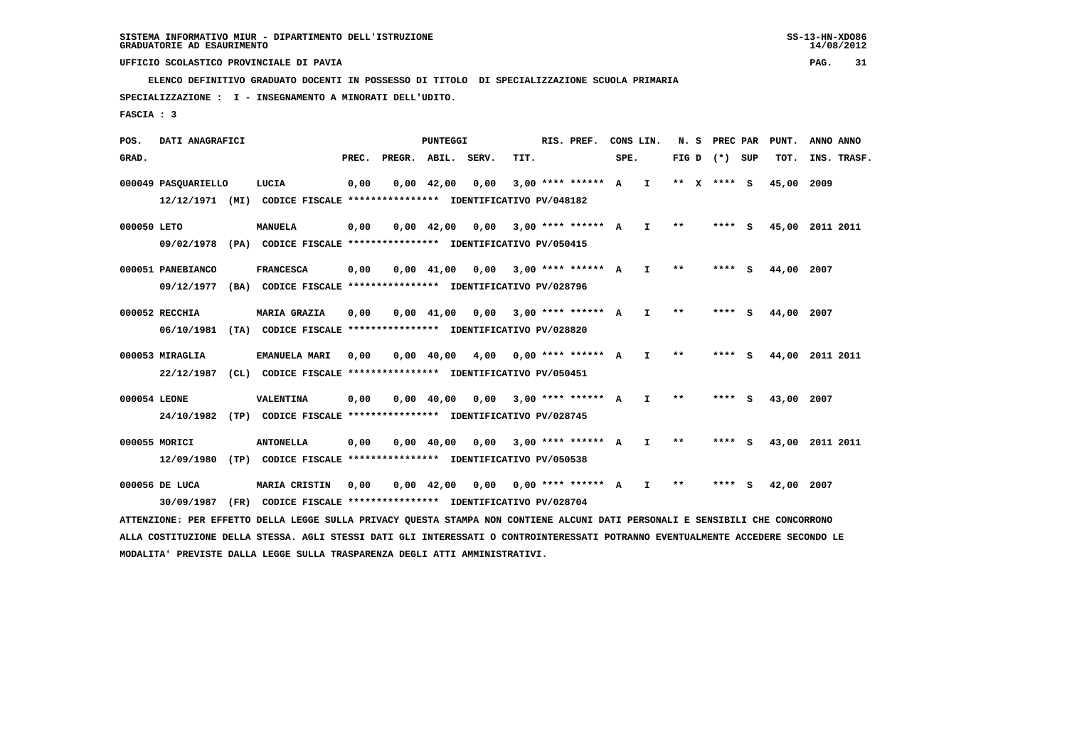SISTEMA INFORMATIVO MIUR - DIPARTIMENTO DELL'ISTRUZIONE
GRADUATORIE AD ESAURIMENTO

UFFICIO SCOLASTICO PROVINCIALE DI PAVIA

ELENCO DEFINITIVO GRADUATO DOCENTI IN POSSESSO DI TITOLO DI SPECIALIZZAZIONE SCUOLA PRIMARIA

SPECIALIZZAZIONE : I - INSEGNAMENTO A MINORATI DELL'UDITO.

FASCIA : 3

| POS. GRAD. | DATI ANAGRAFICI | | PREC. | PREGR. | ABIL. | SERV. | TIT. | RIS. PREF. | CONS LIN. SPE. | | N. S FIG D | PREC PAR (*) SUP | | PUNT. TOT. | ANNO INS. | ANNO TRASF. |
|---|---|---|---|---|---|---|---|---|---|---|---|---|---|---|---|---|
| 000049 | PASQUARIELLO | LUCIA | 0,00 | 0,00 | 42,00 | 0,00 | 3,00 | **** ****** | A | I | ** X | **** | S | 45,00 | 2009 | |
| | 12/12/1971 (MI) CODICE FISCALE **************** IDENTIFICATIVO PV/048182 | | | | | | | | | | | | | | | |
| 000050 | LETO | MANUELA | 0,00 | 0,00 | 42,00 | 0,00 | 3,00 | **** ****** | A | I | ** | **** | S | 45,00 | 2011 | 2011 |
| | 09/02/1978 (PA) CODICE FISCALE **************** IDENTIFICATIVO PV/050415 | | | | | | | | | | | | | | | |
| 000051 | PANEBIANCO | FRANCESCA | 0,00 | 0,00 | 41,00 | 0,00 | 3,00 | **** ****** | A | I | ** | **** | S | 44,00 | 2007 | |
| | 09/12/1977 (BA) CODICE FISCALE **************** IDENTIFICATIVO PV/028796 | | | | | | | | | | | | | | | |
| 000052 | RECCHIA | MARIA GRAZIA | 0,00 | 0,00 | 41,00 | 0,00 | 3,00 | **** ****** | A | I | ** | **** | S | 44,00 | 2007 | |
| | 06/10/1981 (TA) CODICE FISCALE **************** IDENTIFICATIVO PV/028820 | | | | | | | | | | | | | | | |
| 000053 | MIRAGLIA | EMANUELA MARI | 0,00 | 0,00 | 40,00 | 4,00 | 0,00 | **** ****** | A | I | ** | **** | S | 44,00 | 2011 | 2011 |
| | 22/12/1987 (CL) CODICE FISCALE **************** IDENTIFICATIVO PV/050451 | | | | | | | | | | | | | | | |
| 000054 | LEONE | VALENTINA | 0,00 | 0,00 | 40,00 | 0,00 | 3,00 | **** ****** | A | I | ** | **** | S | 43,00 | 2007 | |
| | 24/10/1982 (TP) CODICE FISCALE **************** IDENTIFICATIVO PV/028745 | | | | | | | | | | | | | | | |
| 000055 | MORICI | ANTONELLA | 0,00 | 0,00 | 40,00 | 0,00 | 3,00 | **** ****** | A | I | ** | **** | S | 43,00 | 2011 | 2011 |
| | 12/09/1980 (TP) CODICE FISCALE **************** IDENTIFICATIVO PV/050538 | | | | | | | | | | | | | | | |
| 000056 | DE LUCA | MARIA CRISTIN | 0,00 | 0,00 | 42,00 | 0,00 | 0,00 | **** ****** | A | I | ** | **** | S | 42,00 | 2007 | |
| | 30/09/1987 (FR) CODICE FISCALE **************** IDENTIFICATIVO PV/028704 | | | | | | | | | | | | | | | |

ATTENZIONE: PER EFFETTO DELLA LEGGE SULLA PRIVACY QUESTA STAMPA NON CONTIENE ALCUNI DATI PERSONALI E SENSIBILI CHE CONCORRONO ALLA COSTITUZIONE DELLA STESSA. AGLI STESSI DATI GLI INTERESSATI O CONTROINTERESSATI POTRANNO EVENTUALMENTE ACCEDERE SECONDO LE MODALITA' PREVISTE DALLA LEGGE SULLA TRASPARENZA DEGLI ATTI AMMINISTRATIVI.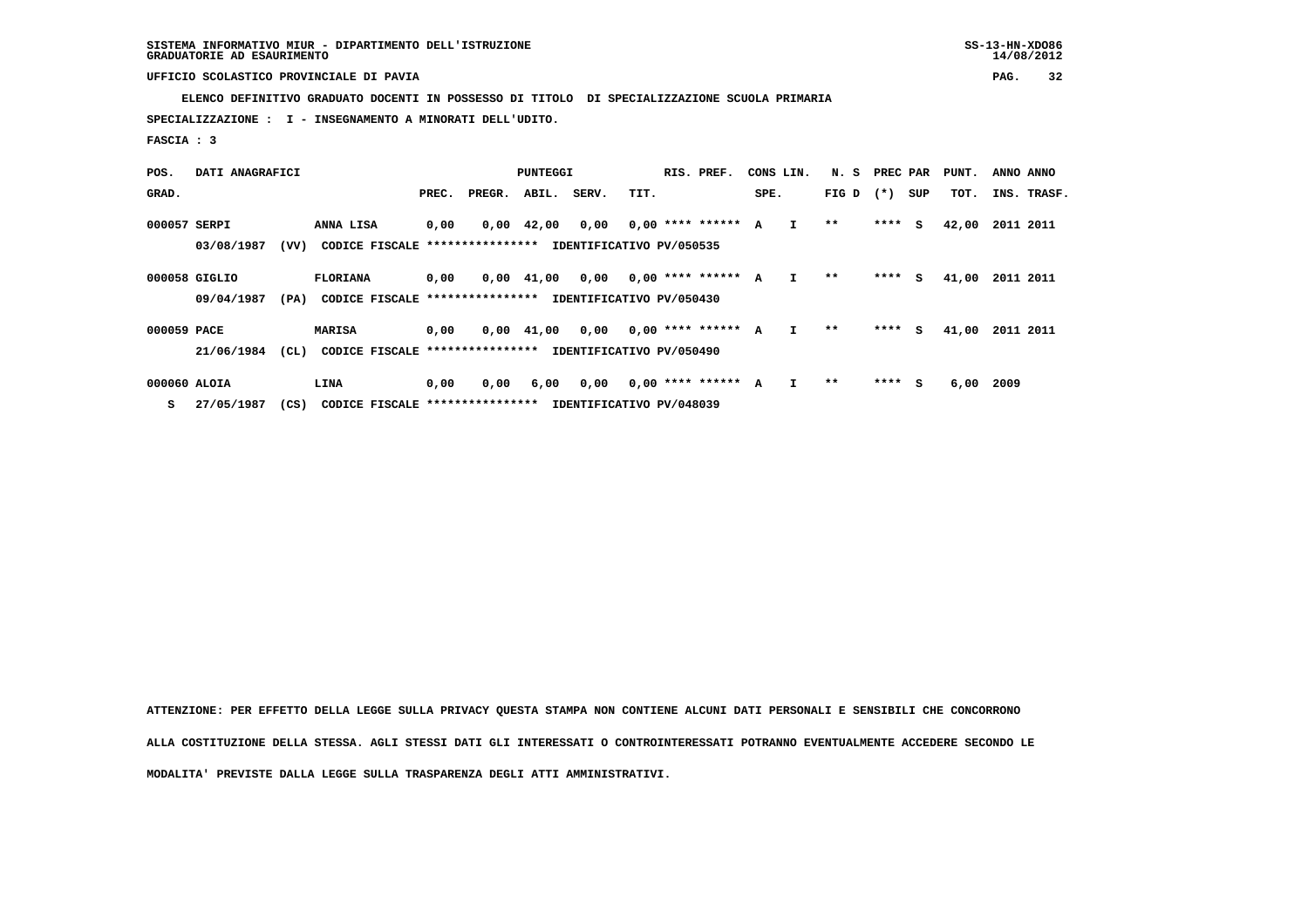SISTEMA INFORMATIVO MIUR - DIPARTIMENTO DELL'ISTRUZIONE
GRADUATORIE AD ESAURIMENTO

UFFICIO SCOLASTICO PROVINCIALE DI PAVIA

ELENCO DEFINITIVO GRADUATO DOCENTI IN POSSESSO DI TITOLO DI SPECIALIZZAZIONE SCUOLA PRIMARIA

SPECIALIZZAZIONE : I - INSEGNAMENTO A MINORATI DELL'UDITO.

FASCIA : 3

| POS. GRAD. | DATI ANAGRAFICI | | PUNTEGGI PREC. | PREGR. | ABIL. | SERV. | TIT. | RIS. PREF. | CONS SPE. | LIN. | N. S FIG D | PREC PAR (*) | SUP | PUNT. TOT. | ANNO INS. | ANNO TRASF. |
|---|---|---|---|---|---|---|---|---|---|---|---|---|---|---|---|---|
| 000057 | SERPI | ANNA LISA | 0,00 | 0,00 | 42,00 | 0,00 | 0,00 | **** ****** | A | I | ** | **** | S | 42,00 | 2011 | 2011 |
| | 03/08/1987 (VV) | CODICE FISCALE **************** IDENTIFICATIVO PV/050535 | | | | | | | | | | | | | | |
| 000058 | GIGLIO | FLORIANA | 0,00 | 0,00 | 41,00 | 0,00 | 0,00 | **** ****** | A | I | ** | **** | S | 41,00 | 2011 | 2011 |
| | 09/04/1987 (PA) | CODICE FISCALE **************** IDENTIFICATIVO PV/050430 | | | | | | | | | | | | | | |
| 000059 | PACE | MARISA | 0,00 | 0,00 | 41,00 | 0,00 | 0,00 | **** ****** | A | I | ** | **** | S | 41,00 | 2011 | 2011 |
| | 21/06/1984 (CL) | CODICE FISCALE **************** IDENTIFICATIVO PV/050490 | | | | | | | | | | | | | | |
| 000060 | ALOIA | LINA | 0,00 | 0,00 | 6,00 | 0,00 | 0,00 | **** ****** | A | I | ** | **** | S | 6,00 | 2009 | |
| S | 27/05/1987 (CS) | CODICE FISCALE **************** IDENTIFICATIVO PV/048039 | | | | | | | | | | | | | | |

ATTENZIONE: PER EFFETTO DELLA LEGGE SULLA PRIVACY QUESTA STAMPA NON CONTIENE ALCUNI DATI PERSONALI E SENSIBILI CHE CONCORRONO ALLA COSTITUZIONE DELLA STESSA. AGLI STESSI DATI GLI INTERESSATI O CONTROINTERESSATI POTRANNO EVENTUALMENTE ACCEDERE SECONDO LE MODALITA' PREVISTE DALLA LEGGE SULLA TRASPARENZA DEGLI ATTI AMMINISTRATIVI.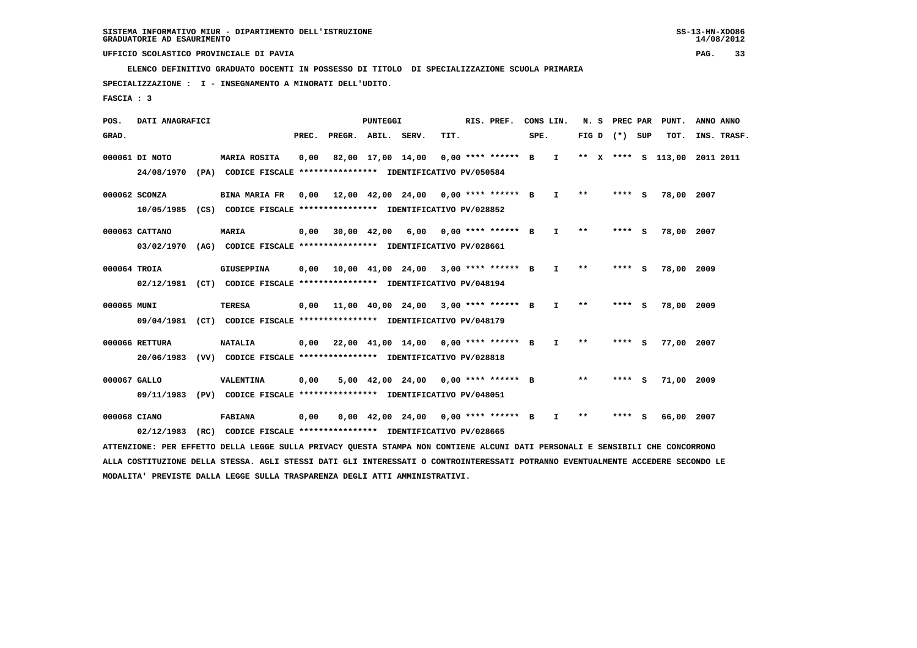SISTEMA INFORMATIVO MIUR - DIPARTIMENTO DELL'ISTRUZIONE
GRADUATORIE AD ESAURIMENTO

UFFICIO SCOLASTICO PROVINCIALE DI PAVIA

ELENCO DEFINITIVO GRADUATO DOCENTI IN POSSESSO DI TITOLO DI SPECIALIZZAZIONE SCUOLA PRIMARIA

SPECIALIZZAZIONE : I - INSEGNAMENTO A MINORATI DELL'UDITO.

FASCIA : 3

| POS. GRAD. | DATI ANAGRAFICI | | PREC. | PREGR. | ABIL. | SERV. | TIT. | RIS. PREF. | CONS SPE. | LIN. | N. S FIG D | PREC PAR (*) | SUP | PUNT. TOT. | ANNO INS. | ANNO TRASF. |
|---|---|---|---|---|---|---|---|---|---|---|---|---|---|---|---|---|
| 000061 | DI NOTO | MARIA ROSITA | 0,00 | 82,00 | 17,00 | 14,00 | 0,00 | **** ****** | B | I | ** X | **** | S | 113,00 | 2011 | 2011 |
| | 24/08/1970 (PA) CODICE FISCALE **************** IDENTIFICATIVO PV/050584 | | | | | | | | | | | | | | | |
| 000062 | SCONZA | BINA MARIA FR | 0,00 | 12,00 | 42,00 | 24,00 | 0,00 | **** ****** | B | I | ** | **** | S | 78,00 | 2007 | |
| | 10/05/1985 (CS) CODICE FISCALE **************** IDENTIFICATIVO PV/028852 | | | | | | | | | | | | | | | |
| 000063 | CATTANO | MARIA | 0,00 | 30,00 | 42,00 | 6,00 | 0,00 | **** ****** | B | I | ** | **** | S | 78,00 | 2007 | |
| | 03/02/1970 (AG) CODICE FISCALE **************** IDENTIFICATIVO PV/028661 | | | | | | | | | | | | | | | |
| 000064 | TROIA | GIUSEPPINA | 0,00 | 10,00 | 41,00 | 24,00 | 3,00 | **** ****** | B | I | ** | **** | S | 78,00 | 2009 | |
| | 02/12/1981 (CT) CODICE FISCALE **************** IDENTIFICATIVO PV/048194 | | | | | | | | | | | | | | | |
| 000065 | MUNI | TERESA | 0,00 | 11,00 | 40,00 | 24,00 | 3,00 | **** ****** | B | I | ** | **** | S | 78,00 | 2009 | |
| | 09/04/1981 (CT) CODICE FISCALE **************** IDENTIFICATIVO PV/048179 | | | | | | | | | | | | | | | |
| 000066 | RETTURA | NATALIA | 0,00 | 22,00 | 41,00 | 14,00 | 0,00 | **** ****** | B | I | ** | **** | S | 77,00 | 2007 | |
| | 20/06/1983 (VV) CODICE FISCALE **************** IDENTIFICATIVO PV/028818 | | | | | | | | | | | | | | | |
| 000067 | GALLO | VALENTINA | 0,00 | 5,00 | 42,00 | 24,00 | 0,00 | **** ****** | B | | ** | **** | S | 71,00 | 2009 | |
| | 09/11/1983 (PV) CODICE FISCALE **************** IDENTIFICATIVO PV/048051 | | | | | | | | | | | | | | | |
| 000068 | CIANO | FABIANA | 0,00 | 0,00 | 42,00 | 24,00 | 0,00 | **** ****** | B | I | ** | **** | S | 66,00 | 2007 | |
| | 02/12/1983 (RC) CODICE FISCALE **************** IDENTIFICATIVO PV/028665 | | | | | | | | | | | | | | | |

ATTENZIONE: PER EFFETTO DELLA LEGGE SULLA PRIVACY QUESTA STAMPA NON CONTIENE ALCUNI DATI PERSONALI E SENSIBILI CHE CONCORRONO ALLA COSTITUZIONE DELLA STESSA. AGLI STESSI DATI GLI INTERESSATI O CONTROINTERESSATI POTRANNO EVENTUALMENTE ACCEDERE SECONDO LE MODALITA' PREVISTE DALLA LEGGE SULLA TRASPARENZA DEGLI ATTI AMMINISTRATIVI.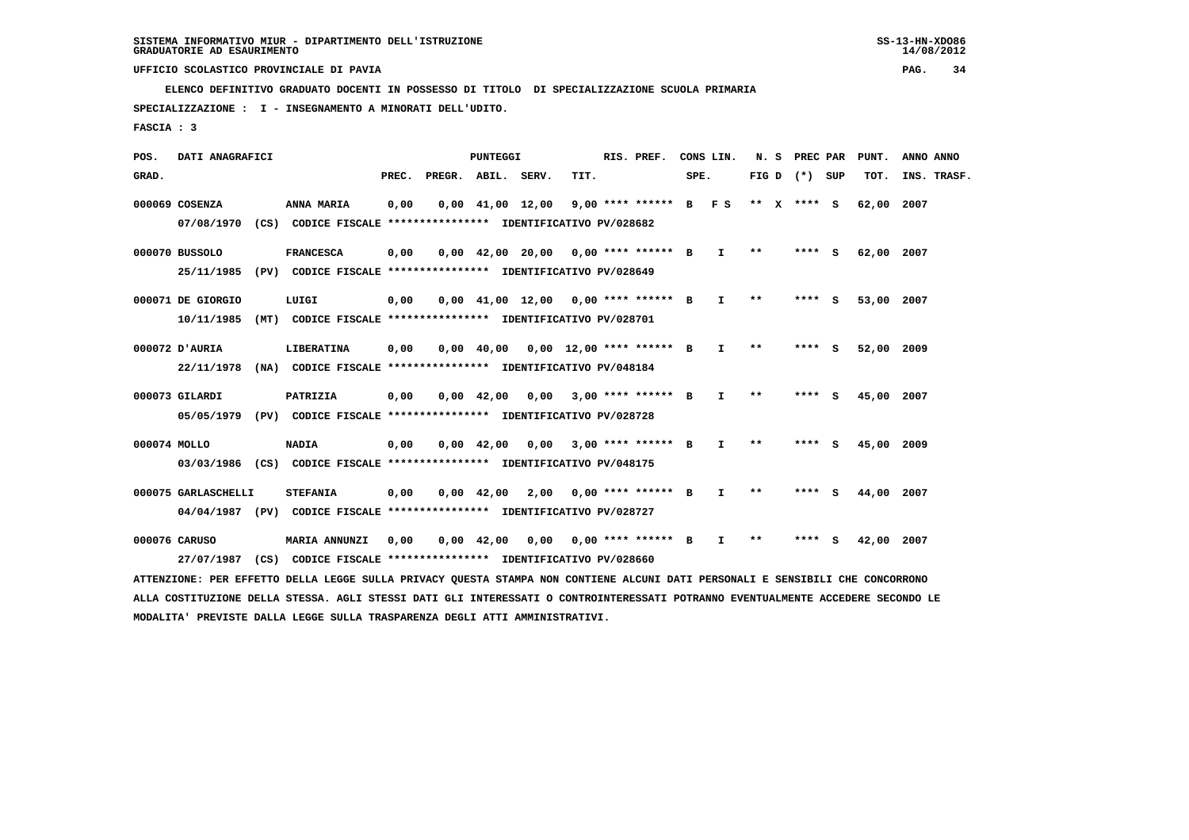SISTEMA INFORMATIVO MIUR - DIPARTIMENTO DELL'ISTRUZIONE
GRADUATORIE AD ESAURIMENTO

UFFICIO SCOLASTICO PROVINCIALE DI PAVIA

ELENCO DEFINITIVO GRADUATO DOCENTI IN POSSESSO DI TITOLO DI SPECIALIZZAZIONE SCUOLA PRIMARIA

SPECIALIZZAZIONE : I - INSEGNAMENTO A MINORATI DELL'UDITO.

FASCIA : 3

| POS. GRAD. | DATI ANAGRAFICI | | PREC. | PREGR. | ABIL. | SERV. | TIT. | RIS. PREF. | CONS SPE. | LIN. | N. S FIG D | PREC (*) | PAR SUP | PUNT. TOT. | ANNO INS. | ANNO TRASF. |
|---|---|---|---|---|---|---|---|---|---|---|---|---|---|---|---|---|
| 000069 | COSENZA | ANNA MARIA | 0,00 | 0,00 | 41,00 | 12,00 | 9,00 | **** ****** | B | F S | ** X | **** | S | 62,00 | 2007 | |
| | 07/08/1970 (CS) CODICE FISCALE **************** IDENTIFICATIVO PV/028682 | | | | | | | | | | | | | | | |
| 000070 | BUSSOLO | FRANCESCA | 0,00 | 0,00 | 42,00 | 20,00 | 0,00 | **** ****** | B | I | ** | **** | S | 62,00 | 2007 | |
| | 25/11/1985 (PV) CODICE FISCALE **************** IDENTIFICATIVO PV/028649 | | | | | | | | | | | | | | | |
| 000071 | DE GIORGIO | LUIGI | 0,00 | 0,00 | 41,00 | 12,00 | 0,00 | **** ****** | B | I | ** | **** | S | 53,00 | 2007 | |
| | 10/11/1985 (MT) CODICE FISCALE **************** IDENTIFICATIVO PV/028701 | | | | | | | | | | | | | | | |
| 000072 | D'AURIA | LIBERATINA | 0,00 | 0,00 | 40,00 | 0,00 | 12,00 | **** ****** | B | I | ** | **** | S | 52,00 | 2009 | |
| | 22/11/1978 (NA) CODICE FISCALE **************** IDENTIFICATIVO PV/048184 | | | | | | | | | | | | | | | |
| 000073 | GILARDI | PATRIZIA | 0,00 | 0,00 | 42,00 | 0,00 | 3,00 | **** ****** | B | I | ** | **** | S | 45,00 | 2007 | |
| | 05/05/1979 (PV) CODICE FISCALE **************** IDENTIFICATIVO PV/028728 | | | | | | | | | | | | | | | |
| 000074 | MOLLO | NADIA | 0,00 | 0,00 | 42,00 | 0,00 | 3,00 | **** ****** | B | I | ** | **** | S | 45,00 | 2009 | |
| | 03/03/1986 (CS) CODICE FISCALE **************** IDENTIFICATIVO PV/048175 | | | | | | | | | | | | | | | |
| 000075 | GARLASCHELLI | STEFANIA | 0,00 | 0,00 | 42,00 | 2,00 | 0,00 | **** ****** | B | I | ** | **** | S | 44,00 | 2007 | |
| | 04/04/1987 (PV) CODICE FISCALE **************** IDENTIFICATIVO PV/028727 | | | | | | | | | | | | | | | |
| 000076 | CARUSO | MARIA ANNUNZI | 0,00 | 0,00 | 42,00 | 0,00 | 0,00 | **** ****** | B | I | ** | **** | S | 42,00 | 2007 | |
| | 27/07/1987 (CS) CODICE FISCALE **************** IDENTIFICATIVO PV/028660 | | | | | | | | | | | | | | | |

ATTENZIONE: PER EFFETTO DELLA LEGGE SULLA PRIVACY QUESTA STAMPA NON CONTIENE ALCUNI DATI PERSONALI E SENSIBILI CHE CONCORRONO ALLA COSTITUZIONE DELLA STESSA. AGLI STESSI DATI GLI INTERESSATI O CONTROINTERESSATI POTRANNO EVENTUALMENTE ACCEDERE SECONDO LE MODALITA' PREVISTE DALLA LEGGE SULLA TRASPARENZA DEGLI ATTI AMMINISTRATIVI.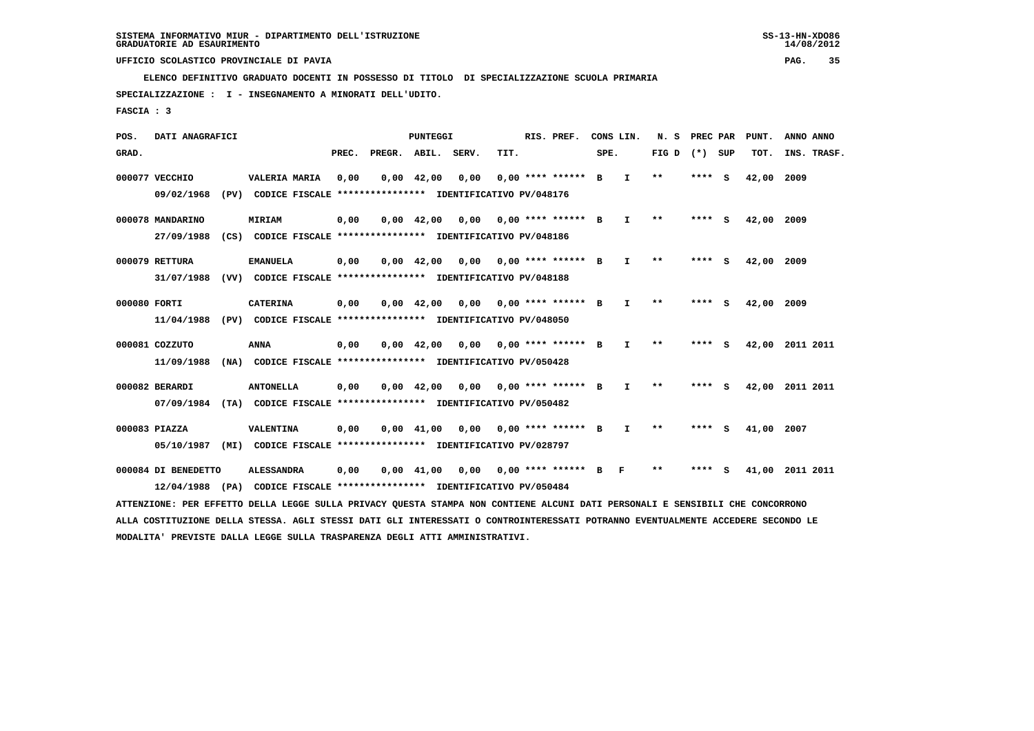SISTEMA INFORMATIVO MIUR - DIPARTIMENTO DELL'ISTRUZIONE
GRADUATORIE AD ESAURIMENTO

UFFICIO SCOLASTICO PROVINCIALE DI PAVIA

ELENCO DEFINITIVO GRADUATO DOCENTI IN POSSESSO DI TITOLO DI SPECIALIZZAZIONE SCUOLA PRIMARIA

SPECIALIZZAZIONE : I - INSEGNAMENTO A MINORATI DELL'UDITO.

FASCIA : 3

| POS. GRAD. | DATI ANAGRAFICI | | PREC. | PREGR. | ABIL. | SERV. | TIT. | RIS. PREF. | CONS SPE. | LIN. | N. S FIG D | PREC PAR (*) | SUP | PUNT. TOT. | ANNO INS. | ANNO TRASF. |
|---|---|---|---|---|---|---|---|---|---|---|---|---|---|---|---|---|
| 000077 | VECCHIO | VALERIA MARIA | 0,00 | 0,00 | 42,00 | 0,00 | 0,00 | **** ****** | B | I | ** | **** | S | 42,00 | 2009 | |
| | 09/02/1968 (PV) CODICE FISCALE **************** IDENTIFICATIVO PV/048176 | | | | | | | | | | | | | | | |
| 000078 | MANDARINO | MIRIAM | 0,00 | 0,00 | 42,00 | 0,00 | 0,00 | **** ****** | B | I | ** | **** | S | 42,00 | 2009 | |
| | 27/09/1988 (CS) CODICE FISCALE **************** IDENTIFICATIVO PV/048186 | | | | | | | | | | | | | | | |
| 000079 | RETTURA | EMANUELA | 0,00 | 0,00 | 42,00 | 0,00 | 0,00 | **** ****** | B | I | ** | **** | S | 42,00 | 2009 | |
| | 31/07/1988 (VV) CODICE FISCALE **************** IDENTIFICATIVO PV/048188 | | | | | | | | | | | | | | | |
| 000080 | FORTI | CATERINA | 0,00 | 0,00 | 42,00 | 0,00 | 0,00 | **** ****** | B | I | ** | **** | S | 42,00 | 2009 | |
| | 11/04/1988 (PV) CODICE FISCALE **************** IDENTIFICATIVO PV/048050 | | | | | | | | | | | | | | | |
| 000081 | COZZUTO | ANNA | 0,00 | 0,00 | 42,00 | 0,00 | 0,00 | **** ****** | B | I | ** | **** | S | 42,00 | 2011 | 2011 |
| | 11/09/1988 (NA) CODICE FISCALE **************** IDENTIFICATIVO PV/050428 | | | | | | | | | | | | | | | |
| 000082 | BERARDI | ANTONELLA | 0,00 | 0,00 | 42,00 | 0,00 | 0,00 | **** ****** | B | I | ** | **** | S | 42,00 | 2011 | 2011 |
| | 07/09/1984 (TA) CODICE FISCALE **************** IDENTIFICATIVO PV/050482 | | | | | | | | | | | | | | | |
| 000083 | PIAZZA | VALENTINA | 0,00 | 0,00 | 41,00 | 0,00 | 0,00 | **** ****** | B | I | ** | **** | S | 41,00 | 2007 | |
| | 05/10/1987 (MI) CODICE FISCALE **************** IDENTIFICATIVO PV/028797 | | | | | | | | | | | | | | | |
| 000084 | DI BENEDETTO | ALESSANDRA | 0,00 | 0,00 | 41,00 | 0,00 | 0,00 | **** ****** | B | F | ** | **** | S | 41,00 | 2011 | 2011 |
| | 12/04/1988 (PA) CODICE FISCALE **************** IDENTIFICATIVO PV/050484 | | | | | | | | | | | | | | | |

ATTENZIONE: PER EFFETTO DELLA LEGGE SULLA PRIVACY QUESTA STAMPA NON CONTIENE ALCUNI DATI PERSONALI E SENSIBILI CHE CONCORRONO ALLA COSTITUZIONE DELLA STESSA. AGLI STESSI DATI GLI INTERESSATI O CONTROINTERESSATI POTRANNO EVENTUALMENTE ACCEDERE SECONDO LE MODALITA' PREVISTE DALLA LEGGE SULLA TRASPARENZA DEGLI ATTI AMMINISTRATIVI.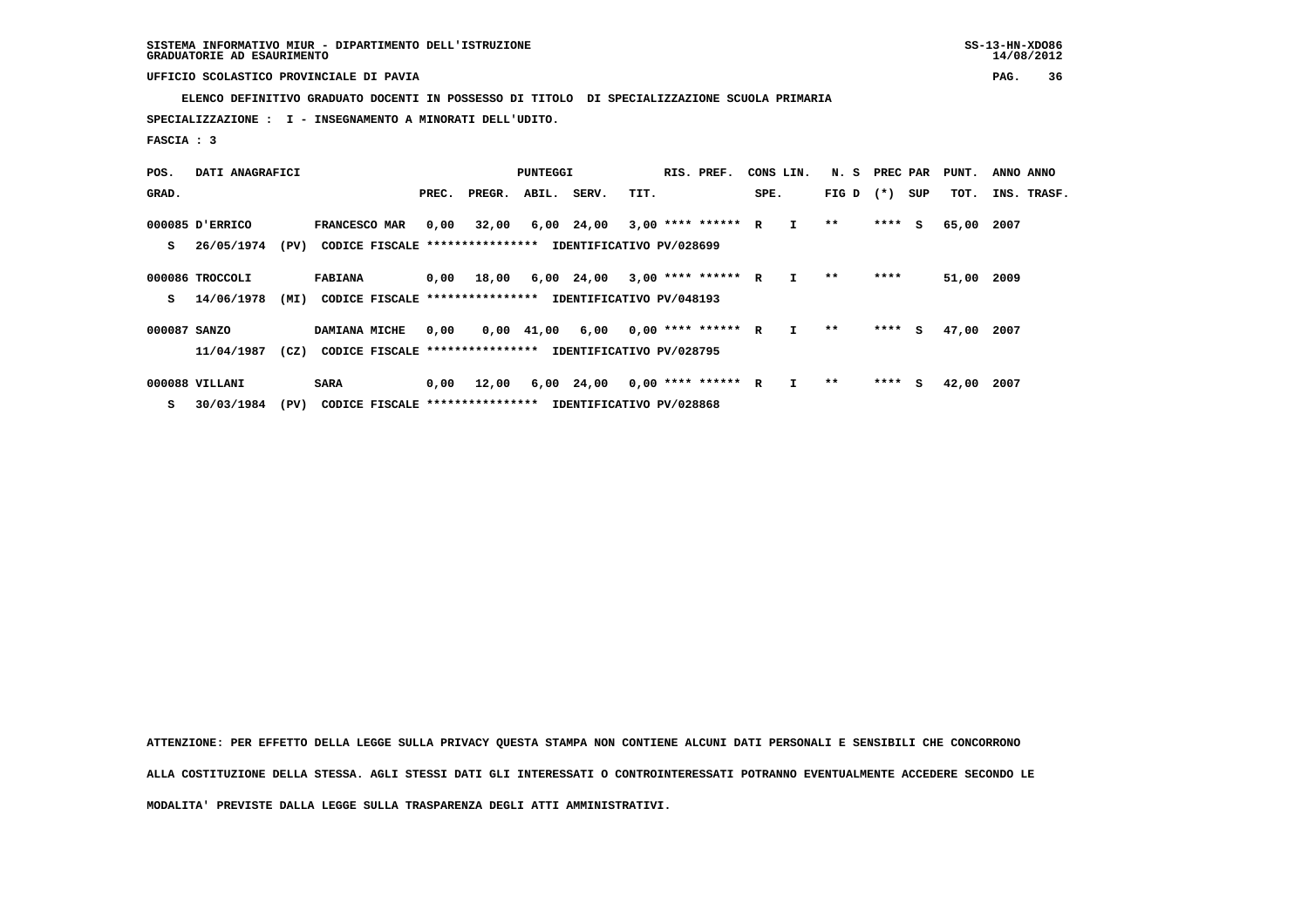SISTEMA INFORMATIVO MIUR - DIPARTIMENTO DELL'ISTRUZIONE
GRADUATORIE AD ESAURIMENTO

UFFICIO SCOLASTICO PROVINCIALE DI PAVIA

**ELENCO DEFINITIVO GRADUATO DOCENTI IN POSSESSO DI TITOLO DI SPECIALIZZAZIONE SCUOLA PRIMARIA**

**SPECIALIZZAZIONE : I - INSEGNAMENTO A MINORATI DELL'UDITO.**

**FASCIA : 3**

| POS. GRAD. | DATI ANAGRAFICI | | PREC. | PREGR. | ABIL. | SERV. | TIT. | RIS. PREF. | CONS SPE. | LIN. | N. S FIG D | PREC (*) | PAR SUP | PUNT. TOT. | ANNO INS. | ANNO TRASF. |
|---|---|---|---|---|---|---|---|---|---|---|---|---|---|---|---|---|
| 000085 | D'ERRICO | FRANCESCO MAR | 0,00 | 32,00 | 6,00 | 24,00 | 3,00 | **** ****** | R | I | ** | **** | S | 65,00 | 2007 | |
| S | 26/05/1974 (PV) | CODICE FISCALE **************** IDENTIFICATIVO PV/028699 | | | | | | | | | | | | | | |
| 000086 | TROCCOLI | FABIANA | 0,00 | 18,00 | 6,00 | 24,00 | 3,00 | **** ****** | R | I | ** | **** | | 51,00 | 2009 | |
| S | 14/06/1978 (MI) | CODICE FISCALE **************** IDENTIFICATIVO PV/048193 | | | | | | | | | | | | | | |
| 000087 | SANZO | DAMIANA MICHE | 0,00 | 0,00 | 41,00 | 6,00 | 0,00 | **** ****** | R | I | ** | **** | S | 47,00 | 2007 | |
| | 11/04/1987 (CZ) | CODICE FISCALE **************** IDENTIFICATIVO PV/028795 | | | | | | | | | | | | | | |
| 000088 | VILLANI | SARA | 0,00 | 12,00 | 6,00 | 24,00 | 0,00 | **** ****** | R | I | ** | **** | S | 42,00 | 2007 | |
| S | 30/03/1984 (PV) | CODICE FISCALE **************** IDENTIFICATIVO PV/028868 | | | | | | | | | | | | | | |

ATTENZIONE: PER EFFETTO DELLA LEGGE SULLA PRIVACY QUESTA STAMPA NON CONTIENE ALCUNI DATI PERSONALI E SENSIBILI CHE CONCORRONO ALLA COSTITUZIONE DELLA STESSA. AGLI STESSI DATI GLI INTERESSATI O CONTROINTERESSATI POTRANNO EVENTUALMENTE ACCEDERE SECONDO LE MODALITA' PREVISTE DALLA LEGGE SULLA TRASPARENZA DEGLI ATTI AMMINISTRATIVI.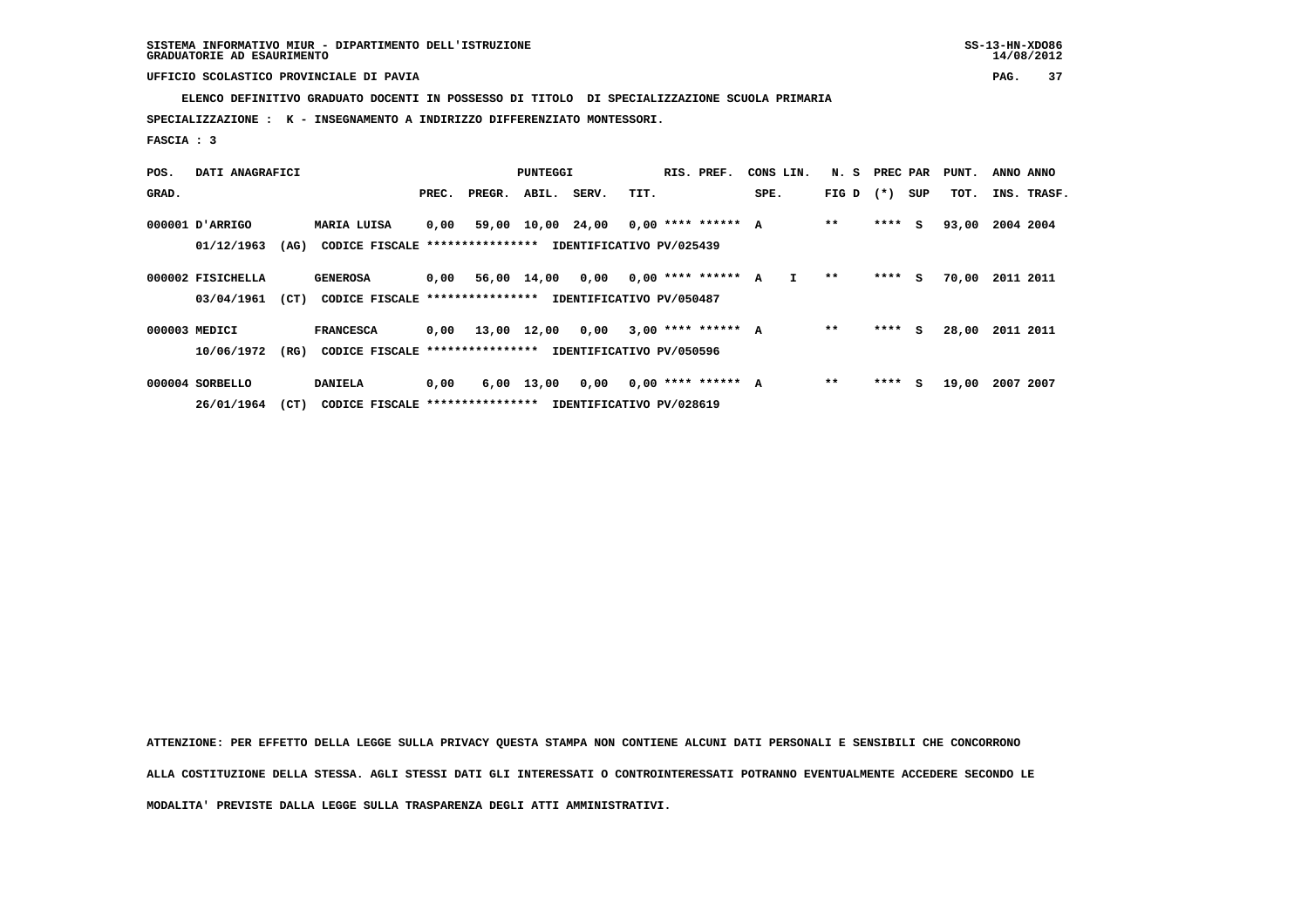SISTEMA INFORMATIVO MIUR - DIPARTIMENTO DELL'ISTRUZIONE
GRADUATORIE AD ESAURIMENTO

UFFICIO SCOLASTICO PROVINCIALE DI PAVIA

**ELENCO DEFINITIVO GRADUATO DOCENTI IN POSSESSO DI TITOLO DI SPECIALIZZAZIONE SCUOLA PRIMARIA**

**SPECIALIZZAZIONE : K - INSEGNAMENTO A INDIRIZZO DIFFERENZIATO MONTESSORI.**

**FASCIA : 3**

| POS. GRAD. | DATI ANAGRAFICI | | PUNTEGGI PREC. | PREGR. | ABIL. | SERV. | TIT. | RIS. PREF. | CONS SPE. | LIN. | N. S FIG D | PREC PAR (*) | SUP | PUNT. TOT. | ANNO INS. | ANNO TRASF. |
|---|---|---|---|---|---|---|---|---|---|---|---|---|---|---|---|---|
| 000001 | D'ARRIGO | MARIA LUISA | 0,00 | 59,00 | 10,00 | 24,00 | 0,00 | **** ****** | A | | ** | **** | S | 93,00 | 2004 | 2004 |
| | 01/12/1963 (AG) | CODICE FISCALE **************** IDENTIFICATIVO PV/025439 | | | | | | | | | | | | | | |
| 000002 | FISICHELLA | GENEROSA | 0,00 | 56,00 | 14,00 | 0,00 | 0,00 | **** ****** | A | I | ** | **** | S | 70,00 | 2011 | 2011 |
| | 03/04/1961 (CT) | CODICE FISCALE **************** IDENTIFICATIVO PV/050487 | | | | | | | | | | | | | | |
| 000003 | MEDICI | FRANCESCA | 0,00 | 13,00 | 12,00 | 0,00 | 3,00 | **** ****** | A | | ** | **** | S | 28,00 | 2011 | 2011 |
| | 10/06/1972 (RG) | CODICE FISCALE **************** IDENTIFICATIVO PV/050596 | | | | | | | | | | | | | | |
| 000004 | SORBELLO | DANIELA | 0,00 | 6,00 | 13,00 | 0,00 | 0,00 | **** ****** | A | | ** | **** | S | 19,00 | 2007 | 2007 |
| | 26/01/1964 (CT) | CODICE FISCALE **************** IDENTIFICATIVO PV/028619 | | | | | | | | | | | | | | |

**ATTENZIONE: PER EFFETTO DELLA LEGGE SULLA PRIVACY QUESTA STAMPA NON CONTIENE ALCUNI DATI PERSONALI E SENSIBILI CHE CONCORRONO ALLA COSTITUZIONE DELLA STESSA. AGLI STESSI DATI GLI INTERESSATI O CONTROINTERESSATI POTRANNO EVENTUALMENTE ACCEDERE SECONDO LE MODALITA' PREVISTE DALLA LEGGE SULLA TRASPARENZA DEGLI ATTI AMMINISTRATIVI.**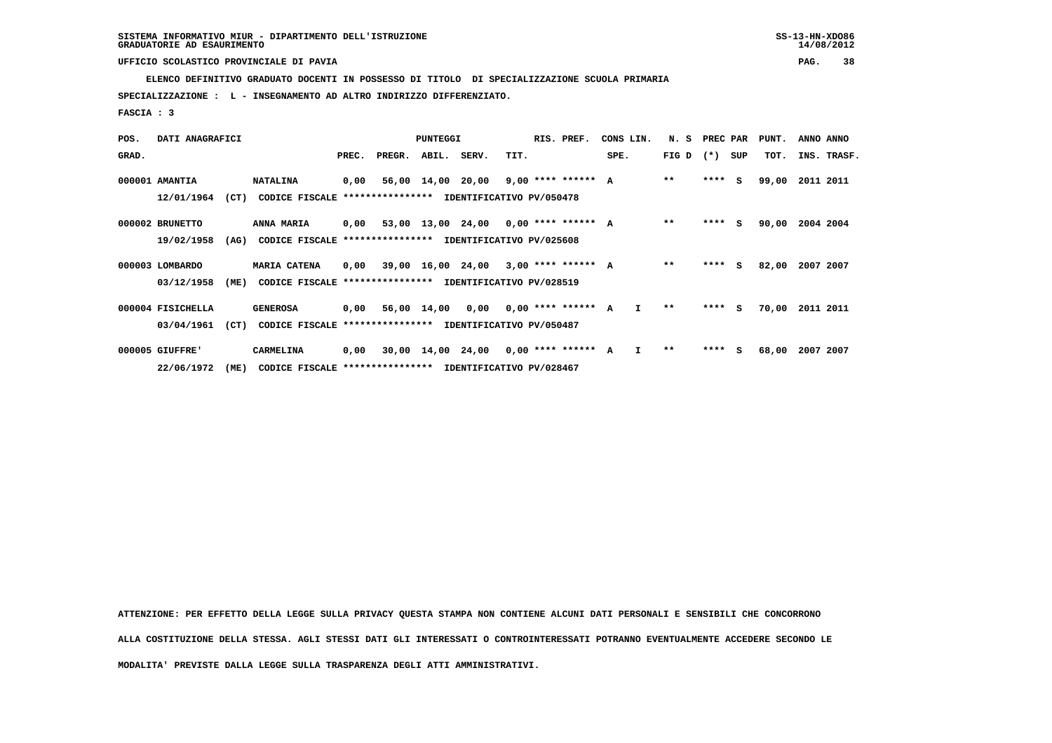SISTEMA INFORMATIVO MIUR - DIPARTIMENTO DELL'ISTRUZIONE
GRADUATORIE AD ESAURIMENTO

UFFICIO SCOLASTICO PROVINCIALE DI PAVIA

ELENCO DEFINITIVO GRADUATO DOCENTI IN POSSESSO DI TITOLO DI SPECIALIZZAZIONE SCUOLA PRIMARIA

SPECIALIZZAZIONE : L - INSEGNAMENTO AD ALTRO INDIRIZZO DIFFERENZIATO.

FASCIA : 3

| POS. GRAD. | DATI ANAGRAFICI | | PREC. | PREGR. | ABIL. | SERV. | TIT. | RIS. PREF. | CONS SPE. | LIN. | N. S FIG D | PREC PAR (*) | SUP | PUNT. TOT. | ANNO INS. | ANNO TRASF. |
|---|---|---|---|---|---|---|---|---|---|---|---|---|---|---|---|---|
| 000001 | AMANTIA | NATALINA | 0,00 | 56,00 | 14,00 | 20,00 | 9,00 | **** ****** | A | | ** | **** | S | 99,00 | 2011 | 2011 |
| | 12/01/1964 (CT) | CODICE FISCALE **************** IDENTIFICATIVO PV/050478 | | | | | | | | | | | | | | |
| 000002 | BRUNETTO | ANNA MARIA | 0,00 | 53,00 | 13,00 | 24,00 | 0,00 | **** ****** | A | | ** | **** | S | 90,00 | 2004 | 2004 |
| | 19/02/1958 (AG) | CODICE FISCALE **************** IDENTIFICATIVO PV/025608 | | | | | | | | | | | | | | |
| 000003 | LOMBARDO | MARIA CATENA | 0,00 | 39,00 | 16,00 | 24,00 | 3,00 | **** ****** | A | | ** | **** | S | 82,00 | 2007 | 2007 |
| | 03/12/1958 (ME) | CODICE FISCALE **************** IDENTIFICATIVO PV/028519 | | | | | | | | | | | | | | |
| 000004 | FISICHELLA | GENEROSA | 0,00 | 56,00 | 14,00 | 0,00 | 0,00 | **** ****** | A | I | ** | **** | S | 70,00 | 2011 | 2011 |
| | 03/04/1961 (CT) | CODICE FISCALE **************** IDENTIFICATIVO PV/050487 | | | | | | | | | | | | | | |
| 000005 | GIUFFRE' | CARMELINA | 0,00 | 30,00 | 14,00 | 24,00 | 0,00 | **** ****** | A | I | ** | **** | S | 68,00 | 2007 | 2007 |
| | 22/06/1972 (ME) | CODICE FISCALE **************** IDENTIFICATIVO PV/028467 | | | | | | | | | | | | | | |

ATTENZIONE: PER EFFETTO DELLA LEGGE SULLA PRIVACY QUESTA STAMPA NON CONTIENE ALCUNI DATI PERSONALI E SENSIBILI CHE CONCORRONO ALLA COSTITUZIONE DELLA STESSA. AGLI STESSI DATI GLI INTERESSATI O CONTROINTERESSATI POTRANNO EVENTUALMENTE ACCEDERE SECONDO LE MODALITA' PREVISTE DALLA LEGGE SULLA TRASPARENZA DEGLI ATTI AMMINISTRATIVI.